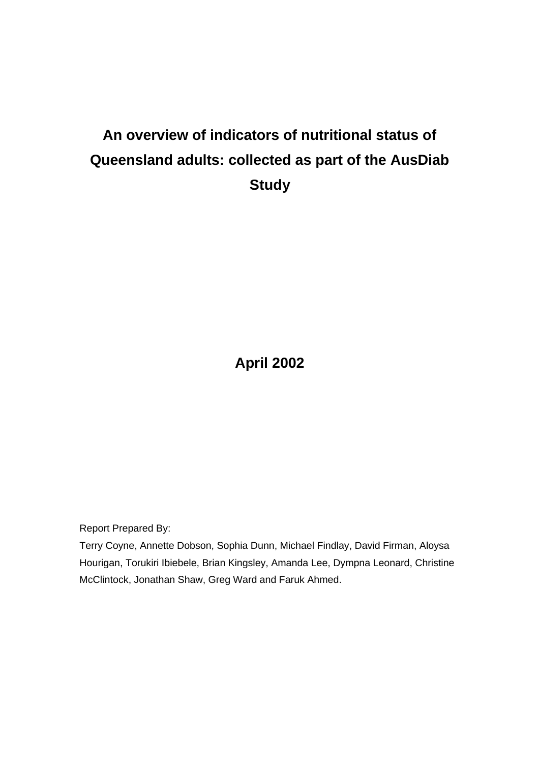# An overview of indicators of nutritional status of Queensland adults: collected as part of the AusDiab Study

**April 2002**

Report Prepared By:

Terry Coyne, Annette Dobson, Sophia Dunn, Michael Findlay, David Firman, Aloysa Hourigan, Torukiri Ibiebele, Brian Kingsley, Amanda Lee, Dympna Leonard, Christine McClintock, Jonathan Shaw, Greg Ward and Faruk Ahmed.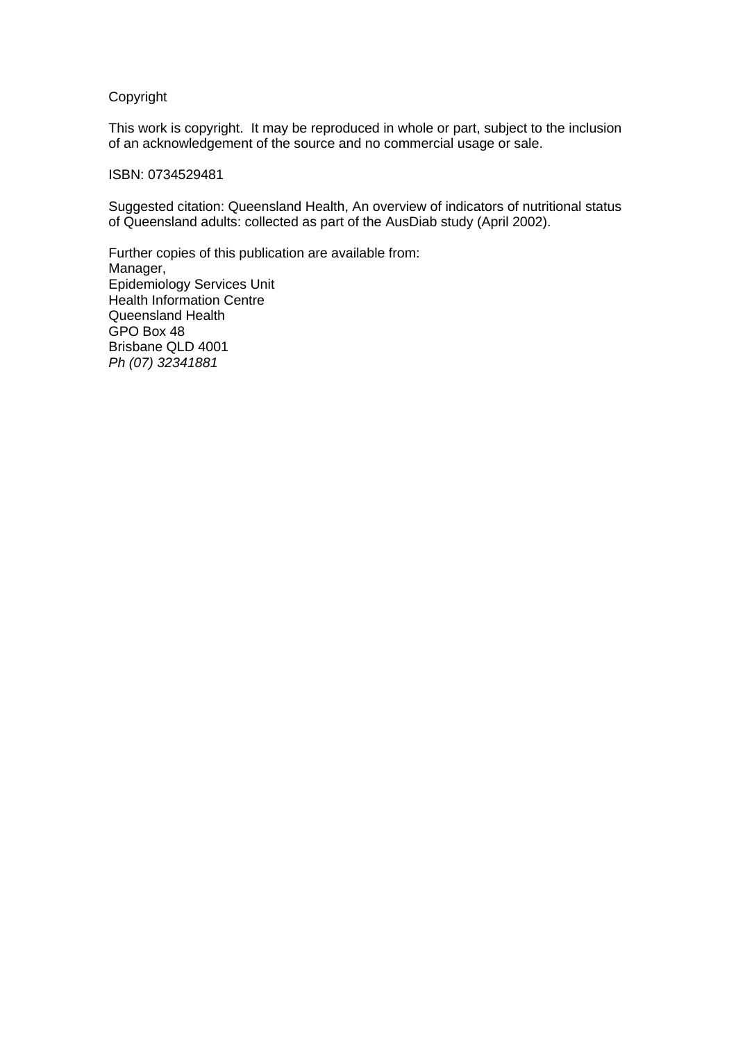Copyright

This work is copyright.  It may be reproduced in whole or part, subject to the inclusion of an acknowledgement of the source and no commercial usage or sale.

ISBN: 0734529481

Suggested citation: Queensland Health, An overview of indicators of nutritional status of Queensland adults: collected as part of the AusDiab study (April 2002).

Further copies of this publication are available from:
Manager,
Epidemiology Services Unit
Health Information Centre
Queensland Health
GPO Box 48
Brisbane QLD 4001
*Ph (07) 32341881*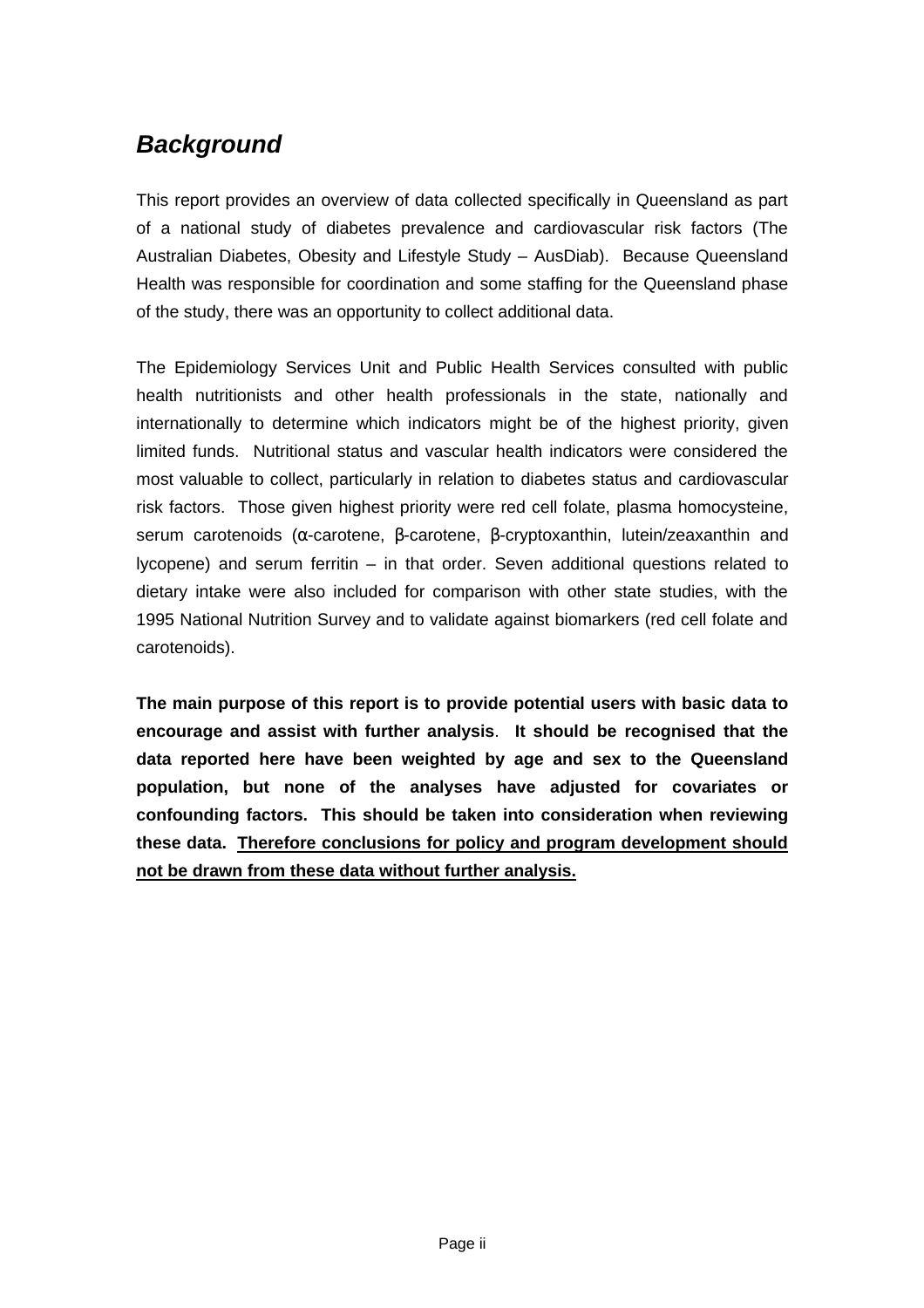## *Background*

This report provides an overview of data collected specifically in Queensland as part of a national study of diabetes prevalence and cardiovascular risk factors (The Australian Diabetes, Obesity and Lifestyle Study – AusDiab). Because Queensland Health was responsible for coordination and some staffing for the Queensland phase of the study, there was an opportunity to collect additional data.

The Epidemiology Services Unit and Public Health Services consulted with public health nutritionists and other health professionals in the state, nationally and internationally to determine which indicators might be of the highest priority, given limited funds. Nutritional status and vascular health indicators were considered the most valuable to collect, particularly in relation to diabetes status and cardiovascular risk factors. Those given highest priority were red cell folate, plasma homocysteine, serum carotenoids (α-carotene, β-carotene, β-cryptoxanthin, lutein/zeaxanthin and lycopene) and serum ferritin – in that order. Seven additional questions related to dietary intake were also included for comparison with other state studies, with the 1995 National Nutrition Survey and to validate against biomarkers (red cell folate and carotenoids).

**The main purpose of this report is to provide potential users with basic data to encourage and assist with further analysis. It should be recognised that the data reported here have been weighted by age and sex to the Queensland population, but none of the analyses have adjusted for covariates or confounding factors. This should be taken into consideration when reviewing these data. <u>Therefore conclusions for policy and program development should not be drawn from these data without further analysis.</u>**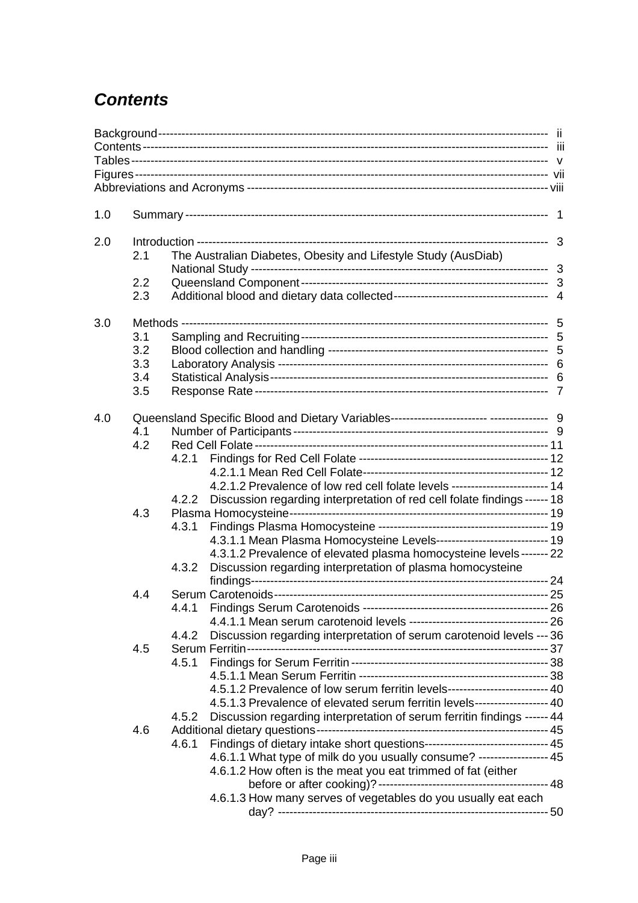# *Contents*

Background ---------- ii
Contents ---------- iii
Tables ---------- v
Figures ---------- vii
Abbreviations and Acronyms ---------- viii

1.0 Summary ---------- 1

2.0 Introduction ---------- 3
- 2.1 The Australian Diabetes, Obesity and Lifestyle Study (AusDiab) National Study ---------- 3
- 2.2 Queensland Component ---------- 3
- 2.3 Additional blood and dietary data collected ---------- 4

3.0 Methods ---------- 5
- 3.1 Sampling and Recruiting ---------- 5
- 3.2 Blood collection and handling ---------- 5
- 3.3 Laboratory Analysis ---------- 6
- 3.4 Statistical Analysis ---------- 6
- 3.5 Response Rate ---------- 7

4.0 Queensland Specific Blood and Dietary Variables ---------- 9
- 4.1 Number of Participants ---------- 9
- 4.2 Red Cell Folate ---------- 11
  - 4.2.1 Findings for Red Cell Folate ---------- 12
    - 4.2.1.1 Mean Red Cell Folate ---------- 12
    - 4.2.1.2 Prevalence of low red cell folate levels ---------- 14
  - 4.2.2 Discussion regarding interpretation of red cell folate findings ---------- 18
- 4.3 Plasma Homocysteine ---------- 19
  - 4.3.1 Findings Plasma Homocysteine ---------- 19
    - 4.3.1.1 Mean Plasma Homocysteine Levels ---------- 19
    - 4.3.1.2 Prevalence of elevated plasma homocysteine levels ---------- 22
  - 4.3.2 Discussion regarding interpretation of plasma homocysteine findings ---------- 24
- 4.4 Serum Carotenoids ---------- 25
  - 4.4.1 Findings Serum Carotenoids ---------- 26
    - 4.4.1.1 Mean serum carotenoid levels ---------- 26
  - 4.4.2 Discussion regarding interpretation of serum carotenoid levels ---------- 36
- 4.5 Serum Ferritin ---------- 37
  - 4.5.1 Findings for Serum Ferritin ---------- 38
    - 4.5.1.1 Mean Serum Ferritin ---------- 38
    - 4.5.1.2 Prevalence of low serum ferritin levels ---------- 40
    - 4.5.1.3 Prevalence of elevated serum ferritin levels ---------- 40
  - 4.5.2 Discussion regarding interpretation of serum ferritin findings ---------- 44
- 4.6 Additional dietary questions ---------- 45
  - 4.6.1 Findings of dietary intake short questions ---------- 45
    - 4.6.1.1 What type of milk do you usually consume? ---------- 45
    - 4.6.1.2 How often is the meat you eat trimmed of fat (either before or after cooking)? ---------- 48
    - 4.6.1.3 How many serves of vegetables do you usually eat each day? ---------- 50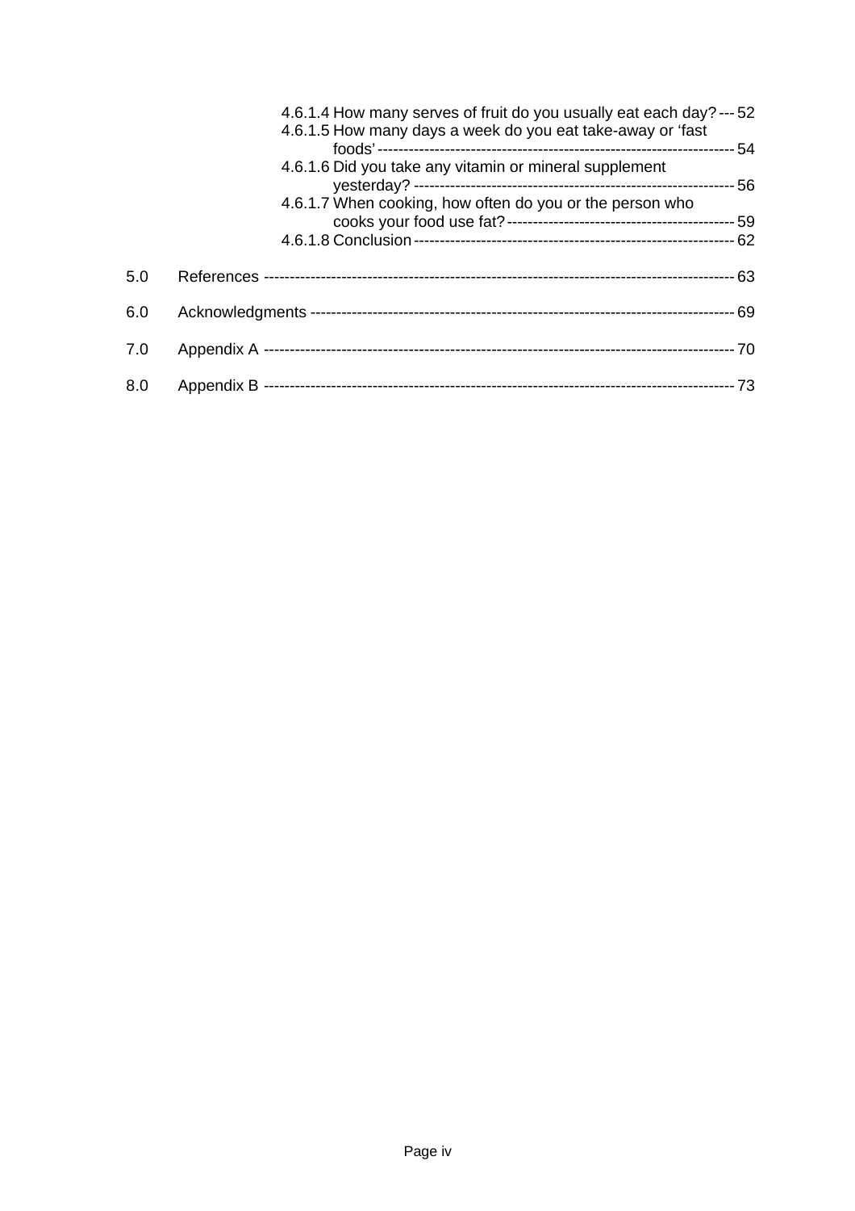4.6.1.4 How many serves of fruit do you usually eat each day? --- 52
4.6.1.5 How many days a week do you eat take-away or 'fast foods' --- 54
4.6.1.6 Did you take any vitamin or mineral supplement yesterday? --- 56
4.6.1.7 When cooking, how often do you or the person who cooks your food use fat? --- 59
4.6.1.8 Conclusion --- 62

5.0 References --- 63

6.0 Acknowledgments --- 69

7.0 Appendix A --- 70

8.0 Appendix B --- 73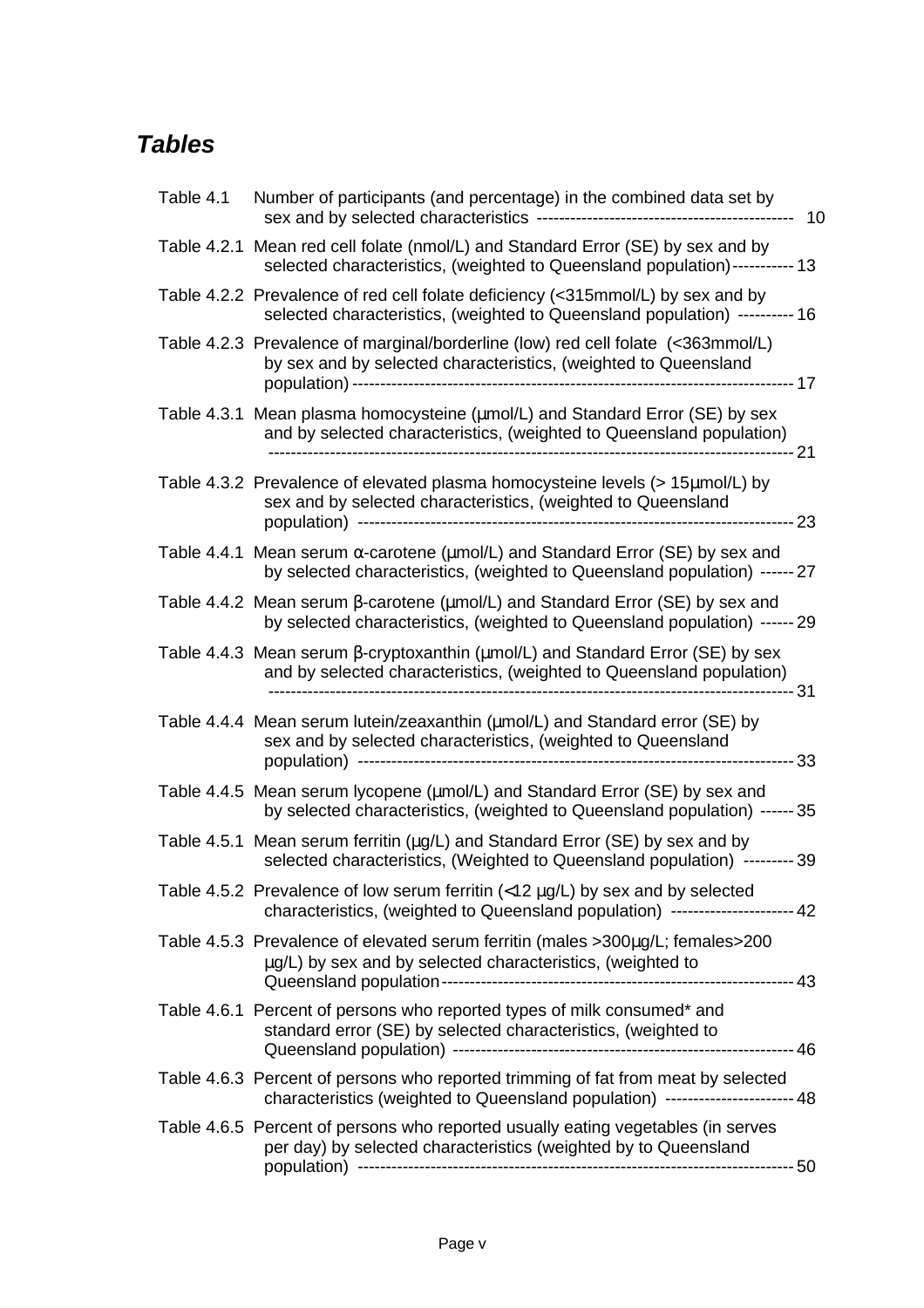# *Tables*

Table 4.1 Number of participants (and percentage) in the combined data set by sex and by selected characteristics ---------------------------------------------- 10

Table 4.2.1 Mean red cell folate (nmol/L) and Standard Error (SE) by sex and by selected characteristics, (weighted to Queensland population)----------- 13

Table 4.2.2 Prevalence of red cell folate deficiency (<315mmol/L) by sex and by selected characteristics, (weighted to Queensland population) ---------- 16

Table 4.2.3 Prevalence of marginal/borderline (low) red cell folate (<363mmol/L) by sex and by selected characteristics, (weighted to Queensland population) --------------------------------------------------------------------------- 17

Table 4.3.1 Mean plasma homocysteine (μmol/L) and Standard Error (SE) by sex and by selected characteristics, (weighted to Queensland population) ------------------------------------------------------------------------------------------ 21

Table 4.3.2 Prevalence of elevated plasma homocysteine levels (> 15μmol/L) by sex and by selected characteristics, (weighted to Queensland population) --------------------------------------------------------------------------- 23

Table 4.4.1 Mean serum α-carotene (μmol/L) and Standard Error (SE) by sex and by selected characteristics, (weighted to Queensland population) ------ 27

Table 4.4.2 Mean serum β-carotene (μmol/L) and Standard Error (SE) by sex and by selected characteristics, (weighted to Queensland population) ------ 29

Table 4.4.3 Mean serum β-cryptoxanthin (μmol/L) and Standard Error (SE) by sex and by selected characteristics, (weighted to Queensland population) ------------------------------------------------------------------------------------------ 31

Table 4.4.4 Mean serum lutein/zeaxanthin (μmol/L) and Standard error (SE) by sex and by selected characteristics, (weighted to Queensland population) --------------------------------------------------------------------------- 33

Table 4.4.5 Mean serum lycopene (μmol/L) and Standard Error (SE) by sex and by selected characteristics, (weighted to Queensland population) ------ 35

Table 4.5.1 Mean serum ferritin (μg/L) and Standard Error (SE) by sex and by selected characteristics, (Weighted to Queensland population) --------- 39

Table 4.5.2 Prevalence of low serum ferritin (<12 μg/L) by sex and by selected characteristics, (weighted to Queensland population) ---------------------- 42

Table 4.5.3 Prevalence of elevated serum ferritin (males >300μg; females>200 μg/L) by sex and by selected characteristics, (weighted to Queensland population------------------------------------------------------------- 43

Table 4.6.1 Percent of persons who reported types of milk consumed* and standard error (SE) by selected characteristics, (weighted to Queensland population) ------------------------------------------------------------ 46

Table 4.6.3 Percent of persons who reported trimming of fat from meat by selected characteristics (weighted to Queensland population) ----------------------- 48

Table 4.6.5 Percent of persons who reported usually eating vegetables (in serves per day) by selected characteristics (weighted by to Queensland population) --------------------------------------------------------------------------- 50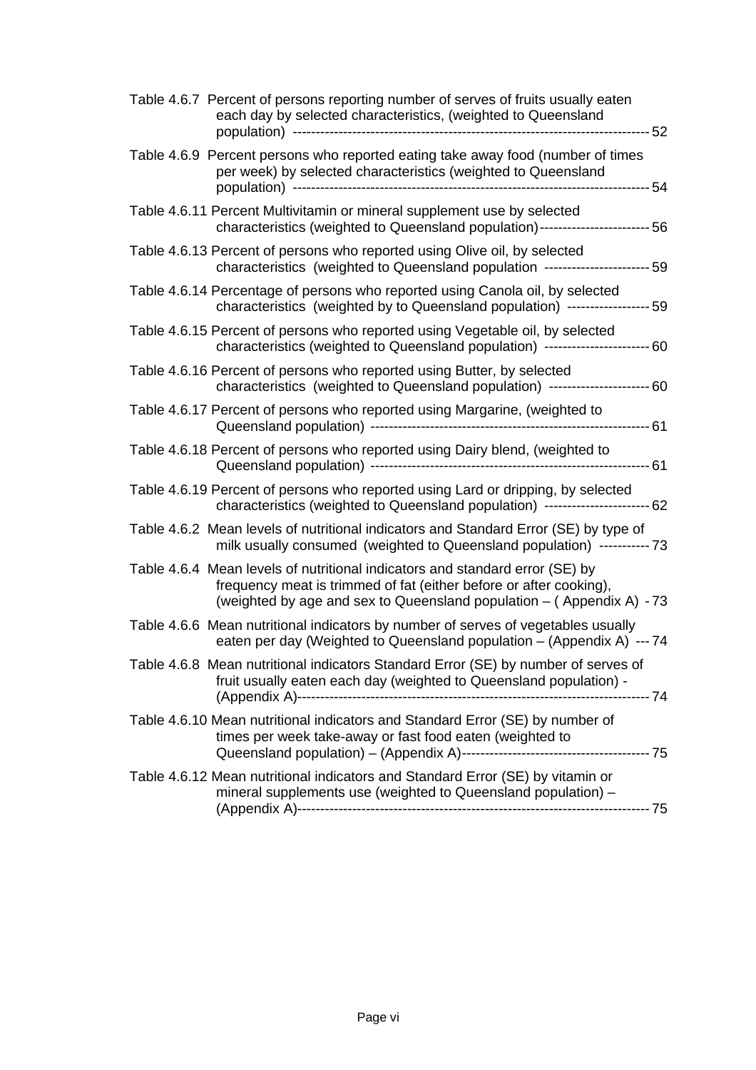Table 4.6.7 Percent of persons reporting number of serves of fruits usually eaten each day by selected characteristics, (weighted to Queensland population) ---------------------------------------------------------------------------- 52

Table 4.6.9 Percent persons who reported eating take away food (number of times per week) by selected characteristics (weighted to Queensland population) ---------------------------------------------------------------------------- 54

Table 4.6.11 Percent Multivitamin or mineral supplement use by selected characteristics (weighted to Queensland population)------------------------ 56

Table 4.6.13 Percent of persons who reported using Olive oil, by selected characteristics (weighted to Queensland population ----------------------- 59

Table 4.6.14 Percentage of persons who reported using Canola oil, by selected characteristics (weighted by to Queensland population) ------------------ 59

Table 4.6.15 Percent of persons who reported using Vegetable oil, by selected characteristics (weighted to Queensland population) ----------------------- 60

Table 4.6.16 Percent of persons who reported using Butter, by selected characteristics (weighted to Queensland population) ---------------------- 60

Table 4.6.17 Percent of persons who reported using Margarine, (weighted to Queensland population) ------------------------------------------------------------ 61

Table 4.6.18 Percent of persons who reported using Dairy blend, (weighted to Queensland population) ------------------------------------------------------------ 61

Table 4.6.19 Percent of persons who reported using Lard or dripping, by selected characteristics (weighted to Queensland population) ----------------------- 62

Table 4.6.2 Mean levels of nutritional indicators and Standard Error (SE) by type of milk usually consumed (weighted to Queensland population) ----------- 73

Table 4.6.4 Mean levels of nutritional indicators and standard error (SE) by frequency meat is trimmed of fat (either before or after cooking), (weighted by age and sex to Queensland population – ( Appendix A) - 73

Table 4.6.6 Mean nutritional indicators by number of serves of vegetables usually eaten per day (Weighted to Queensland population – (Appendix A) --- 74

Table 4.6.8 Mean nutritional indicators Standard Error (SE) by number of serves of fruit usually eaten each day (weighted to Queensland population) - (Appendix A)---------------------------------------------------------------------------- 74

Table 4.6.10 Mean nutritional indicators and Standard Error (SE) by number of times per week take-away or fast food eaten (weighted to Queensland population) – (Appendix A)---------------------------------------- 75

Table 4.6.12 Mean nutritional indicators and Standard Error (SE) by vitamin or mineral supplements use (weighted to Queensland population) – (Appendix A)---------------------------------------------------------------------------- 75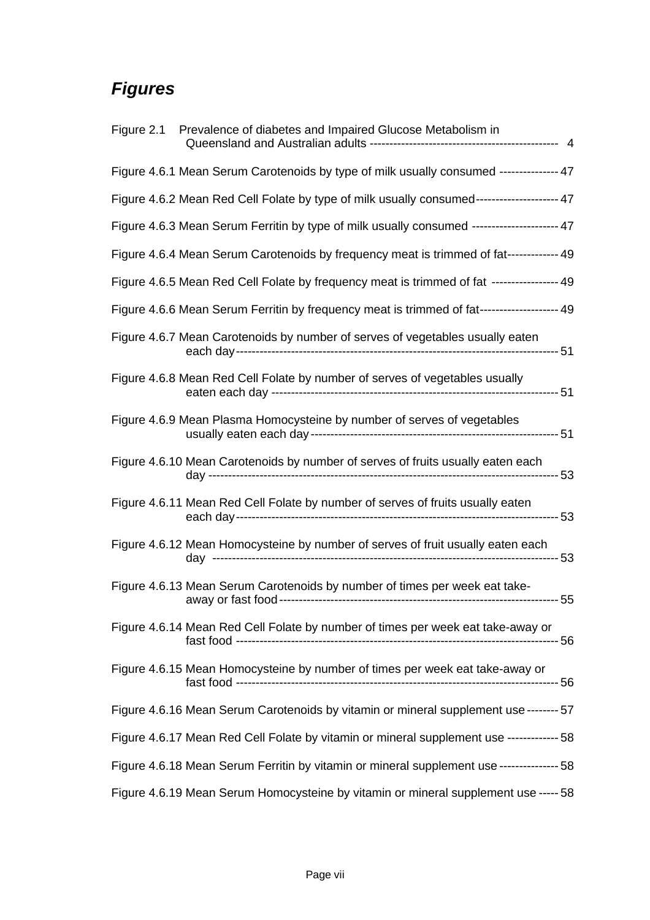## *Figures*

Figure 2.1 Prevalence of diabetes and Impaired Glucose Metabolism in Queensland and Australian adults ---------------------------------------------- 4

Figure 4.6.1 Mean Serum Carotenoids by type of milk usually consumed --------------- 47

Figure 4.6.2 Mean Red Cell Folate by type of milk usually consumed--------------------- 47

Figure 4.6.3 Mean Serum Ferritin by type of milk usually consumed ---------------------- 47

Figure 4.6.4 Mean Serum Carotenoids by frequency meat is trimmed of fat------------- 49

Figure 4.6.5 Mean Red Cell Folate by frequency meat is trimmed of fat ----------------- 49

Figure 4.6.6 Mean Serum Ferritin by frequency meat is trimmed of fat-------------------- 49

Figure 4.6.7 Mean Carotenoids by number of serves of vegetables usually eaten each day---------------------------------------------------------------------------------- 51

Figure 4.6.8 Mean Red Cell Folate by number of serves of vegetables usually eaten each day ------------------------------------------------------------------------ 51

Figure 4.6.9 Mean Plasma Homocysteine by number of serves of vegetables usually eaten each day-------------------------------------------------------------- 51

Figure 4.6.10 Mean Carotenoids by number of serves of fruits usually eaten each day ------------------------------------------------------------------------------------ 53

Figure 4.6.11 Mean Red Cell Folate by number of serves of fruits usually eaten each day--------------------------------------------------------------------------------- 53

Figure 4.6.12 Mean Homocysteine by number of serves of fruit usually eaten each day ----------------------------------------------------------------------------------- 53

Figure 4.6.13 Mean Serum Carotenoids by number of times per week eat take-away or fast food---------------------------------------------------------------------- 55

Figure 4.6.14 Mean Red Cell Folate by number of times per week eat take-away or fast food --------------------------------------------------------------------------------- 56

Figure 4.6.15 Mean Homocysteine by number of times per week eat take-away or fast food --------------------------------------------------------------------------------- 56

Figure 4.6.16 Mean Serum Carotenoids by vitamin or mineral supplement use -------- 57

Figure 4.6.17 Mean Red Cell Folate by vitamin or mineral supplement use ------------- 58

Figure 4.6.18 Mean Serum Ferritin by vitamin or mineral supplement use --------------- 58

Figure 4.6.19 Mean Serum Homocysteine by vitamin or mineral supplement use ----- 58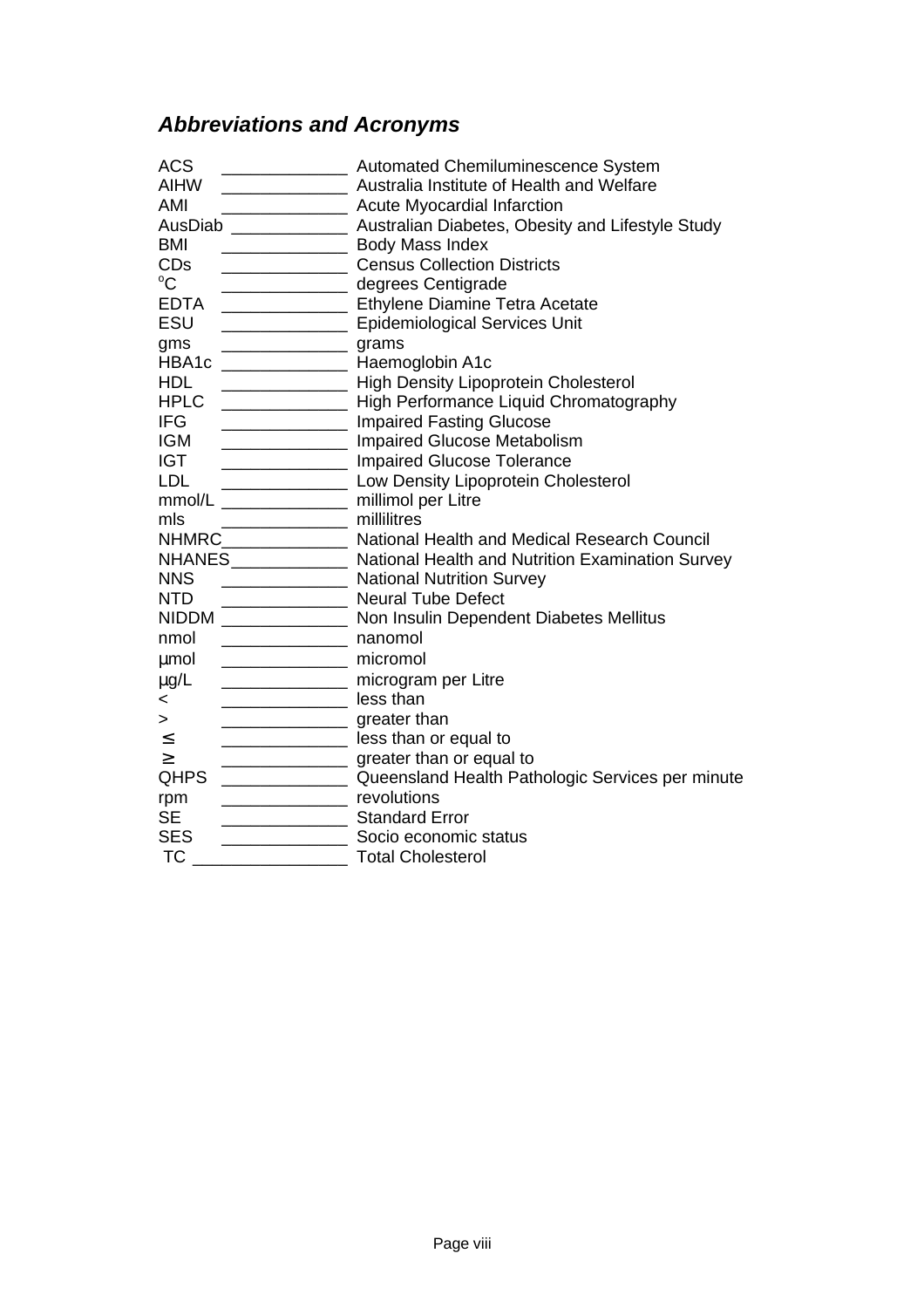## *Abbreviations and Acronyms*

| Abbreviation | Meaning |
|---|---|
| ACS | Automated Chemiluminescence System |
| AIHW | Australia Institute of Health and Welfare |
| AMI | Acute Myocardial Infarction |
| AusDiab | Australian Diabetes, Obesity and Lifestyle Study |
| BMI | Body Mass Index |
| CDs | Census Collection Districts |
| $^{o}C$ | degrees Centigrade |
| EDTA | Ethylene Diamine Tetra Acetate |
| ESU | Epidemiological Services Unit |
| gms | grams |
| HBA1c | Haemoglobin A1c |
| HDL | High Density Lipoprotein Cholesterol |
| HPLC | High Performance Liquid Chromatography |
| IFG | Impaired Fasting Glucose |
| IGM | Impaired Glucose Metabolism |
| IGT | Impaired Glucose Tolerance |
| LDL | Low Density Lipoprotein Cholesterol |
| mmol/L | millimol per Litre |
| mls | millilitres |
| NHMRC | National Health and Medical Research Council |
| NHANES | National Health and Nutrition Examination Survey |
| NNS | National Nutrition Survey |
| NTD | Neural Tube Defect |
| NIDDM | Non Insulin Dependent Diabetes Mellitus |
| nmol | nanomol |
| µmol | micromol |
| µg/L | microgram per Litre |
| < | less than |
| > | greater than |
| ≤ | less than or equal to |
| ≥ | greater than or equal to |
| QHPS | Queensland Health Pathologic Services per minute |
| rpm | revolutions |
| SE | Standard Error |
| SES | Socio economic status |
| TC | Total Cholesterol |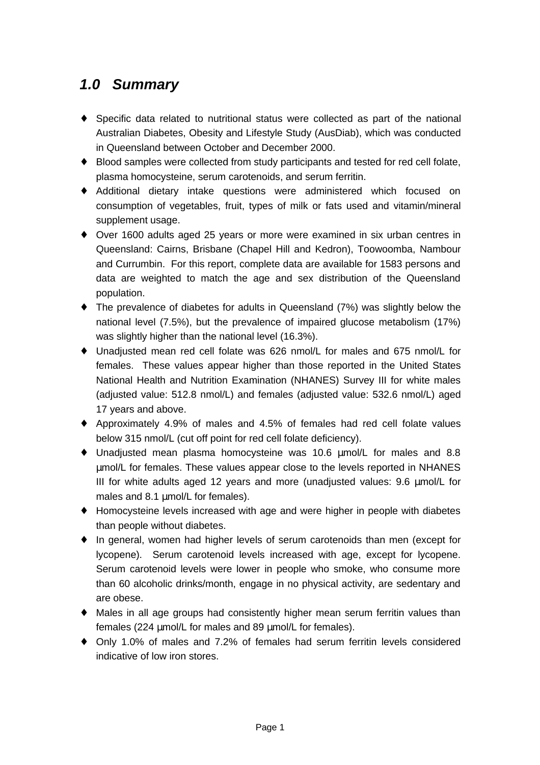## *1.0 Summary*

- Specific data related to nutritional status were collected as part of the national Australian Diabetes, Obesity and Lifestyle Study (AusDiab), which was conducted in Queensland between October and December 2000.
- Blood samples were collected from study participants and tested for red cell folate, plasma homocysteine, serum carotenoids, and serum ferritin.
- Additional dietary intake questions were administered which focused on consumption of vegetables, fruit, types of milk or fats used and vitamin/mineral supplement usage.
- Over 1600 adults aged 25 years or more were examined in six urban centres in Queensland: Cairns, Brisbane (Chapel Hill and Kedron), Toowoomba, Nambour and Currumbin. For this report, complete data are available for 1583 persons and data are weighted to match the age and sex distribution of the Queensland population.
- The prevalence of diabetes for adults in Queensland (7%) was slightly below the national level (7.5%), but the prevalence of impaired glucose metabolism (17%) was slightly higher than the national level (16.3%).
- Unadjusted mean red cell folate was 626 nmol/L for males and 675 nmol/L for females. These values appear higher than those reported in the United States National Health and Nutrition Examination (NHANES) Survey III for white males (adjusted value: 512.8 nmol/L) and females (adjusted value: 532.6 nmol/L) aged 17 years and above.
- Approximately 4.9% of males and 4.5% of females had red cell folate values below 315 nmol/L (cut off point for red cell folate deficiency).
- Unadjusted mean plasma homocysteine was 10.6 µmol/L for males and 8.8 µmol/L for females. These values appear close to the levels reported in NHANES III for white adults aged 12 years and more (unadjusted values: 9.6 µmol/L for males and 8.1 µmol/L for females).
- Homocysteine levels increased with age and were higher in people with diabetes than people without diabetes.
- In general, women had higher levels of serum carotenoids than men (except for lycopene). Serum carotenoid levels increased with age, except for lycopene. Serum carotenoid levels were lower in people who smoke, who consume more than 60 alcoholic drinks/month, engage in no physical activity, are sedentary and are obese.
- Males in all age groups had consistently higher mean serum ferritin values than females (224 µmol/L for males and 89 µmol/L for females).
- Only 1.0% of males and 7.2% of females had serum ferritin levels considered indicative of low iron stores.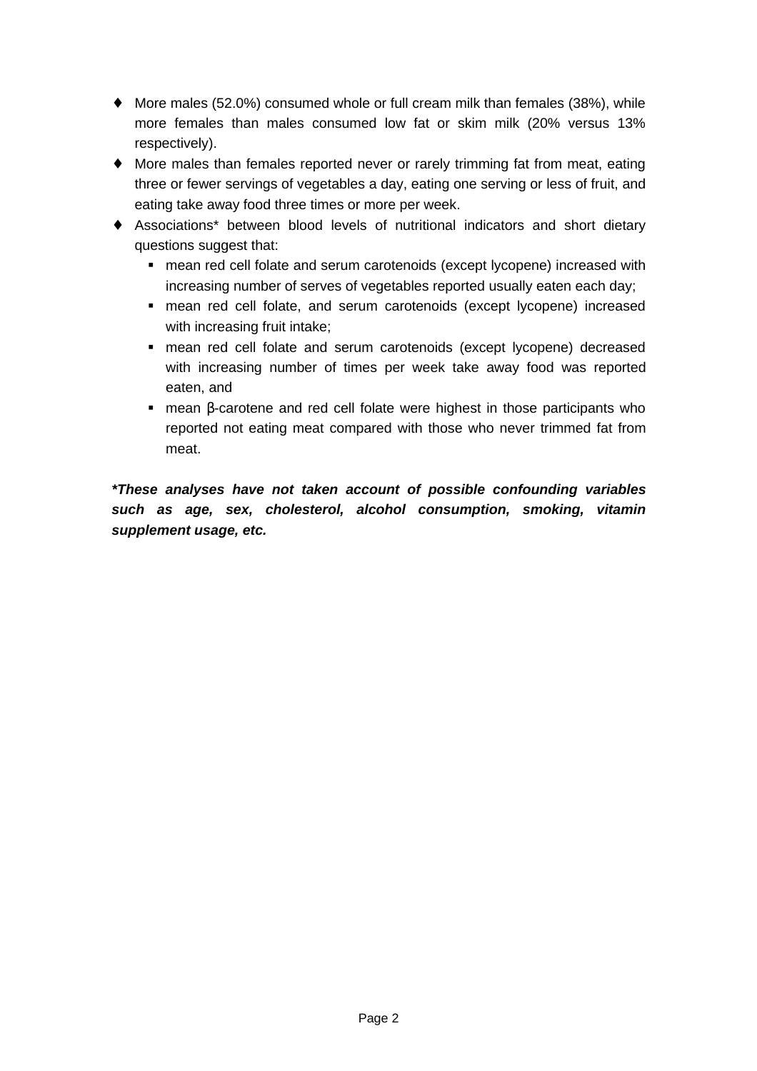- More males (52.0%) consumed whole or full cream milk than females (38%), while more females than males consumed low fat or skim milk (20% versus 13% respectively).
- More males than females reported never or rarely trimming fat from meat, eating three or fewer servings of vegetables a day, eating one serving or less of fruit, and eating take away food three times or more per week.
- Associations* between blood levels of nutritional indicators and short dietary questions suggest that:
  - mean red cell folate and serum carotenoids (except lycopene) increased with increasing number of serves of vegetables reported usually eaten each day;
  - mean red cell folate, and serum carotenoids (except lycopene) increased with increasing fruit intake;
  - mean red cell folate and serum carotenoids (except lycopene) decreased with increasing number of times per week take away food was reported eaten, and
  - mean β-carotene and red cell folate were highest in those participants who reported not eating meat compared with those who never trimmed fat from meat.

***These analyses have not taken account of possible confounding variables such as age, sex, cholesterol, alcohol consumption, smoking, vitamin supplement usage, etc.***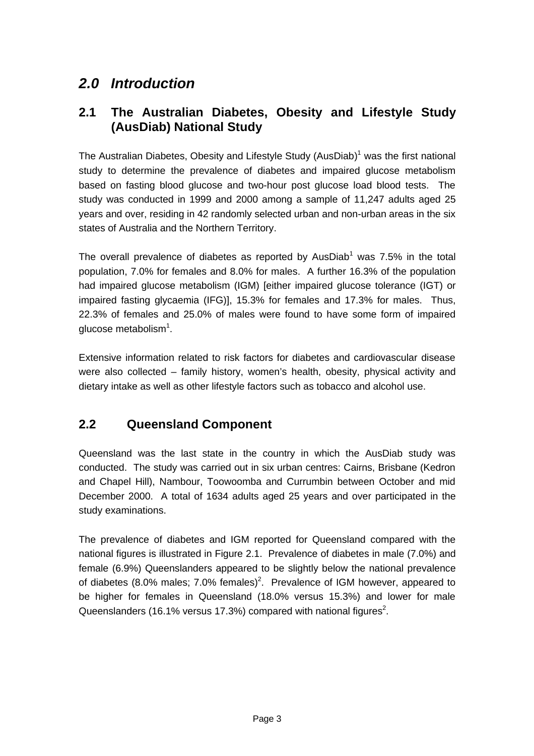# *2.0 Introduction*

## 2.1 The Australian Diabetes, Obesity and Lifestyle Study (AusDiab) National Study

The Australian Diabetes, Obesity and Lifestyle Study (AusDiab)[1] was the first national study to determine the prevalence of diabetes and impaired glucose metabolism based on fasting blood glucose and two-hour post glucose load blood tests. The study was conducted in 1999 and 2000 among a sample of 11,247 adults aged 25 years and over, residing in 42 randomly selected urban and non-urban areas in the six states of Australia and the Northern Territory.

The overall prevalence of diabetes as reported by AusDiab[1] was 7.5% in the total population, 7.0% for females and 8.0% for males. A further 16.3% of the population had impaired glucose metabolism (IGM) [either impaired glucose tolerance (IGT) or impaired fasting glycaemia (IFG)], 15.3% for females and 17.3% for males. Thus, 22.3% of females and 25.0% of males were found to have some form of impaired glucose metabolism[1].

Extensive information related to risk factors for diabetes and cardiovascular disease were also collected – family history, women's health, obesity, physical activity and dietary intake as well as other lifestyle factors such as tobacco and alcohol use.

## 2.2 Queensland Component

Queensland was the last state in the country in which the AusDiab study was conducted. The study was carried out in six urban centres: Cairns, Brisbane (Kedron and Chapel Hill), Nambour, Toowoomba and Currumbin between October and mid December 2000. A total of 1634 adults aged 25 years and over participated in the study examinations.

The prevalence of diabetes and IGM reported for Queensland compared with the national figures is illustrated in Figure 2.1. Prevalence of diabetes in male (7.0%) and female (6.9%) Queenslanders appeared to be slightly below the national prevalence of diabetes (8.0% males; 7.0% females)[2]. Prevalence of IGM however, appeared to be higher for females in Queensland (18.0% versus 15.3%) and lower for male Queenslanders (16.1% versus 17.3%) compared with national figures[2].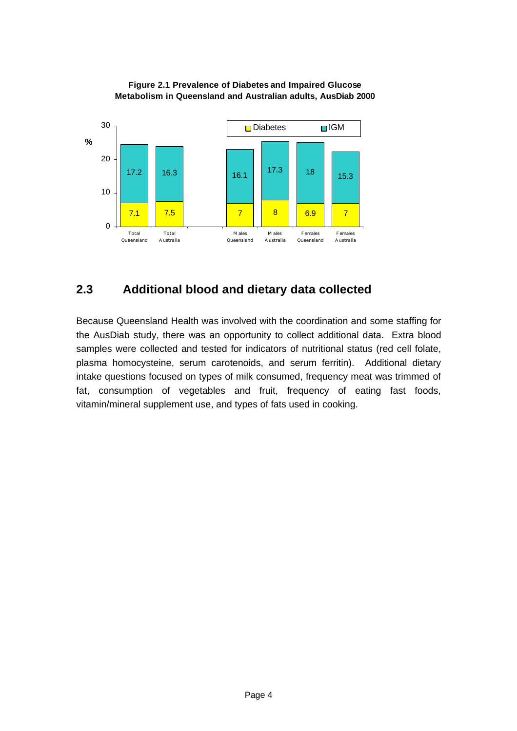**Figure 2.1 Prevalence of Diabetes and Impaired Glucose Metabolism in Queensland and Australian adults, AusDiab 2000**

| | Diabetes (%) | IGM (%) |
|---|---|---|
| Total Queensland | 7.1 | 17.2 |
| Total Australia | 7.5 | 16.3 |
| Males Queensland | 7 | 16.1 |
| Males Australia | 8 | 17.3 |
| Females Queensland | 6.9 | 18 |
| Females Australia | 7 | 15.3 |

## 2.3 Additional blood and dietary data collected

Because Queensland Health was involved with the coordination and some staffing for the AusDiab study, there was an opportunity to collect additional data. Extra blood samples were collected and tested for indicators of nutritional status (red cell folate, plasma homocysteine, serum carotenoids, and serum ferritin). Additional dietary intake questions focused on types of milk consumed, frequency meat was trimmed of fat, consumption of vegetables and fruit, frequency of eating fast foods, vitamin/mineral supplement use, and types of fats used in cooking.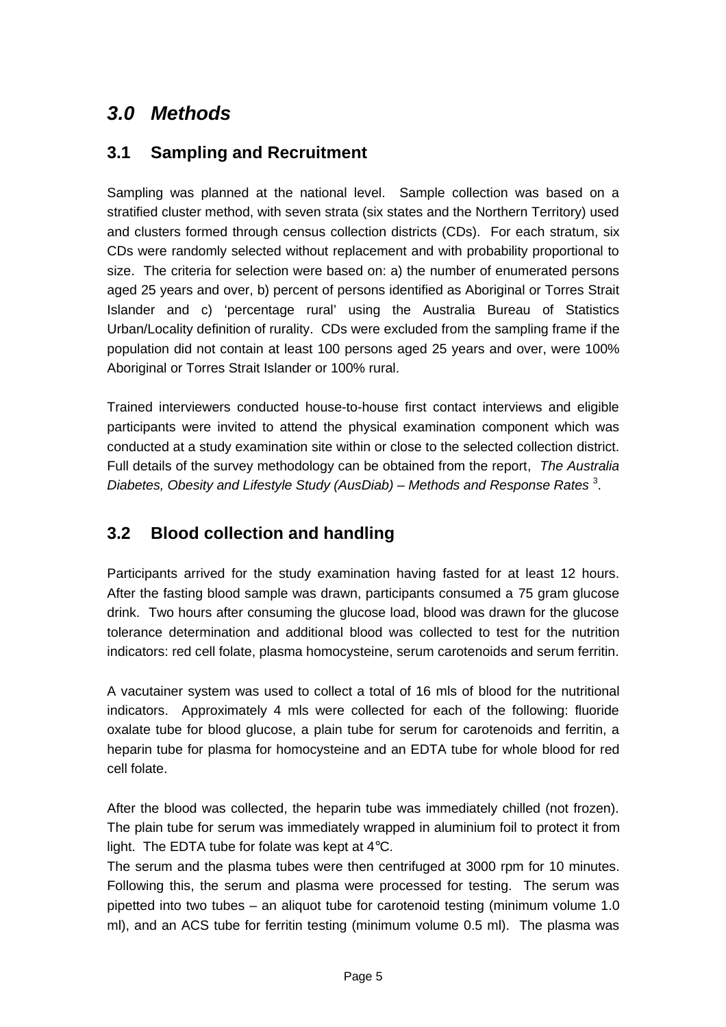# *3.0 Methods*

## 3.1 Sampling and Recruitment

Sampling was planned at the national level. Sample collection was based on a stratified cluster method, with seven strata (six states and the Northern Territory) used and clusters formed through census collection districts (CDs). For each stratum, six CDs were randomly selected without replacement and with probability proportional to size. The criteria for selection were based on: a) the number of enumerated persons aged 25 years and over, b) percent of persons identified as Aboriginal or Torres Strait Islander and c) 'percentage rural' using the Australia Bureau of Statistics Urban/Locality definition of rurality. CDs were excluded from the sampling frame if the population did not contain at least 100 persons aged 25 years and over, were 100% Aboriginal or Torres Strait Islander or 100% rural.

Trained interviewers conducted house-to-house first contact interviews and eligible participants were invited to attend the physical examination component which was conducted at a study examination site within or close to the selected collection district. Full details of the survey methodology can be obtained from the report, *The Australia Diabetes, Obesity and Lifestyle Study (AusDiab) – Methods and Response Rates* [3].

## 3.2 Blood collection and handling

Participants arrived for the study examination having fasted for at least 12 hours. After the fasting blood sample was drawn, participants consumed a 75 gram glucose drink. Two hours after consuming the glucose load, blood was drawn for the glucose tolerance determination and additional blood was collected to test for the nutrition indicators: red cell folate, plasma homocysteine, serum carotenoids and serum ferritin.

A vacutainer system was used to collect a total of 16 mls of blood for the nutritional indicators. Approximately 4 mls were collected for each of the following: fluoride oxalate tube for blood glucose, a plain tube for serum for carotenoids and ferritin, a heparin tube for plasma for homocysteine and an EDTA tube for whole blood for red cell folate.

After the blood was collected, the heparin tube was immediately chilled (not frozen). The plain tube for serum was immediately wrapped in aluminium foil to protect it from light. The EDTA tube for folate was kept at 4°C.

The serum and the plasma tubes were then centrifuged at 3000 rpm for 10 minutes. Following this, the serum and plasma were processed for testing. The serum was pipetted into two tubes – an aliquot tube for carotenoid testing (minimum volume 1.0 ml), and an ACS tube for ferritin testing (minimum volume 0.5 ml). The plasma was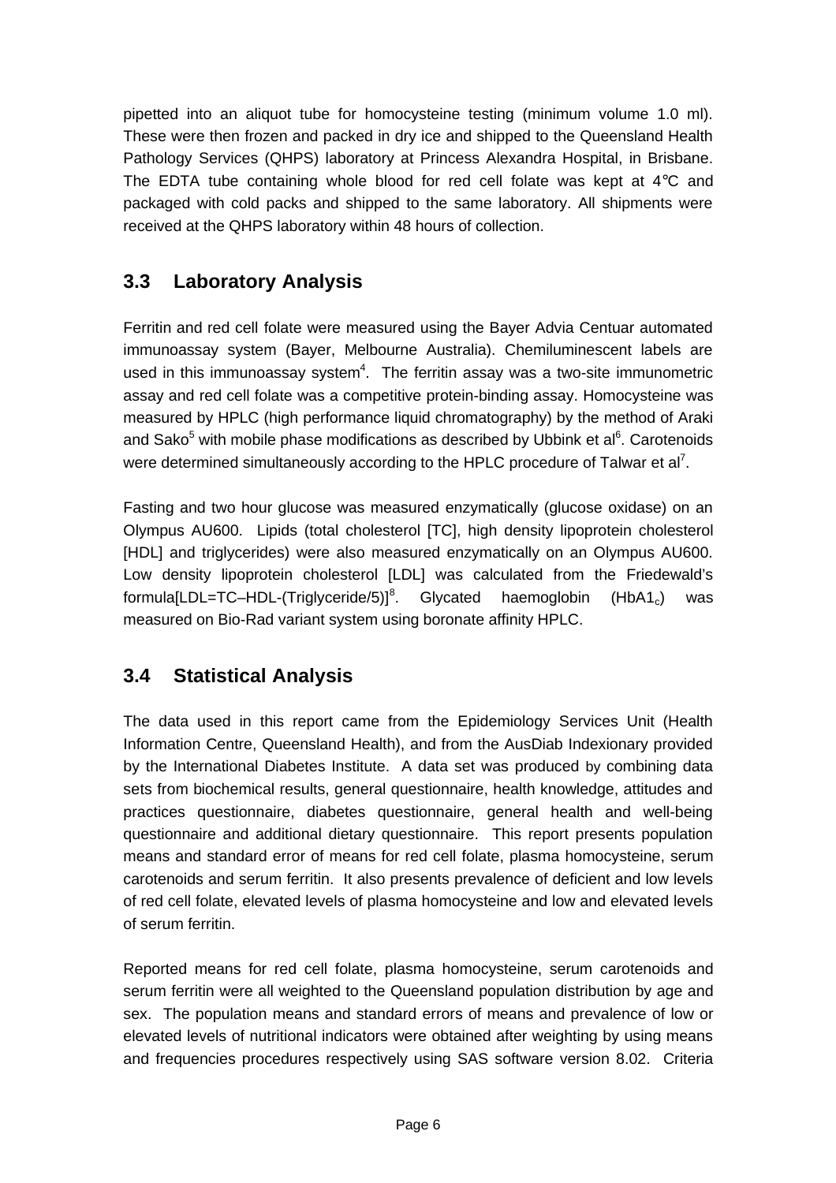pipetted into an aliquot tube for homocysteine testing (minimum volume 1.0 ml). These were then frozen and packed in dry ice and shipped to the Queensland Health Pathology Services (QHPS) laboratory at Princess Alexandra Hospital, in Brisbane. The EDTA tube containing whole blood for red cell folate was kept at 4℃ and packaged with cold packs and shipped to the same laboratory. All shipments were received at the QHPS laboratory within 48 hours of collection.

## 3.3 Laboratory Analysis

Ferritin and red cell folate were measured using the Bayer Advia Centuar automated immunoassay system (Bayer, Melbourne Australia). Chemiluminescent labels are used in this immunoassay system[4]. The ferritin assay was a two-site immunometric assay and red cell folate was a competitive protein-binding assay. Homocysteine was measured by HPLC (high performance liquid chromatography) by the method of Araki and Sako[5] with mobile phase modifications as described by Ubbink et al[6]. Carotenoids were determined simultaneously according to the HPLC procedure of Talwar et al[7].

Fasting and two hour glucose was measured enzymatically (glucose oxidase) on an Olympus AU600. Lipids (total cholesterol [TC], high density lipoprotein cholesterol [HDL] and triglycerides) were also measured enzymatically on an Olympus AU600. Low density lipoprotein cholesterol [LDL] was calculated from the Friedewald's formula[LDL=TC–HDL-(Triglyceride/5)][8]. Glycated haemoglobin ($HbA1_c$) was measured on Bio-Rad variant system using boronate affinity HPLC.

## 3.4 Statistical Analysis

The data used in this report came from the Epidemiology Services Unit (Health Information Centre, Queensland Health), and from the AusDiab Indexionary provided by the International Diabetes Institute. A data set was produced by combining data sets from biochemical results, general questionnaire, health knowledge, attitudes and practices questionnaire, diabetes questionnaire, general health and well-being questionnaire and additional dietary questionnaire. This report presents population means and standard error of means for red cell folate, plasma homocysteine, serum carotenoids and serum ferritin. It also presents prevalence of deficient and low levels of red cell folate, elevated levels of plasma homocysteine and low and elevated levels of serum ferritin.

Reported means for red cell folate, plasma homocysteine, serum carotenoids and serum ferritin were all weighted to the Queensland population distribution by age and sex. The population means and standard errors of means and prevalence of low or elevated levels of nutritional indicators were obtained after weighting by using means and frequencies procedures respectively using SAS software version 8.02. Criteria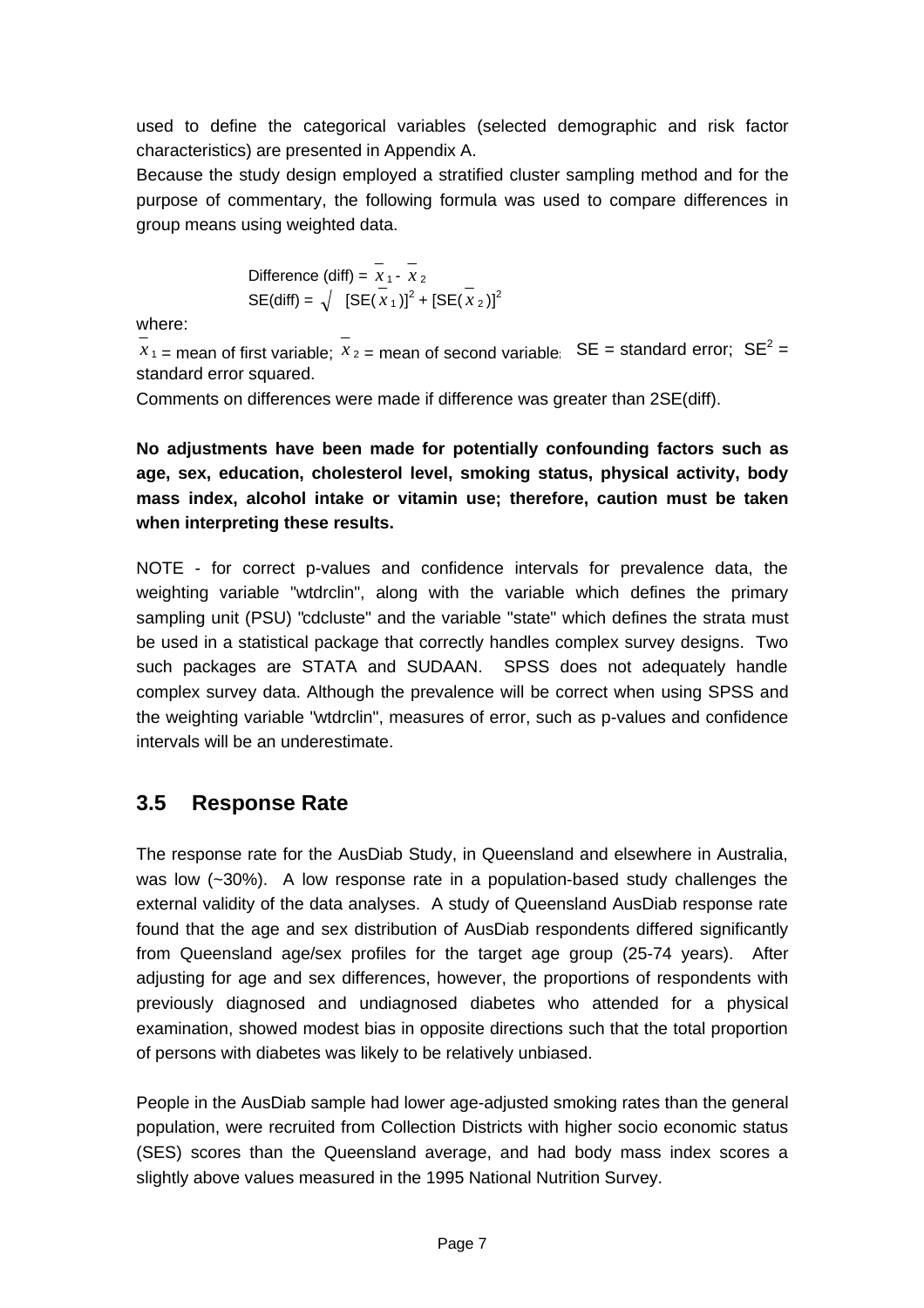used to define the categorical variables (selected demographic and risk factor characteristics) are presented in Appendix A.

Because the study design employed a stratified cluster sampling method and for the purpose of commentary, the following formula was used to compare differences in group means using weighted data.

$$\text{Difference (diff)} = \bar{x}_1 - \bar{x}_2$$

$$\text{SE(diff)} = \sqrt{[\text{SE}(\bar{x}_1)]^2 + [\text{SE}(\bar{x}_2)]^2}$$

where:

$\bar{x}_1$ = mean of first variable; $\bar{x}_2$ = mean of second variable; SE = standard error; $SE^2$ = standard error squared.

Comments on differences were made if difference was greater than 2SE(diff).

**No adjustments have been made for potentially confounding factors such as age, sex, education, cholesterol level, smoking status, physical activity, body mass index, alcohol intake or vitamin use; therefore, caution must be taken when interpreting these results.**

NOTE - for correct p-values and confidence intervals for prevalence data, the weighting variable "wtdrclin", along with the variable which defines the primary sampling unit (PSU) "cdcluste" and the variable "state" which defines the strata must be used in a statistical package that correctly handles complex survey designs. Two such packages are STATA and SUDAAN. SPSS does not adequately handle complex survey data. Although the prevalence will be correct when using SPSS and the weighting variable "wtdrclin", measures of error, such as p-values and confidence intervals will be an underestimate.

## 3.5 Response Rate

The response rate for the AusDiab Study, in Queensland and elsewhere in Australia, was low (~30%). A low response rate in a population-based study challenges the external validity of the data analyses. A study of Queensland AusDiab response rate found that the age and sex distribution of AusDiab respondents differed significantly from Queensland age/sex profiles for the target age group (25-74 years). After adjusting for age and sex differences, however, the proportions of respondents with previously diagnosed and undiagnosed diabetes who attended for a physical examination, showed modest bias in opposite directions such that the total proportion of persons with diabetes was likely to be relatively unbiased.

People in the AusDiab sample had lower age-adjusted smoking rates than the general population, were recruited from Collection Districts with higher socio economic status (SES) scores than the Queensland average, and had body mass index scores a slightly above values measured in the 1995 National Nutrition Survey.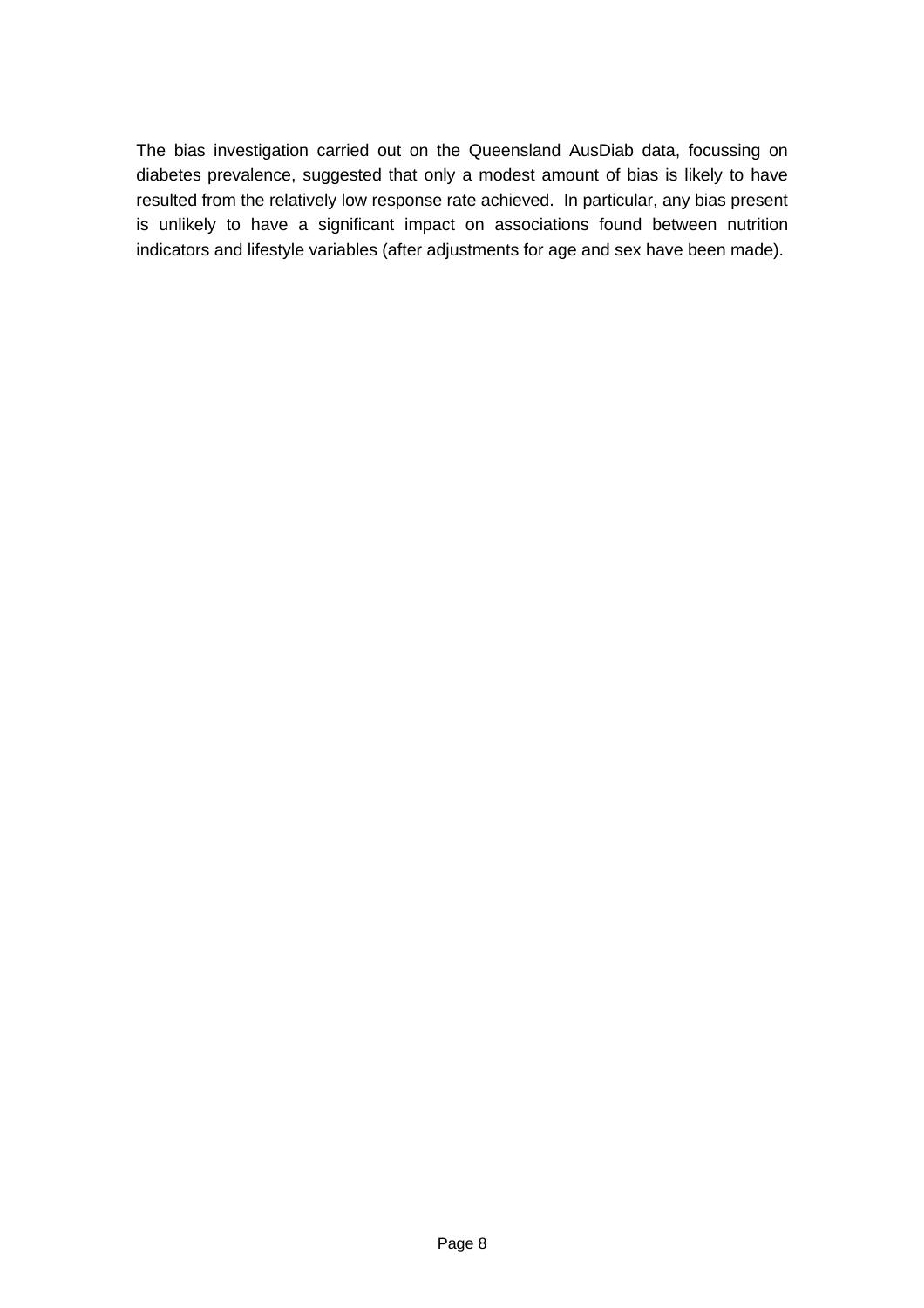The bias investigation carried out on the Queensland AusDiab data, focussing on diabetes prevalence, suggested that only a modest amount of bias is likely to have resulted from the relatively low response rate achieved.  In particular, any bias present is unlikely to have a significant impact on associations found between nutrition indicators and lifestyle variables (after adjustments for age and sex have been made).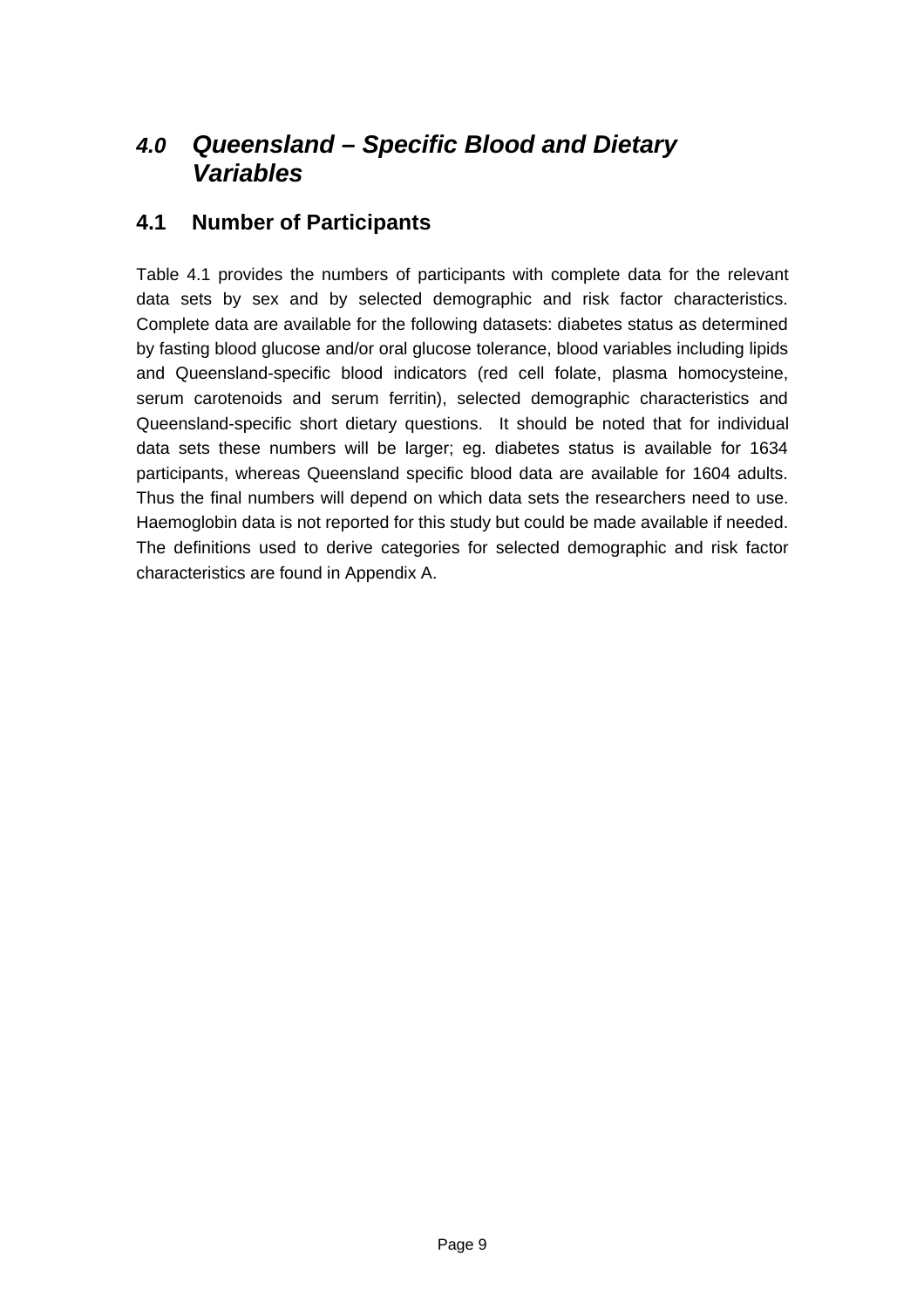# *4.0 Queensland – Specific Blood and Dietary Variables*

## 4.1 Number of Participants

Table 4.1 provides the numbers of participants with complete data for the relevant data sets by sex and by selected demographic and risk factor characteristics. Complete data are available for the following datasets: diabetes status as determined by fasting blood glucose and/or oral glucose tolerance, blood variables including lipids and Queensland-specific blood indicators (red cell folate, plasma homocysteine, serum carotenoids and serum ferritin), selected demographic characteristics and Queensland-specific short dietary questions. It should be noted that for individual data sets these numbers will be larger; eg. diabetes status is available for 1634 participants, whereas Queensland specific blood data are available for 1604 adults. Thus the final numbers will depend on which data sets the researchers need to use. Haemoglobin data is not reported for this study but could be made available if needed. The definitions used to derive categories for selected demographic and risk factor characteristics are found in Appendix A.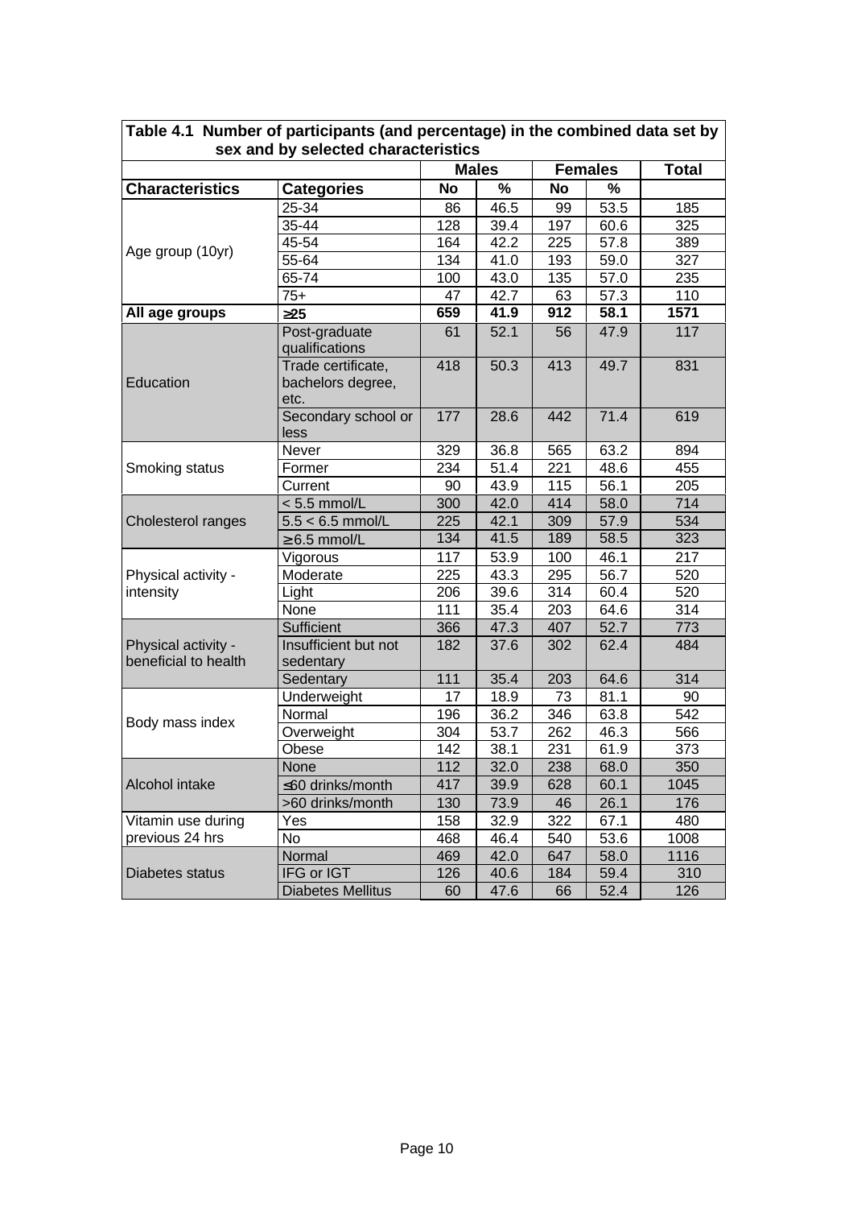**Table 4.1 Number of participants (and percentage) in the combined data set by sex and by selected characteristics**

| | | Males | | Females | | Total |
|---|---|---|---|---|---|---|
| **Characteristics** | **Categories** | **No** | **%** | **No** | **%** | |
| Age group (10yr) | 25-34 | 86 | 46.5 | 99 | 53.5 | 185 |
| | 35-44 | 128 | 39.4 | 197 | 60.6 | 325 |
| | 45-54 | 164 | 42.2 | 225 | 57.8 | 389 |
| | 55-64 | 134 | 41.0 | 193 | 59.0 | 327 |
| | 65-74 | 100 | 43.0 | 135 | 57.0 | 235 |
| | 75+ | 47 | 42.7 | 63 | 57.3 | 110 |
| **All age groups** | **≥25** | **659** | **41.9** | **912** | **58.1** | **1571** |
| Education | Post-graduate qualifications | 61 | 52.1 | 56 | 47.9 | 117 |
| | Trade certificate, bachelors degree, etc. | 418 | 50.3 | 413 | 49.7 | 831 |
| | Secondary school or less | 177 | 28.6 | 442 | 71.4 | 619 |
| Smoking status | Never | 329 | 36.8 | 565 | 63.2 | 894 |
| | Former | 234 | 51.4 | 221 | 48.6 | 455 |
| | Current | 90 | 43.9 | 115 | 56.1 | 205 |
| Cholesterol ranges | < 5.5 mmol/L | 300 | 42.0 | 414 | 58.0 | 714 |
| | 5.5 < 6.5 mmol/L | 225 | 42.1 | 309 | 57.9 | 534 |
| | ≥ 6.5 mmol/L | 134 | 41.5 | 189 | 58.5 | 323 |
| Physical activity - intensity | Vigorous | 117 | 53.9 | 100 | 46.1 | 217 |
| | Moderate | 225 | 43.3 | 295 | 56.7 | 520 |
| | Light | 206 | 39.6 | 314 | 60.4 | 520 |
| | None | 111 | 35.4 | 203 | 64.6 | 314 |
| Physical activity - beneficial to health | Sufficient | 366 | 47.3 | 407 | 52.7 | 773 |
| | Insufficient but not sedentary | 182 | 37.6 | 302 | 62.4 | 484 |
| | Sedentary | 111 | 35.4 | 203 | 64.6 | 314 |
| Body mass index | Underweight | 17 | 18.9 | 73 | 81.1 | 90 |
| | Normal | 196 | 36.2 | 346 | 63.8 | 542 |
| | Overweight | 304 | 53.7 | 262 | 46.3 | 566 |
| | Obese | 142 | 38.1 | 231 | 61.9 | 373 |
| Alcohol intake | None | 112 | 32.0 | 238 | 68.0 | 350 |
| | ≤60 drinks/month | 417 | 39.9 | 628 | 60.1 | 1045 |
| | >60 drinks/month | 130 | 73.9 | 46 | 26.1 | 176 |
| Vitamin use during previous 24 hrs | Yes | 158 | 32.9 | 322 | 67.1 | 480 |
| | No | 468 | 46.4 | 540 | 53.6 | 1008 |
| Diabetes status | Normal | 469 | 42.0 | 647 | 58.0 | 1116 |
| | IFG or IGT | 126 | 40.6 | 184 | 59.4 | 310 |
| | Diabetes Mellitus | 60 | 47.6 | 66 | 52.4 | 126 |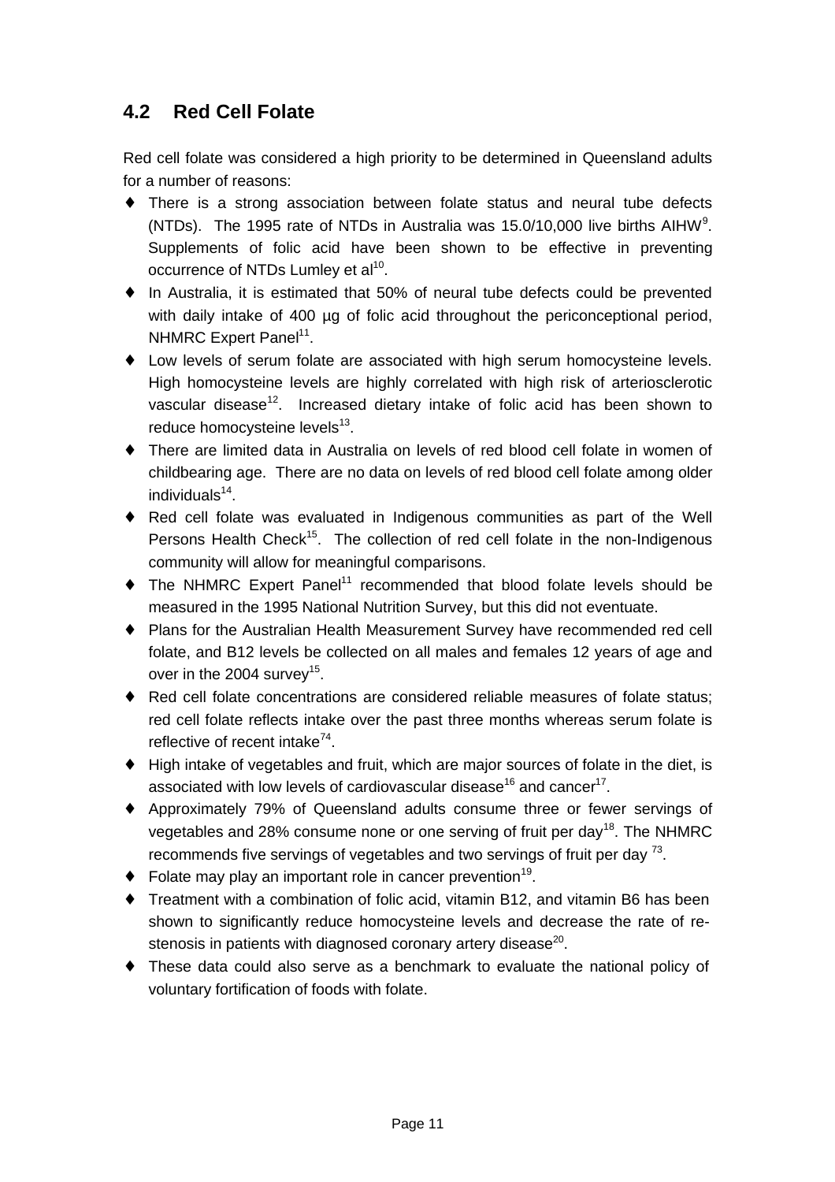## 4.2 Red Cell Folate

Red cell folate was considered a high priority to be determined in Queensland adults for a number of reasons:

- There is a strong association between folate status and neural tube defects (NTDs). The 1995 rate of NTDs in Australia was 15.0/10,000 live births AIHW[9]. Supplements of folic acid have been shown to be effective in preventing occurrence of NTDs Lumley et al[10].
- In Australia, it is estimated that 50% of neural tube defects could be prevented with daily intake of 400 µg of folic acid throughout the periconceptional period, NHMRC Expert Panel[11].
- Low levels of serum folate are associated with high serum homocysteine levels. High homocysteine levels are highly correlated with high risk of arteriosclerotic vascular disease[12]. Increased dietary intake of folic acid has been shown to reduce homocysteine levels[13].
- There are limited data in Australia on levels of red blood cell folate in women of childbearing age. There are no data on levels of red blood cell folate among older individuals[14].
- Red cell folate was evaluated in Indigenous communities as part of the Well Persons Health Check[15]. The collection of red cell folate in the non-Indigenous community will allow for meaningful comparisons.
- The NHMRC Expert Panel[11] recommended that blood folate levels should be measured in the 1995 National Nutrition Survey, but this did not eventuate.
- Plans for the Australian Health Measurement Survey have recommended red cell folate, and B12 levels be collected on all males and females 12 years of age and over in the 2004 survey[15].
- Red cell folate concentrations are considered reliable measures of folate status; red cell folate reflects intake over the past three months whereas serum folate is reflective of recent intake[74].
- High intake of vegetables and fruit, which are major sources of folate in the diet, is associated with low levels of cardiovascular disease[16] and cancer[17].
- Approximately 79% of Queensland adults consume three or fewer servings of vegetables and 28% consume none or one serving of fruit per day[18]. The NHMRC recommends five servings of vegetables and two servings of fruit per day [73].
- Folate may play an important role in cancer prevention[19].
- Treatment with a combination of folic acid, vitamin B12, and vitamin B6 has been shown to significantly reduce homocysteine levels and decrease the rate of re-stenosis in patients with diagnosed coronary artery disease[20].
- These data could also serve as a benchmark to evaluate the national policy of voluntary fortification of foods with folate.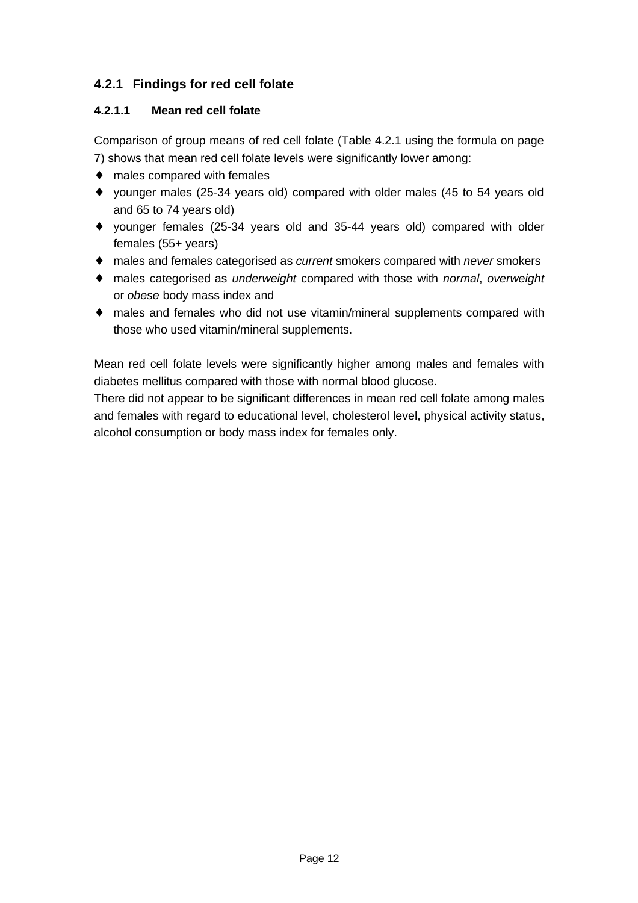### 4.2.1 Findings for red cell folate

#### 4.2.1.1 Mean red cell folate

Comparison of group means of red cell folate (Table 4.2.1 using the formula on page 7) shows that mean red cell folate levels were significantly lower among:

- males compared with females
- younger males (25-34 years old) compared with older males (45 to 54 years old and 65 to 74 years old)
- younger females (25-34 years old and 35-44 years old) compared with older females (55+ years)
- males and females categorised as *current* smokers compared with *never* smokers
- males categorised as *underweight* compared with those with *normal*, *overweight* or *obese* body mass index and
- males and females who did not use vitamin/mineral supplements compared with those who used vitamin/mineral supplements.

Mean red cell folate levels were significantly higher among males and females with diabetes mellitus compared with those with normal blood glucose.
There did not appear to be significant differences in mean red cell folate among males and females with regard to educational level, cholesterol level, physical activity status, alcohol consumption or body mass index for females only.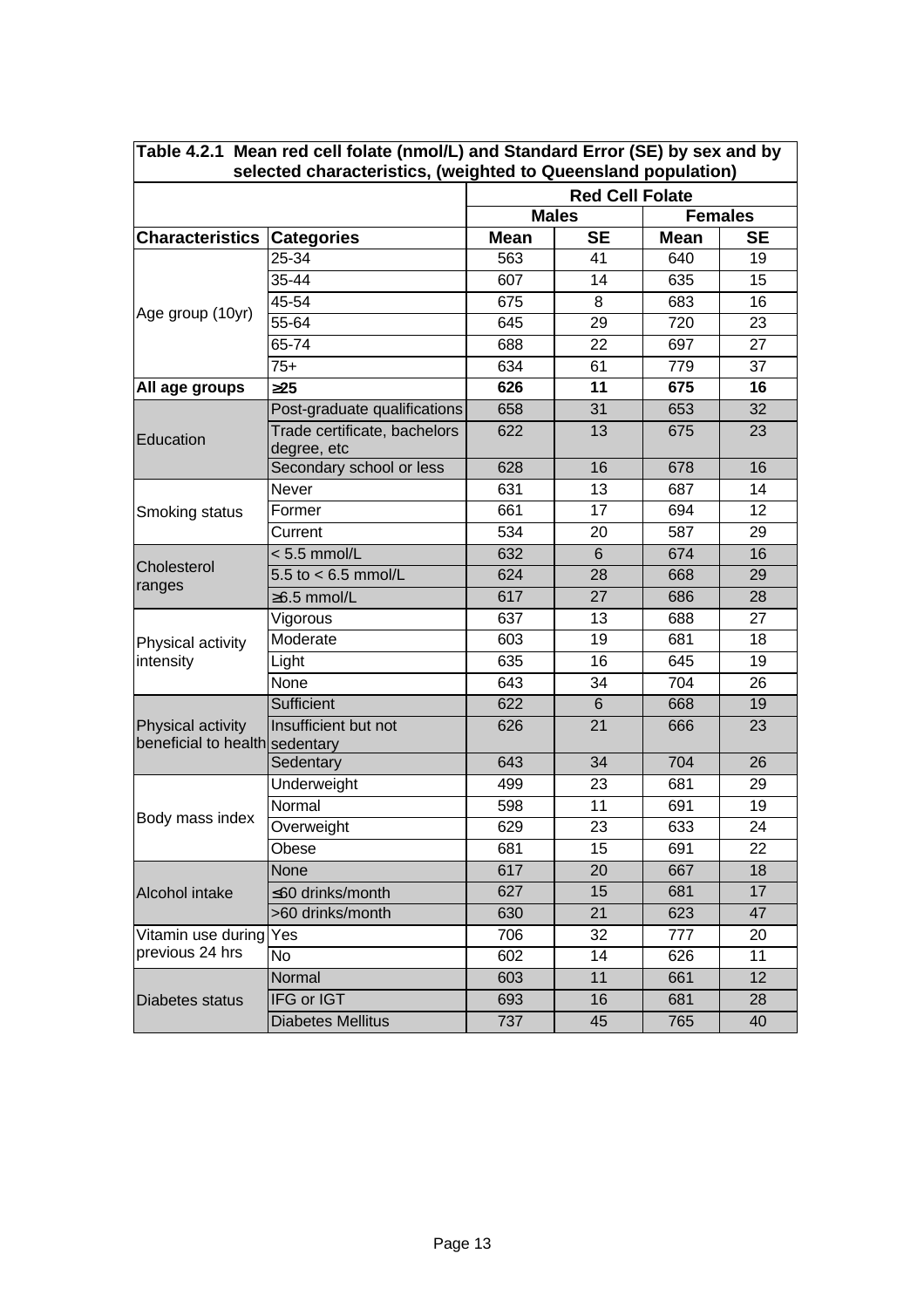**Table 4.2.1 Mean red cell folate (nmol/L) and Standard Error (SE) by sex and by selected characteristics, (weighted to Queensland population)**

| | | Red Cell Folate | | | |
|---|---|---|---|---|---|
| | | Males | | Females | |
| Characteristics | Categories | Mean | SE | Mean | SE |
| Age group (10yr) | 25-34 | 563 | 41 | 640 | 19 |
| | 35-44 | 607 | 14 | 635 | 15 |
| | 45-54 | 675 | 8 | 683 | 16 |
| | 55-64 | 645 | 29 | 720 | 23 |
| | 65-74 | 688 | 22 | 697 | 27 |
| | 75+ | 634 | 61 | 779 | 37 |
| **All age groups** | **≥25** | **626** | **11** | **675** | **16** |
| Education | Post-graduate qualifications | 658 | 31 | 653 | 32 |
| | Trade certificate, bachelors degree, etc | 622 | 13 | 675 | 23 |
| | Secondary school or less | 628 | 16 | 678 | 16 |
| Smoking status | Never | 631 | 13 | 687 | 14 |
| | Former | 661 | 17 | 694 | 12 |
| | Current | 534 | 20 | 587 | 29 |
| Cholesterol ranges | < 5.5 mmol/L | 632 | 6 | 674 | 16 |
| | 5.5 to < 6.5 mmol/L | 624 | 28 | 668 | 29 |
| | ≥6.5 mmol/L | 617 | 27 | 686 | 28 |
| Physical activity intensity | Vigorous | 637 | 13 | 688 | 27 |
| | Moderate | 603 | 19 | 681 | 18 |
| | Light | 635 | 16 | 645 | 19 |
| | None | 643 | 34 | 704 | 26 |
| Physical activity beneficial to health | Sufficient | 622 | 6 | 668 | 19 |
| | Insufficient but not sedentary | 626 | 21 | 666 | 23 |
| | Sedentary | 643 | 34 | 704 | 26 |
| Body mass index | Underweight | 499 | 23 | 681 | 29 |
| | Normal | 598 | 11 | 691 | 19 |
| | Overweight | 629 | 23 | 633 | 24 |
| | Obese | 681 | 15 | 691 | 22 |
| Alcohol intake | None | 617 | 20 | 667 | 18 |
| | ≤60 drinks/month | 627 | 15 | 681 | 17 |
| | >60 drinks/month | 630 | 21 | 623 | 47 |
| Vitamin use during previous 24 hrs | Yes | 706 | 32 | 777 | 20 |
| | No | 602 | 14 | 626 | 11 |
| Diabetes status | Normal | 603 | 11 | 661 | 12 |
| | IFG or IGT | 693 | 16 | 681 | 28 |
| | Diabetes Mellitus | 737 | 45 | 765 | 40 |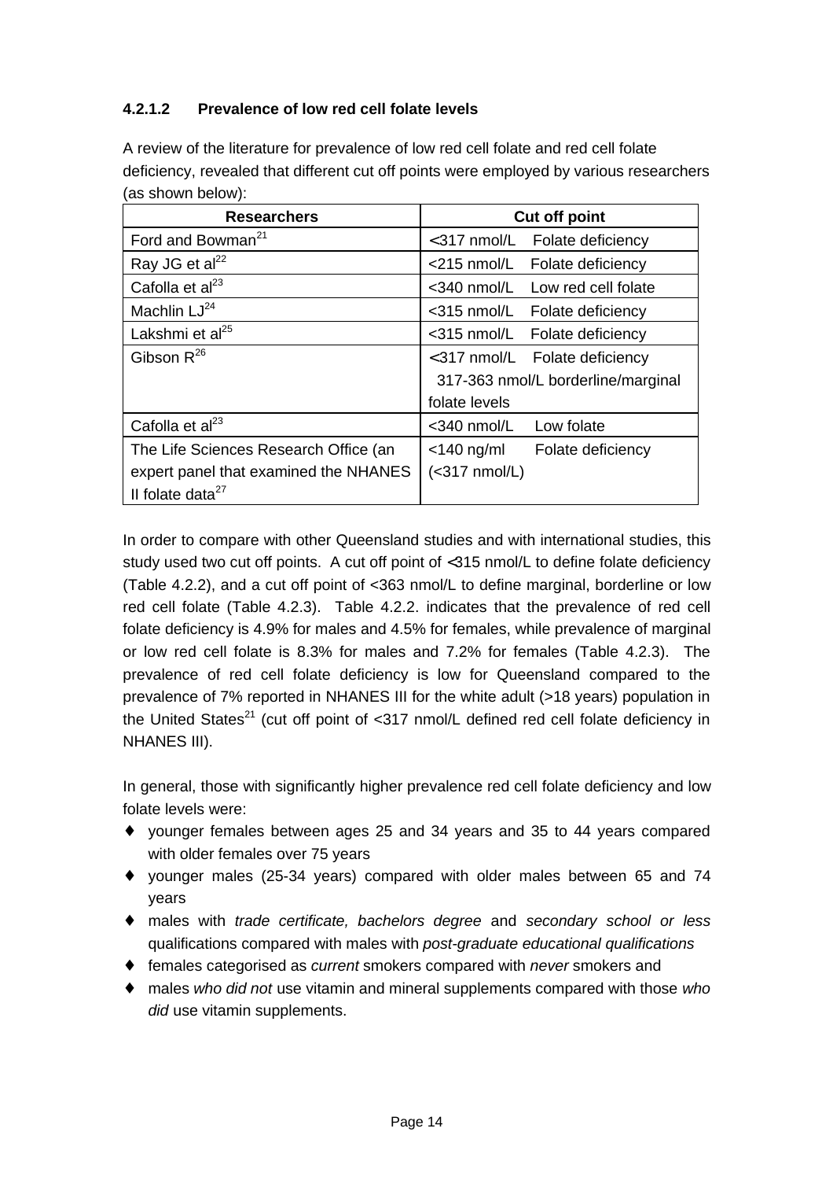#### 4.2.1.2 Prevalence of low red cell folate levels

A review of the literature for prevalence of low red cell folate and red cell folate deficiency, revealed that different cut off points were employed by various researchers (as shown below):

| Researchers | Cut off point |
|---|---|
| Ford and Bowman[21] | <317 nmol/L Folate deficiency |
| Ray JG et al[22] | <215 nmol/L Folate deficiency |
| Cafolla et al[23] | <340 nmol/L Low red cell folate |
| Machlin LJ[24] | <315 nmol/L Folate deficiency |
| Lakshmi et al[25] | <315 nmol/L Folate deficiency |
| Gibson R[26] | <317 nmol/L Folate deficiency<br>317-363 nmol/L borderline/marginal folate levels |
| Cafolla et al[23] | <340 nmol/L Low folate |
| The Life Sciences Research Office (an expert panel that examined the NHANES II folate data[27] | <140 ng/ml Folate deficiency (<317 nmol/L) |

In order to compare with other Queensland studies and with international studies, this study used two cut off points. A cut off point of <315 nmol/L to define folate deficiency (Table 4.2.2), and a cut off point of <363 nmol/L to define marginal, borderline or low red cell folate (Table 4.2.3). Table 4.2.2. indicates that the prevalence of red cell folate deficiency is 4.9% for males and 4.5% for females, while prevalence of marginal or low red cell folate is 8.3% for males and 7.2% for females (Table 4.2.3). The prevalence of red cell folate deficiency is low for Queensland compared to the prevalence of 7% reported in NHANES III for the white adult (>18 years) population in the United States[21] (cut off point of <317 nmol/L defined red cell folate deficiency in NHANES III).

In general, those with significantly higher prevalence red cell folate deficiency and low folate levels were:

- younger females between ages 25 and 34 years and 35 to 44 years compared with older females over 75 years
- younger males (25-34 years) compared with older males between 65 and 74 years
- males with *trade certificate, bachelors degree* and *secondary school or less* qualifications compared with males with *post-graduate educational qualifications*
- females categorised as *current* smokers compared with *never* smokers and
- males *who did not* use vitamin and mineral supplements compared with those *who did* use vitamin supplements.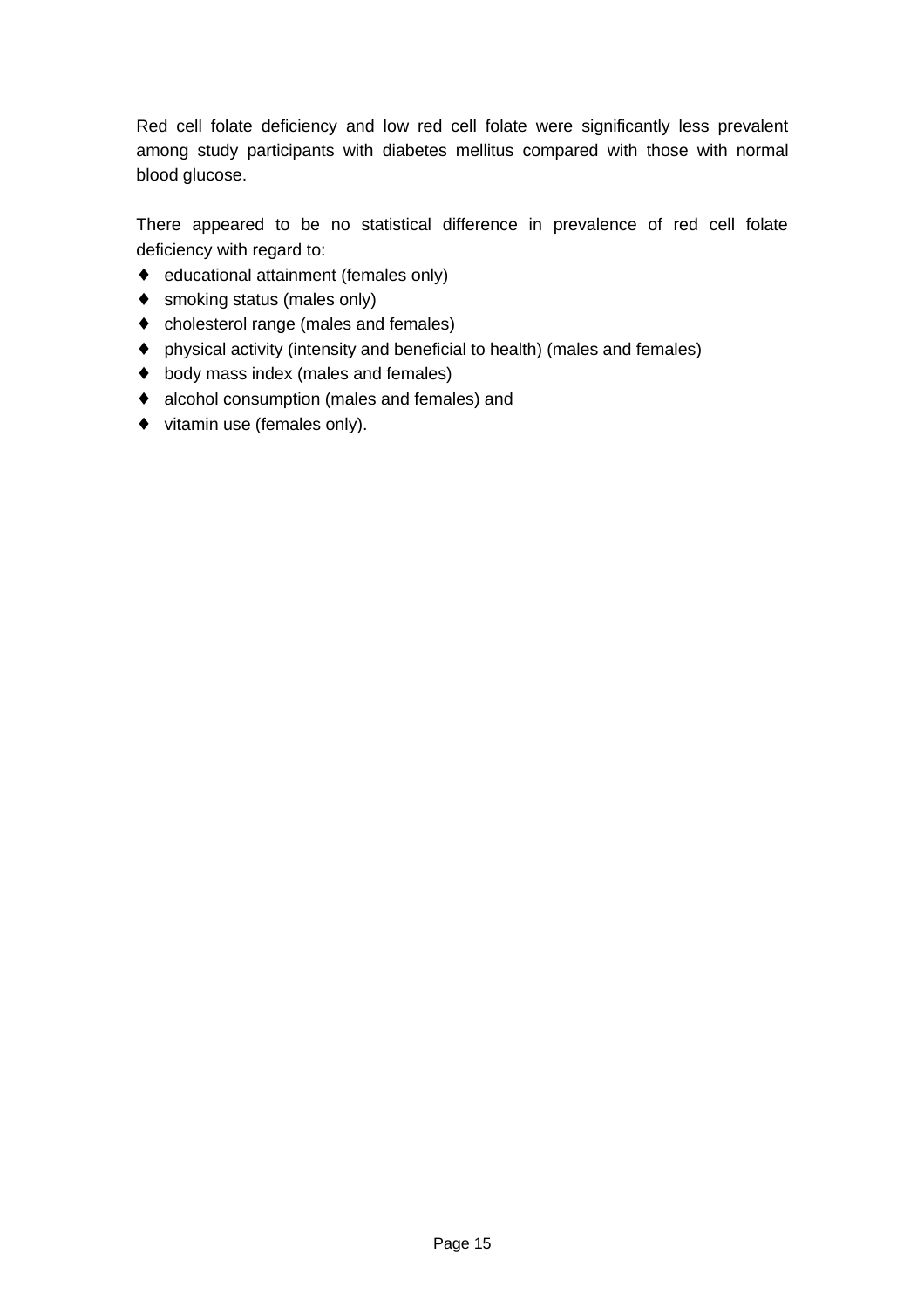Red cell folate deficiency and low red cell folate were significantly less prevalent among study participants with diabetes mellitus compared with those with normal blood glucose.

There appeared to be no statistical difference in prevalence of red cell folate deficiency with regard to:

- educational attainment (females only)
- smoking status (males only)
- cholesterol range (males and females)
- physical activity (intensity and beneficial to health) (males and females)
- body mass index (males and females)
- alcohol consumption (males and females) and
- vitamin use (females only).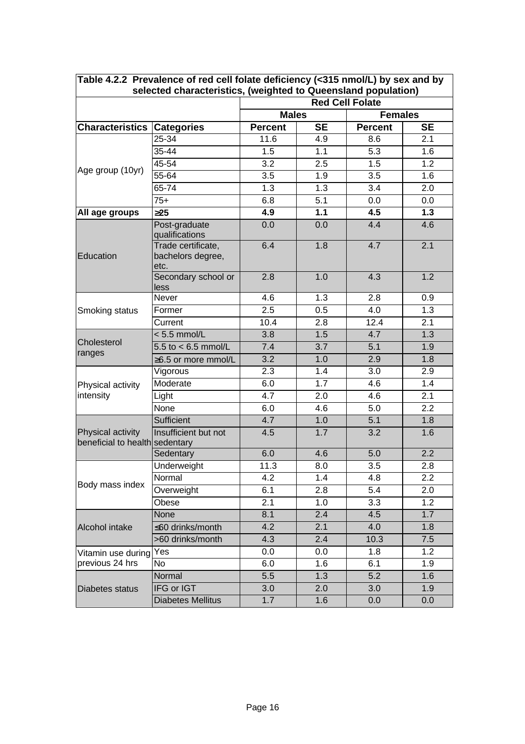**Table 4.2.2 Prevalence of red cell folate deficiency (<315 nmol/L) by sex and by selected characteristics, (weighted to Queensland population)**

| | | Red Cell Folate | | | |
|---|---|---|---|---|---|
| | | Males | | Females | |
| **Characteristics** | **Categories** | **Percent** | **SE** | **Percent** | **SE** |
| Age group (10yr) | 25-34 | 11.6 | 4.9 | 8.6 | 2.1 |
| | 35-44 | 1.5 | 1.1 | 5.3 | 1.6 |
| | 45-54 | 3.2 | 2.5 | 1.5 | 1.2 |
| | 55-64 | 3.5 | 1.9 | 3.5 | 1.6 |
| | 65-74 | 1.3 | 1.3 | 3.4 | 2.0 |
| | 75+ | 6.8 | 5.1 | 0.0 | 0.0 |
| **All age groups** | **≥25** | **4.9** | **1.1** | **4.5** | **1.3** |
| Education | Post-graduate qualifications | 0.0 | 0.0 | 4.4 | 4.6 |
| | Trade certificate, bachelors degree, etc. | 6.4 | 1.8 | 4.7 | 2.1 |
| | Secondary school or less | 2.8 | 1.0 | 4.3 | 1.2 |
| Smoking status | Never | 4.6 | 1.3 | 2.8 | 0.9 |
| | Former | 2.5 | 0.5 | 4.0 | 1.3 |
| | Current | 10.4 | 2.8 | 12.4 | 2.1 |
| Cholesterol ranges | < 5.5 mmol/L | 3.8 | 1.5 | 4.7 | 1.3 |
| | 5.5 to < 6.5 mmol/L | 7.4 | 3.7 | 5.1 | 1.9 |
| | ≥6.5 or more mmol/L | 3.2 | 1.0 | 2.9 | 1.8 |
| Physical activity intensity | Vigorous | 2.3 | 1.4 | 3.0 | 2.9 |
| | Moderate | 6.0 | 1.7 | 4.6 | 1.4 |
| | Light | 4.7 | 2.0 | 4.6 | 2.1 |
| | None | 6.0 | 4.6 | 5.0 | 2.2 |
| Physical activity beneficial to health | Sufficient | 4.7 | 1.0 | 5.1 | 1.8 |
| | Insufficient but not sedentary | 4.5 | 1.7 | 3.2 | 1.6 |
| | Sedentary | 6.0 | 4.6 | 5.0 | 2.2 |
| Body mass index | Underweight | 11.3 | 8.0 | 3.5 | 2.8 |
| | Normal | 4.2 | 1.4 | 4.8 | 2.2 |
| | Overweight | 6.1 | 2.8 | 5.4 | 2.0 |
| | Obese | 2.1 | 1.0 | 3.3 | 1.2 |
| Alcohol intake | None | 8.1 | 2.4 | 4.5 | 1.7 |
| | ≤60 drinks/month | 4.2 | 2.1 | 4.0 | 1.8 |
| | >60 drinks/month | 4.3 | 2.4 | 10.3 | 7.5 |
| Vitamin use during previous 24 hrs | Yes | 0.0 | 0.0 | 1.8 | 1.2 |
| | No | 6.0 | 1.6 | 6.1 | 1.9 |
| Diabetes status | Normal | 5.5 | 1.3 | 5.2 | 1.6 |
| | IFG or IGT | 3.0 | 2.0 | 3.0 | 1.9 |
| | Diabetes Mellitus | 1.7 | 1.6 | 0.0 | 0.0 |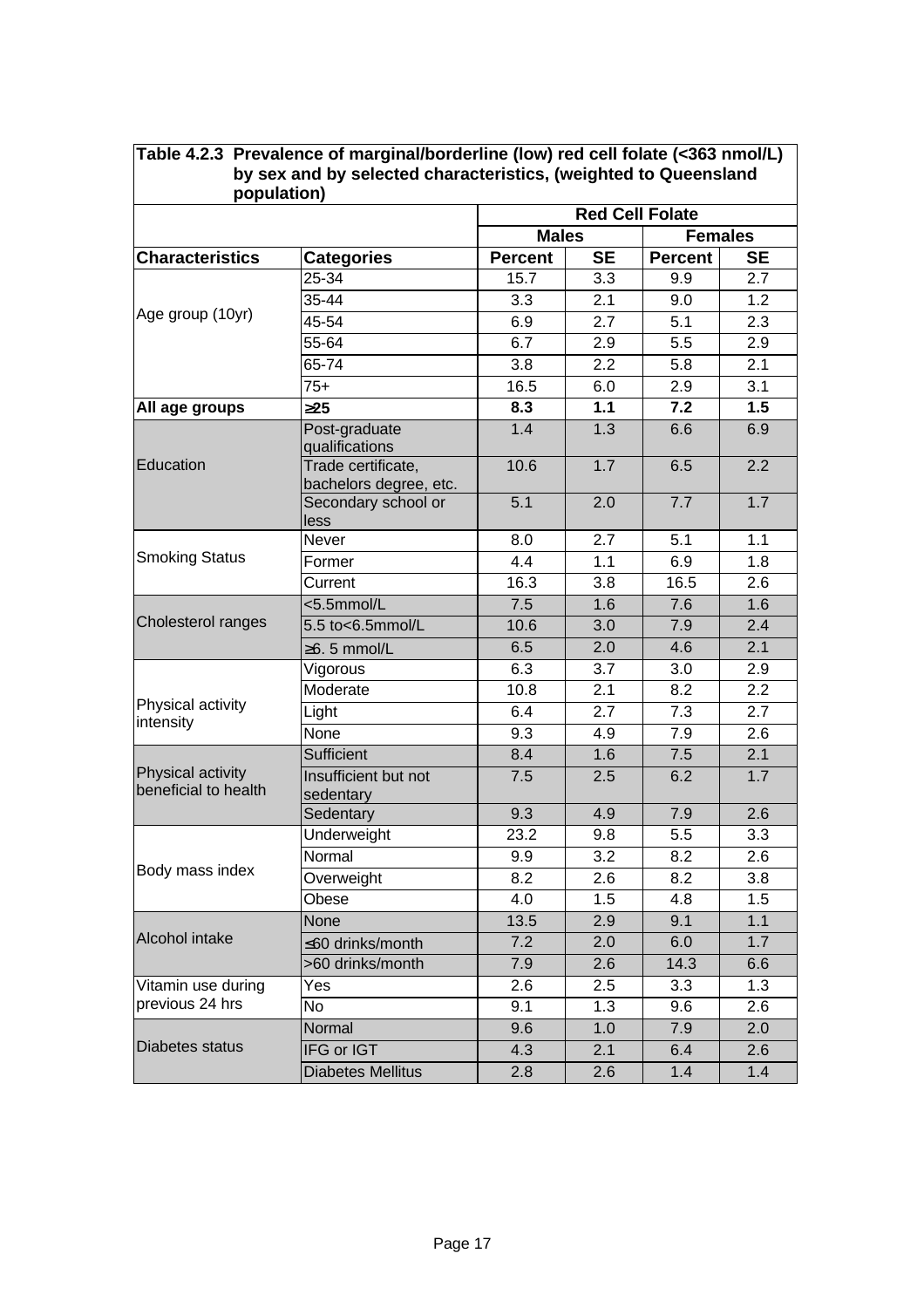**Table 4.2.3 Prevalence of marginal/borderline (low) red cell folate (<363 nmol/L) by sex and by selected characteristics, (weighted to Queensland population)**

| | | Red Cell Folate | | | |
|---|---|---|---|---|---|
| | | Males | | Females | |
| **Characteristics** | **Categories** | **Percent** | **SE** | **Percent** | **SE** |
| Age group (10yr) | 25-34 | 15.7 | 3.3 | 9.9 | 2.7 |
| | 35-44 | 3.3 | 2.1 | 9.0 | 1.2 |
| | 45-54 | 6.9 | 2.7 | 5.1 | 2.3 |
| | 55-64 | 6.7 | 2.9 | 5.5 | 2.9 |
| | 65-74 | 3.8 | 2.2 | 5.8 | 2.1 |
| | 75+ | 16.5 | 6.0 | 2.9 | 3.1 |
| **All age groups** | **≥25** | **8.3** | **1.1** | **7.2** | **1.5** |
| Education | Post-graduate qualifications | 1.4 | 1.3 | 6.6 | 6.9 |
| | Trade certificate, bachelors degree, etc. | 10.6 | 1.7 | 6.5 | 2.2 |
| | Secondary school or less | 5.1 | 2.0 | 7.7 | 1.7 |
| Smoking Status | Never | 8.0 | 2.7 | 5.1 | 1.1 |
| | Former | 4.4 | 1.1 | 6.9 | 1.8 |
| | Current | 16.3 | 3.8 | 16.5 | 2.6 |
| Cholesterol ranges | <5.5mmol/L | 7.5 | 1.6 | 7.6 | 1.6 |
| | 5.5 to<6.5mmol/L | 10.6 | 3.0 | 7.9 | 2.4 |
| | ≥6. 5 mmol/L | 6.5 | 2.0 | 4.6 | 2.1 |
| Physical activity intensity | Vigorous | 6.3 | 3.7 | 3.0 | 2.9 |
| | Moderate | 10.8 | 2.1 | 8.2 | 2.2 |
| | Light | 6.4 | 2.7 | 7.3 | 2.7 |
| | None | 9.3 | 4.9 | 7.9 | 2.6 |
| Physical activity beneficial to health | Sufficient | 8.4 | 1.6 | 7.5 | 2.1 |
| | Insufficient but not sedentary | 7.5 | 2.5 | 6.2 | 1.7 |
| | Sedentary | 9.3 | 4.9 | 7.9 | 2.6 |
| Body mass index | Underweight | 23.2 | 9.8 | 5.5 | 3.3 |
| | Normal | 9.9 | 3.2 | 8.2 | 2.6 |
| | Overweight | 8.2 | 2.6 | 8.2 | 3.8 |
| | Obese | 4.0 | 1.5 | 4.8 | 1.5 |
| Alcohol intake | None | 13.5 | 2.9 | 9.1 | 1.1 |
| | ≤60 drinks/month | 7.2 | 2.0 | 6.0 | 1.7 |
| | >60 drinks/month | 7.9 | 2.6 | 14.3 | 6.6 |
| Vitamin use during previous 24 hrs | Yes | 2.6 | 2.5 | 3.3 | 1.3 |
| | No | 9.1 | 1.3 | 9.6 | 2.6 |
| Diabetes status | Normal | 9.6 | 1.0 | 7.9 | 2.0 |
| | IFG or IGT | 4.3 | 2.1 | 6.4 | 2.6 |
| | Diabetes Mellitus | 2.8 | 2.6 | 1.4 | 1.4 |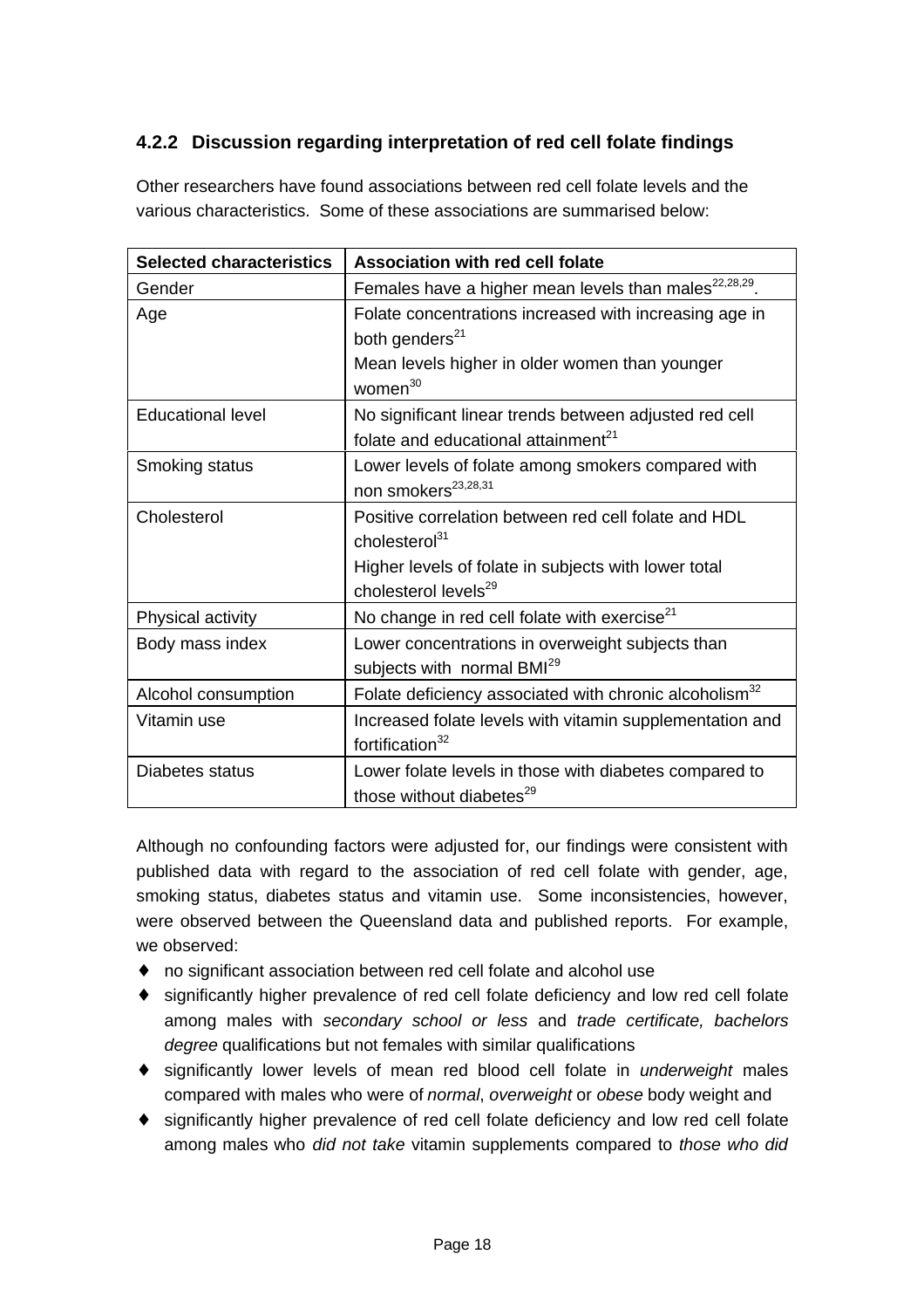### 4.2.2 Discussion regarding interpretation of red cell folate findings

Other researchers have found associations between red cell folate levels and the various characteristics. Some of these associations are summarised below:

| Selected characteristics | Association with red cell folate |
|---|---|
| Gender | Females have a higher mean levels than males[22,28,29]. |
| Age | Folate concentrations increased with increasing age in both genders[21]<br>Mean levels higher in older women than younger women[30] |
| Educational level | No significant linear trends between adjusted red cell folate and educational attainment[21] |
| Smoking status | Lower levels of folate among smokers compared with non smokers[23,28,31] |
| Cholesterol | Positive correlation between red cell folate and HDL cholesterol[31]<br>Higher levels of folate in subjects with lower total cholesterol levels[29] |
| Physical activity | No change in red cell folate with exercise[21] |
| Body mass index | Lower concentrations in overweight subjects than subjects with normal BMI[29] |
| Alcohol consumption | Folate deficiency associated with chronic alcoholism[32] |
| Vitamin use | Increased folate levels with vitamin supplementation and fortification[32] |
| Diabetes status | Lower folate levels in those with diabetes compared to those without diabetes[29] |

Although no confounding factors were adjusted for, our findings were consistent with published data with regard to the association of red cell folate with gender, age, smoking status, diabetes status and vitamin use. Some inconsistencies, however, were observed between the Queensland data and published reports. For example, we observed:

- no significant association between red cell folate and alcohol use
- significantly higher prevalence of red cell folate deficiency and low red cell folate among males with *secondary school or less* and *trade certificate, bachelors degree* qualifications but not females with similar qualifications
- significantly lower levels of mean red blood cell folate in *underweight* males compared with males who were of *normal*, *overweight* or *obese* body weight and
- significantly higher prevalence of red cell folate deficiency and low red cell folate among males who *did not take* vitamin supplements compared to *those who did*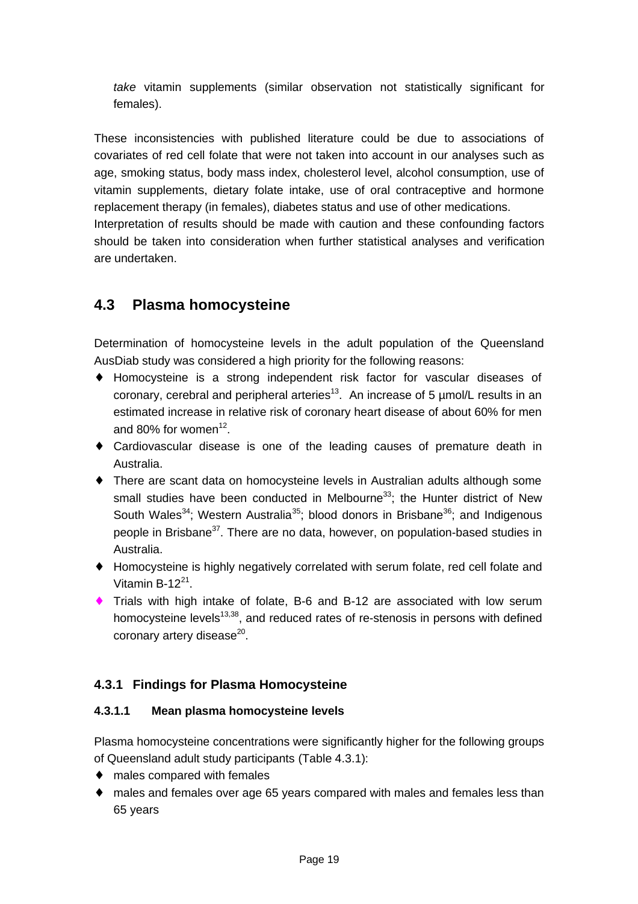*take* vitamin supplements (similar observation not statistically significant for females).

These inconsistencies with published literature could be due to associations of covariates of red cell folate that were not taken into account in our analyses such as age, smoking status, body mass index, cholesterol level, alcohol consumption, use of vitamin supplements, dietary folate intake, use of oral contraceptive and hormone replacement therapy (in females), diabetes status and use of other medications.
Interpretation of results should be made with caution and these confounding factors should be taken into consideration when further statistical analyses and verification are undertaken.

## 4.3 Plasma homocysteine

Determination of homocysteine levels in the adult population of the Queensland AusDiab study was considered a high priority for the following reasons:

- Homocysteine is a strong independent risk factor for vascular diseases of coronary, cerebral and peripheral arteries[13]. An increase of 5 µmol/L results in an estimated increase in relative risk of coronary heart disease of about 60% for men and 80% for women[12].
- Cardiovascular disease is one of the leading causes of premature death in Australia.
- There are scant data on homocysteine levels in Australian adults although some small studies have been conducted in Melbourne[33]; the Hunter district of New South Wales[34]; Western Australia[35]; blood donors in Brisbane[36]; and Indigenous people in Brisbane[37]. There are no data, however, on population-based studies in Australia.
- Homocysteine is highly negatively correlated with serum folate, red cell folate and Vitamin B-12[21].
- Trials with high intake of folate, B-6 and B-12 are associated with low serum homocysteine levels[13,38], and reduced rates of re-stenosis in persons with defined coronary artery disease[20].

### 4.3.1 Findings for Plasma Homocysteine

#### 4.3.1.1 Mean plasma homocysteine levels

Plasma homocysteine concentrations were significantly higher for the following groups of Queensland adult study participants (Table 4.3.1):

- males compared with females
- males and females over age 65 years compared with males and females less than 65 years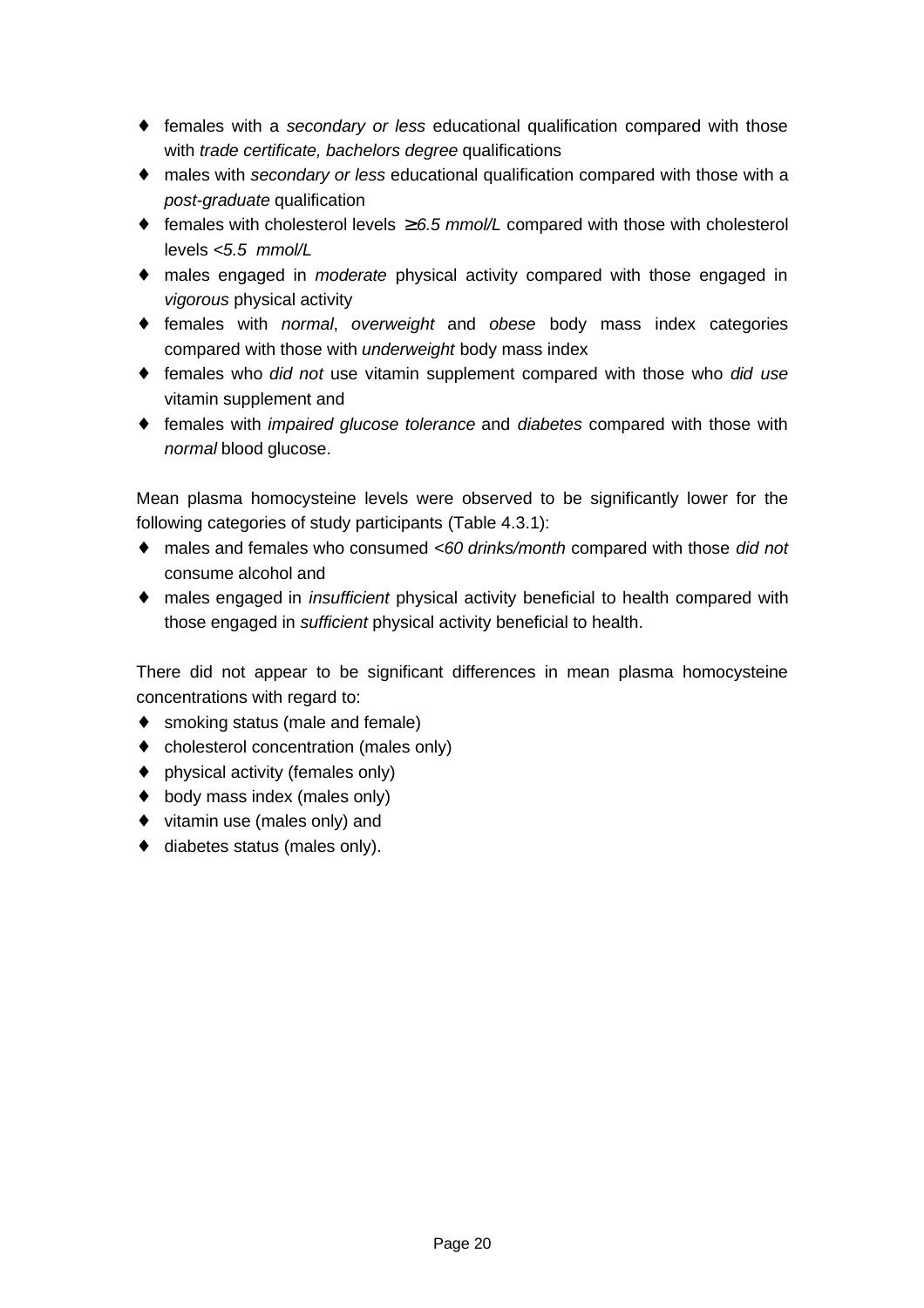- females with a *secondary or less* educational qualification compared with those with *trade certificate, bachelors degree* qualifications
- males with *secondary or less* educational qualification compared with those with a *post-graduate* qualification
- females with cholesterol levels ≥*6.5 mmol/L* compared with those with cholesterol levels <*5.5 mmol/L*
- males engaged in *moderate* physical activity compared with those engaged in *vigorous* physical activity
- females with *normal*, *overweight* and *obese* body mass index categories compared with those with *underweight* body mass index
- females who *did not* use vitamin supplement compared with those who *did use* vitamin supplement and
- females with *impaired glucose tolerance* and *diabetes* compared with those with *normal* blood glucose.

Mean plasma homocysteine levels were observed to be significantly lower for the following categories of study participants (Table 4.3.1):

- males and females who consumed <*60 drinks/month* compared with those *did not* consume alcohol and
- males engaged in *insufficient* physical activity beneficial to health compared with those engaged in *sufficient* physical activity beneficial to health.

There did not appear to be significant differences in mean plasma homocysteine concentrations with regard to:

- smoking status (male and female)
- cholesterol concentration (males only)
- physical activity (females only)
- body mass index (males only)
- vitamin use (males only) and
- diabetes status (males only).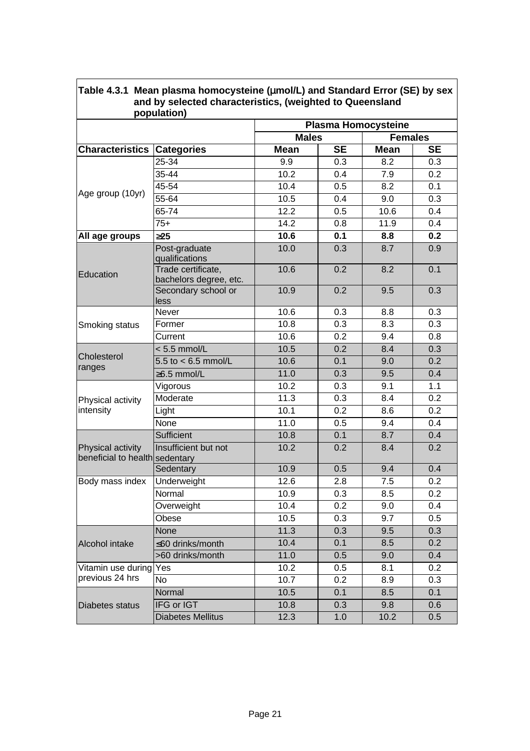**Table 4.3.1 Mean plasma homocysteine (µmol/L) and Standard Error (SE) by sex and by selected characteristics, (weighted to Queensland population)**

| | | Plasma Homocysteine | | | |
|---|---|---|---|---|---|
| | | Males | | Females | |
| **Characteristics** | **Categories** | **Mean** | **SE** | **Mean** | **SE** |
| Age group (10yr) | 25-34 | 9.9 | 0.3 | 8.2 | 0.3 |
| | 35-44 | 10.2 | 0.4 | 7.9 | 0.2 |
| | 45-54 | 10.4 | 0.5 | 8.2 | 0.1 |
| | 55-64 | 10.5 | 0.4 | 9.0 | 0.3 |
| | 65-74 | 12.2 | 0.5 | 10.6 | 0.4 |
| | 75+ | 14.2 | 0.8 | 11.9 | 0.4 |
| **All age groups** | **≥25** | **10.6** | **0.1** | **8.8** | **0.2** |
| Education | Post-graduate qualifications | 10.0 | 0.3 | 8.7 | 0.9 |
| | Trade certificate, bachelors degree, etc. | 10.6 | 0.2 | 8.2 | 0.1 |
| | Secondary school or less | 10.9 | 0.2 | 9.5 | 0.3 |
| Smoking status | Never | 10.6 | 0.3 | 8.8 | 0.3 |
| | Former | 10.8 | 0.3 | 8.3 | 0.3 |
| | Current | 10.6 | 0.2 | 9.4 | 0.8 |
| Cholesterol ranges | < 5.5 mmol/L | 10.5 | 0.2 | 8.4 | 0.3 |
| | 5.5 to < 6.5 mmol/L | 10.6 | 0.1 | 9.0 | 0.2 |
| | ≥6.5 mmol/L | 11.0 | 0.3 | 9.5 | 0.4 |
| Physical activity intensity | Vigorous | 10.2 | 0.3 | 9.1 | 1.1 |
| | Moderate | 11.3 | 0.3 | 8.4 | 0.2 |
| | Light | 10.1 | 0.2 | 8.6 | 0.2 |
| | None | 11.0 | 0.5 | 9.4 | 0.4 |
| Physical activity beneficial to health | Sufficient | 10.8 | 0.1 | 8.7 | 0.4 |
| | Insufficient but not sedentary | 10.2 | 0.2 | 8.4 | 0.2 |
| | Sedentary | 10.9 | 0.5 | 9.4 | 0.4 |
| Body mass index | Underweight | 12.6 | 2.8 | 7.5 | 0.2 |
| | Normal | 10.9 | 0.3 | 8.5 | 0.2 |
| | Overweight | 10.4 | 0.2 | 9.0 | 0.4 |
| | Obese | 10.5 | 0.3 | 9.7 | 0.5 |
| Alcohol intake | None | 11.3 | 0.3 | 9.5 | 0.3 |
| | ≤60 drinks/month | 10.4 | 0.1 | 8.5 | 0.2 |
| | >60 drinks/month | 11.0 | 0.5 | 9.0 | 0.4 |
| Vitamin use during previous 24 hrs | Yes | 10.2 | 0.5 | 8.1 | 0.2 |
| | No | 10.7 | 0.2 | 8.9 | 0.3 |
| Diabetes status | Normal | 10.5 | 0.1 | 8.5 | 0.1 |
| | IFG or IGT | 10.8 | 0.3 | 9.8 | 0.6 |
| | Diabetes Mellitus | 12.3 | 1.0 | 10.2 | 0.5 |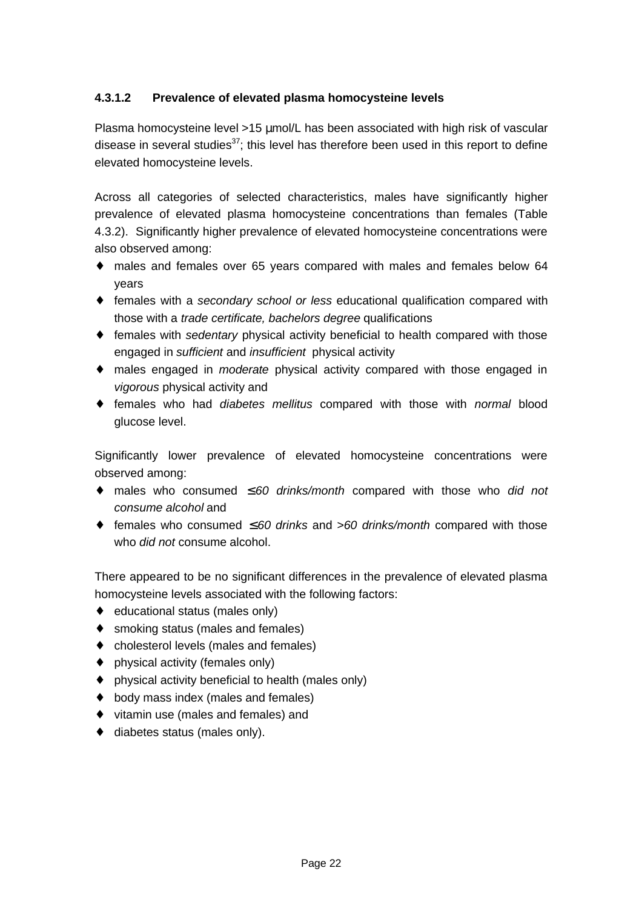#### 4.3.1.2 Prevalence of elevated plasma homocysteine levels

Plasma homocysteine level >15 µmol/L has been associated with high risk of vascular disease in several studies[37]; this level has therefore been used in this report to define elevated homocysteine levels.

Across all categories of selected characteristics, males have significantly higher prevalence of elevated plasma homocysteine concentrations than females (Table 4.3.2). Significantly higher prevalence of elevated homocysteine concentrations were also observed among:

- males and females over 65 years compared with males and females below 64 years
- females with a *secondary school or less* educational qualification compared with those with a *trade certificate, bachelors degree* qualifications
- females with *sedentary* physical activity beneficial to health compared with those engaged in *sufficient* and *insufficient* physical activity
- males engaged in *moderate* physical activity compared with those engaged in *vigorous* physical activity and
- females who had *diabetes mellitus* compared with those with *normal* blood glucose level.

Significantly lower prevalence of elevated homocysteine concentrations were observed among:

- males who consumed *≤60 drinks/month* compared with those who *did not consume alcohol* and
- females who consumed *≤60 drinks* and *>60 drinks/month* compared with those who *did not* consume alcohol.

There appeared to be no significant differences in the prevalence of elevated plasma homocysteine levels associated with the following factors:

- educational status (males only)
- smoking status (males and females)
- cholesterol levels (males and females)
- physical activity (females only)
- physical activity beneficial to health (males only)
- body mass index (males and females)
- vitamin use (males and females) and
- diabetes status (males only).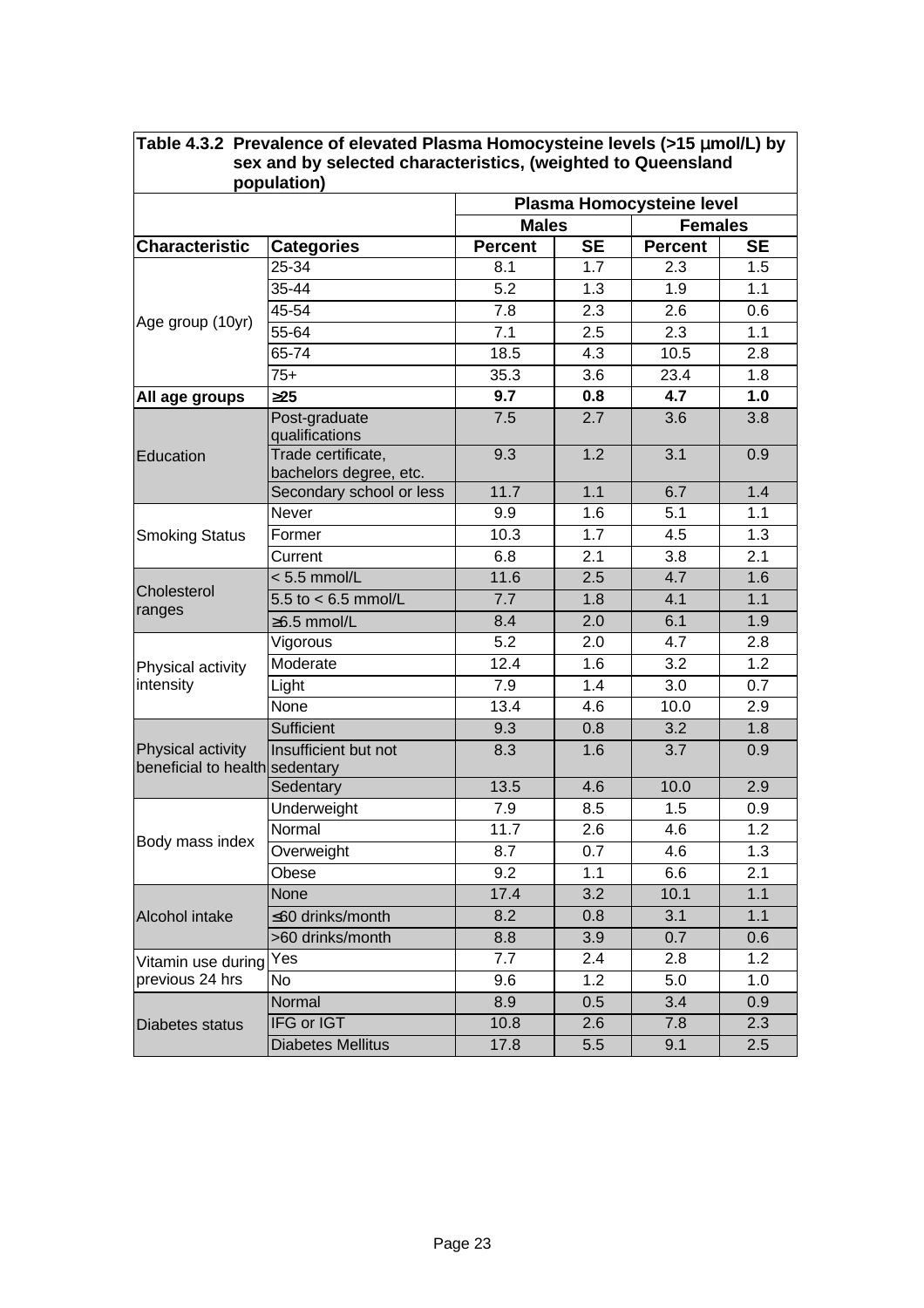**Table 4.3.2 Prevalence of elevated Plasma Homocysteine levels (>15 μmol/L) by sex and by selected characteristics, (weighted to Queensland population)**

| | | Plasma Homocysteine level | | | |
|---|---|---|---|---|---|
| | | Males | | Females | |
| **Characteristic** | **Categories** | **Percent** | **SE** | **Percent** | **SE** |
| Age group (10yr) | 25-34 | 8.1 | 1.7 | 2.3 | 1.5 |
| | 35-44 | 5.2 | 1.3 | 1.9 | 1.1 |
| | 45-54 | 7.8 | 2.3 | 2.6 | 0.6 |
| | 55-64 | 7.1 | 2.5 | 2.3 | 1.1 |
| | 65-74 | 18.5 | 4.3 | 10.5 | 2.8 |
| | 75+ | 35.3 | 3.6 | 23.4 | 1.8 |
| **All age groups** | **≥25** | **9.7** | **0.8** | **4.7** | **1.0** |
| Education | Post-graduate qualifications | 7.5 | 2.7 | 3.6 | 3.8 |
| | Trade certificate, bachelors degree, etc. | 9.3 | 1.2 | 3.1 | 0.9 |
| | Secondary school or less | 11.7 | 1.1 | 6.7 | 1.4 |
| Smoking Status | Never | 9.9 | 1.6 | 5.1 | 1.1 |
| | Former | 10.3 | 1.7 | 4.5 | 1.3 |
| | Current | 6.8 | 2.1 | 3.8 | 2.1 |
| Cholesterol ranges | < 5.5 mmol/L | 11.6 | 2.5 | 4.7 | 1.6 |
| | 5.5 to < 6.5 mmol/L | 7.7 | 1.8 | 4.1 | 1.1 |
| | ≥6.5 mmol/L | 8.4 | 2.0 | 6.1 | 1.9 |
| Physical activity intensity | Vigorous | 5.2 | 2.0 | 4.7 | 2.8 |
| | Moderate | 12.4 | 1.6 | 3.2 | 1.2 |
| | Light | 7.9 | 1.4 | 3.0 | 0.7 |
| | None | 13.4 | 4.6 | 10.0 | 2.9 |
| Physical activity beneficial to health | Sufficient | 9.3 | 0.8 | 3.2 | 1.8 |
| | Insufficient but not sedentary | 8.3 | 1.6 | 3.7 | 0.9 |
| | Sedentary | 13.5 | 4.6 | 10.0 | 2.9 |
| Body mass index | Underweight | 7.9 | 8.5 | 1.5 | 0.9 |
| | Normal | 11.7 | 2.6 | 4.6 | 1.2 |
| | Overweight | 8.7 | 0.7 | 4.6 | 1.3 |
| | Obese | 9.2 | 1.1 | 6.6 | 2.1 |
| Alcohol intake | None | 17.4 | 3.2 | 10.1 | 1.1 |
| | ≤60 drinks/month | 8.2 | 0.8 | 3.1 | 1.1 |
| | >60 drinks/month | 8.8 | 3.9 | 0.7 | 0.6 |
| Vitamin use during previous 24 hrs | Yes | 7.7 | 2.4 | 2.8 | 1.2 |
| | No | 9.6 | 1.2 | 5.0 | 1.0 |
| Diabetes status | Normal | 8.9 | 0.5 | 3.4 | 0.9 |
| | IFG or IGT | 10.8 | 2.6 | 7.8 | 2.3 |
| | Diabetes Mellitus | 17.8 | 5.5 | 9.1 | 2.5 |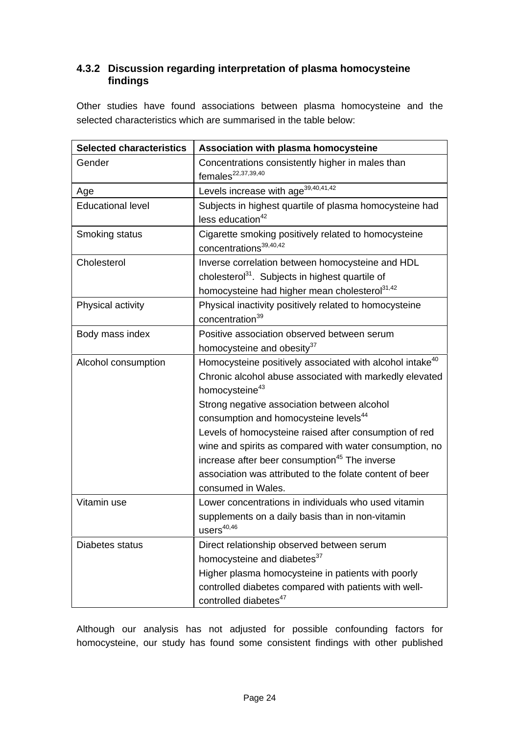### 4.3.2 Discussion regarding interpretation of plasma homocysteine findings

Other studies have found associations between plasma homocysteine and the selected characteristics which are summarised in the table below:

| Selected characteristics | Association with plasma homocysteine |
|---|---|
| Gender | Concentrations consistently higher in males than females[22,37,39,40] |
| Age | Levels increase with age[39,40,41,42] |
| Educational level | Subjects in highest quartile of plasma homocysteine had less education[42] |
| Smoking status | Cigarette smoking positively related to homocysteine concentrations[39,40,42] |
| Cholesterol | Inverse correlation between homocysteine and HDL cholesterol[31]. Subjects in highest quartile of homocysteine had higher mean cholesterol[31,42] |
| Physical activity | Physical inactivity positively related to homocysteine concentration[39] |
| Body mass index | Positive association observed between serum homocysteine and obesity[37] |
| Alcohol consumption | Homocysteine positively associated with alcohol intake[40] Chronic alcohol abuse associated with markedly elevated homocysteine[43] Strong negative association between alcohol consumption and homocysteine levels[44] Levels of homocysteine raised after consumption of red wine and spirits as compared with water consumption, no increase after beer consumption[45] The inverse association was attributed to the folate content of beer consumed in Wales. |
| Vitamin use | Lower concentrations in individuals who used vitamin supplements on a daily basis than in non-vitamin users[40,46] |
| Diabetes status | Direct relationship observed between serum homocysteine and diabetes[37] Higher plasma homocysteine in patients with poorly controlled diabetes compared with patients with well-controlled diabetes[47] |

Although our analysis has not adjusted for possible confounding factors for homocysteine, our study has found some consistent findings with other published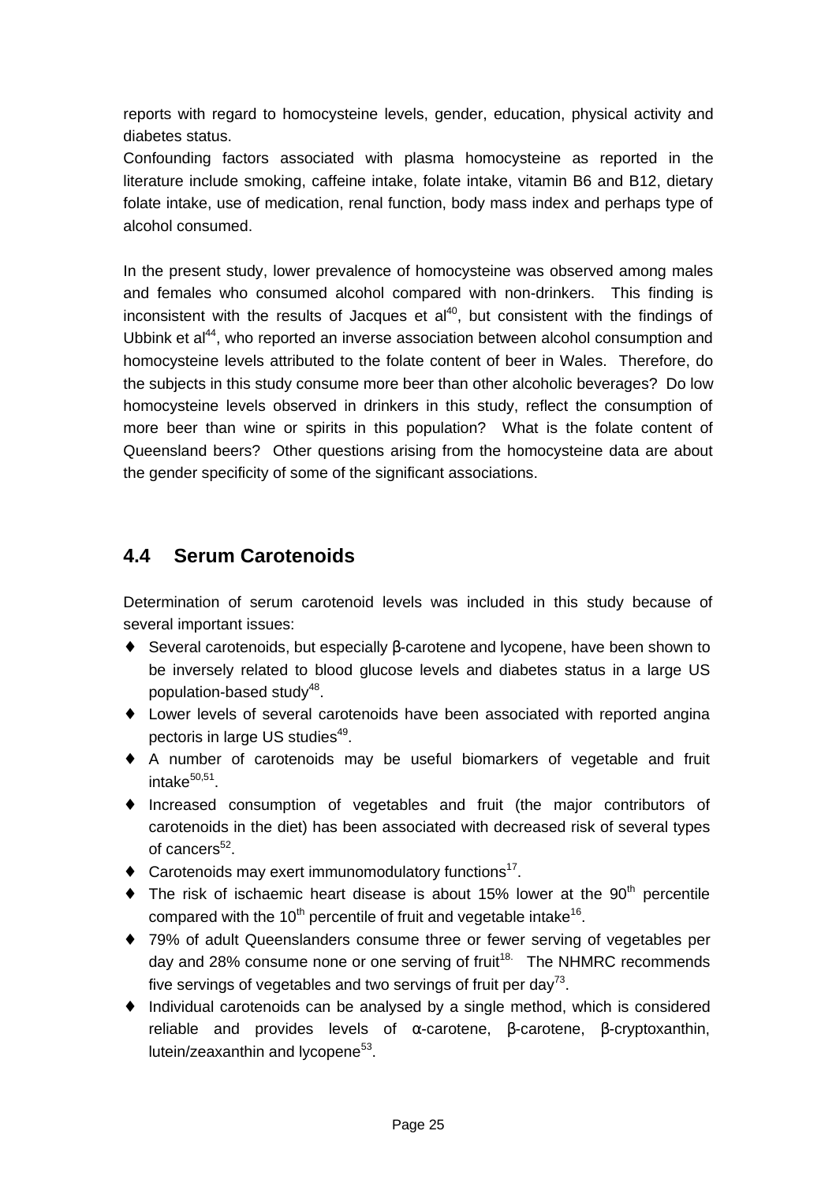reports with regard to homocysteine levels, gender, education, physical activity and diabetes status.

Confounding factors associated with plasma homocysteine as reported in the literature include smoking, caffeine intake, folate intake, vitamin B6 and B12, dietary folate intake, use of medication, renal function, body mass index and perhaps type of alcohol consumed.

In the present study, lower prevalence of homocysteine was observed among males and females who consumed alcohol compared with non-drinkers. This finding is inconsistent with the results of Jacques et al[40], but consistent with the findings of Ubbink et al[44], who reported an inverse association between alcohol consumption and homocysteine levels attributed to the folate content of beer in Wales. Therefore, do the subjects in this study consume more beer than other alcoholic beverages? Do low homocysteine levels observed in drinkers in this study, reflect the consumption of more beer than wine or spirits in this population? What is the folate content of Queensland beers? Other questions arising from the homocysteine data are about the gender specificity of some of the significant associations.

## 4.4 Serum Carotenoids

Determination of serum carotenoid levels was included in this study because of several important issues:

- Several carotenoids, but especially β-carotene and lycopene, have been shown to be inversely related to blood glucose levels and diabetes status in a large US population-based study[48].
- Lower levels of several carotenoids have been associated with reported angina pectoris in large US studies[49].
- A number of carotenoids may be useful biomarkers of vegetable and fruit intake[50,51].
- Increased consumption of vegetables and fruit (the major contributors of carotenoids in the diet) has been associated with decreased risk of several types of cancers[52].
- Carotenoids may exert immunomodulatory functions[17].
- The risk of ischaemic heart disease is about 15% lower at the 90th percentile compared with the 10th percentile of fruit and vegetable intake[16].
- 79% of adult Queenslanders consume three or fewer serving of vegetables per day and 28% consume none or one serving of fruit[18]. The NHMRC recommends five servings of vegetables and two servings of fruit per day[73].
- Individual carotenoids can be analysed by a single method, which is considered reliable and provides levels of α-carotene, β-carotene, β-cryptoxanthin, lutein/zeaxanthin and lycopene[53].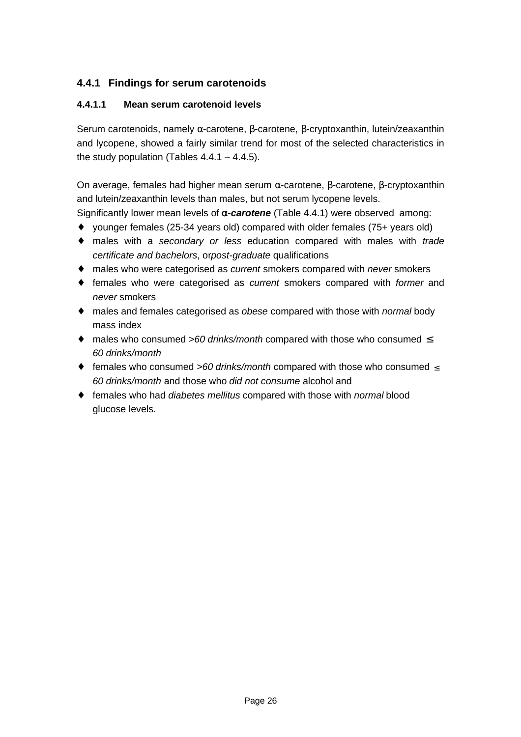### 4.4.1 Findings for serum carotenoids

#### 4.4.1.1 Mean serum carotenoid levels

Serum carotenoids, namely α-carotene, β-carotene, β-cryptoxanthin, lutein/zeaxanthin and lycopene, showed a fairly similar trend for most of the selected characteristics in the study population (Tables 4.4.1 – 4.4.5).

On average, females had higher mean serum α-carotene, β-carotene, β-cryptoxanthin and lutein/zeaxanthin levels than males, but not serum lycopene levels.
Significantly lower mean levels of ***α-carotene*** (Table 4.4.1) were observed among:

- younger females (25-34 years old) compared with older females (75+ years old)
- males with a *secondary or less* education compared with males with *trade certificate and bachelors*, or*post-graduate* qualifications
- males who were categorised as *current* smokers compared with *never* smokers
- females who were categorised as *current* smokers compared with *former* and *never* smokers
- males and females categorised as *obese* compared with those with *normal* body mass index
- males who consumed *>60 drinks/month* compared with those who consumed *≤ 60 drinks/month*
- females who consumed *>60 drinks/month* compared with those who consumed *≤ 60 drinks/month* and those who *did not consume* alcohol and
- females who had *diabetes mellitus* compared with those with *normal* blood glucose levels.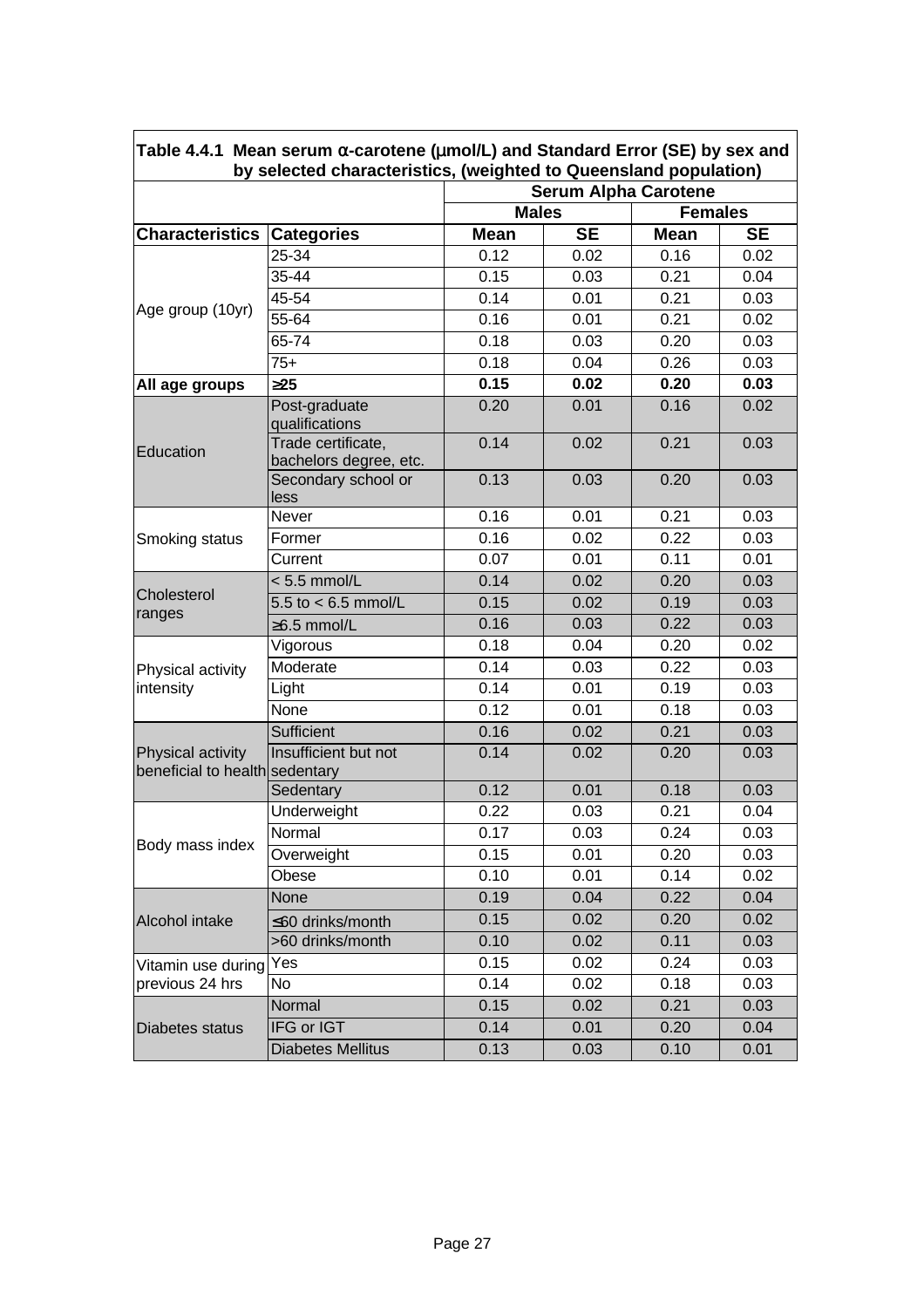**Table 4.4.1 Mean serum α-carotene (μmol/L) and Standard Error (SE) by sex and by selected characteristics, (weighted to Queensland population)**

| | | Serum Alpha Carotene | | | |
|---|---|---|---|---|---|
| | | Males | | Females | |
| Characteristics | Categories | Mean | SE | Mean | SE |
| Age group (10yr) | 25-34 | 0.12 | 0.02 | 0.16 | 0.02 |
| | 35-44 | 0.15 | 0.03 | 0.21 | 0.04 |
| | 45-54 | 0.14 | 0.01 | 0.21 | 0.03 |
| | 55-64 | 0.16 | 0.01 | 0.21 | 0.02 |
| | 65-74 | 0.18 | 0.03 | 0.20 | 0.03 |
| | 75+ | 0.18 | 0.04 | 0.26 | 0.03 |
| **All age groups** | **≥25** | **0.15** | **0.02** | **0.20** | **0.03** |
| Education | Post-graduate qualifications | 0.20 | 0.01 | 0.16 | 0.02 |
| | Trade certificate, bachelors degree, etc. | 0.14 | 0.02 | 0.21 | 0.03 |
| | Secondary school or less | 0.13 | 0.03 | 0.20 | 0.03 |
| Smoking status | Never | 0.16 | 0.01 | 0.21 | 0.03 |
| | Former | 0.16 | 0.02 | 0.22 | 0.03 |
| | Current | 0.07 | 0.01 | 0.11 | 0.01 |
| Cholesterol ranges | < 5.5 mmol/L | 0.14 | 0.02 | 0.20 | 0.03 |
| | 5.5 to < 6.5 mmol/L | 0.15 | 0.02 | 0.19 | 0.03 |
| | ≥6.5 mmol/L | 0.16 | 0.03 | 0.22 | 0.03 |
| Physical activity intensity | Vigorous | 0.18 | 0.04 | 0.20 | 0.02 |
| | Moderate | 0.14 | 0.03 | 0.22 | 0.03 |
| | Light | 0.14 | 0.01 | 0.19 | 0.03 |
| | None | 0.12 | 0.01 | 0.18 | 0.03 |
| Physical activity beneficial to health | Sufficient | 0.16 | 0.02 | 0.21 | 0.03 |
| | Insufficient but not sedentary | 0.14 | 0.02 | 0.20 | 0.03 |
| | Sedentary | 0.12 | 0.01 | 0.18 | 0.03 |
| Body mass index | Underweight | 0.22 | 0.03 | 0.21 | 0.04 |
| | Normal | 0.17 | 0.03 | 0.24 | 0.03 |
| | Overweight | 0.15 | 0.01 | 0.20 | 0.03 |
| | Obese | 0.10 | 0.01 | 0.14 | 0.02 |
| Alcohol intake | None | 0.19 | 0.04 | 0.22 | 0.04 |
| | ≤60 drinks/month | 0.15 | 0.02 | 0.20 | 0.02 |
| | >60 drinks/month | 0.10 | 0.02 | 0.11 | 0.03 |
| Vitamin use during previous 24 hrs | Yes | 0.15 | 0.02 | 0.24 | 0.03 |
| | No | 0.14 | 0.02 | 0.18 | 0.03 |
| Diabetes status | Normal | 0.15 | 0.02 | 0.21 | 0.03 |
| | IFG or IGT | 0.14 | 0.01 | 0.20 | 0.04 |
| | Diabetes Mellitus | 0.13 | 0.03 | 0.10 | 0.01 |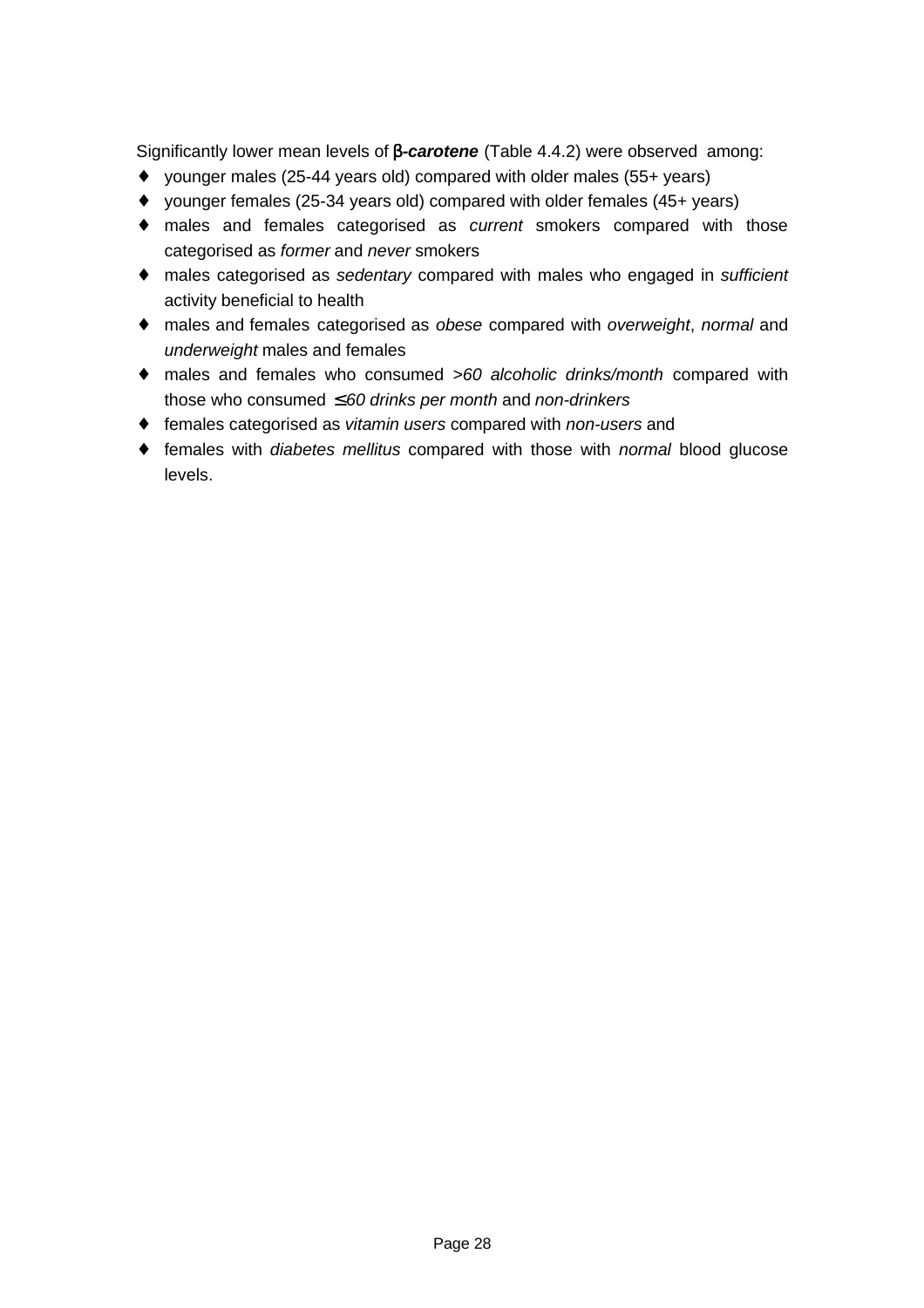Significantly lower mean levels of ***β-carotene*** (Table 4.4.2) were observed among:

- younger males (25-44 years old) compared with older males (55+ years)
- younger females (25-34 years old) compared with older females (45+ years)
- males and females categorised as *current* smokers compared with those categorised as *former* and *never* smokers
- males categorised as *sedentary* compared with males who engaged in *sufficient* activity beneficial to health
- males and females categorised as *obese* compared with *overweight*, *normal* and *underweight* males and females
- males and females who consumed *>60 alcoholic drinks/month* compared with those who consumed *≤60 drinks per month* and *non-drinkers*
- females categorised as *vitamin users* compared with *non-users* and
- females with *diabetes mellitus* compared with those with *normal* blood glucose levels.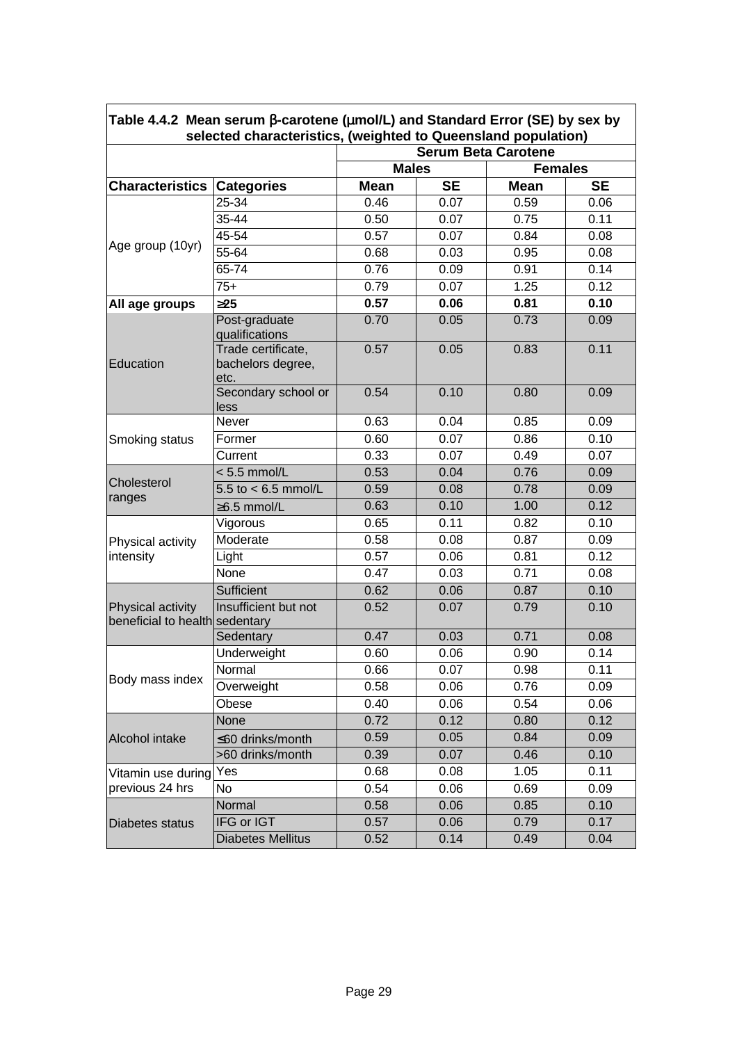**Table 4.4.2 Mean serum β-carotene (μmol/L) and Standard Error (SE) by sex by selected characteristics, (weighted to Queensland population)**

| | | Serum Beta Carotene | | | |
|---|---|---|---|---|---|
| | | Males | | Females | |
| **Characteristics** | **Categories** | **Mean** | **SE** | **Mean** | **SE** |
| Age group (10yr) | 25-34 | 0.46 | 0.07 | 0.59 | 0.06 |
| | 35-44 | 0.50 | 0.07 | 0.75 | 0.11 |
| | 45-54 | 0.57 | 0.07 | 0.84 | 0.08 |
| | 55-64 | 0.68 | 0.03 | 0.95 | 0.08 |
| | 65-74 | 0.76 | 0.09 | 0.91 | 0.14 |
| | 75+ | 0.79 | 0.07 | 1.25 | 0.12 |
| **All age groups** | **≥25** | **0.57** | **0.06** | **0.81** | **0.10** |
| Education | Post-graduate qualifications | 0.70 | 0.05 | 0.73 | 0.09 |
| | Trade certificate, bachelors degree, etc. | 0.57 | 0.05 | 0.83 | 0.11 |
| | Secondary school or less | 0.54 | 0.10 | 0.80 | 0.09 |
| Smoking status | Never | 0.63 | 0.04 | 0.85 | 0.09 |
| | Former | 0.60 | 0.07 | 0.86 | 0.10 |
| | Current | 0.33 | 0.07 | 0.49 | 0.07 |
| Cholesterol ranges | < 5.5 mmol/L | 0.53 | 0.04 | 0.76 | 0.09 |
| | 5.5 to < 6.5 mmol/L | 0.59 | 0.08 | 0.78 | 0.09 |
| | ≥6.5 mmol/L | 0.63 | 0.10 | 1.00 | 0.12 |
| Physical activity intensity | Vigorous | 0.65 | 0.11 | 0.82 | 0.10 |
| | Moderate | 0.58 | 0.08 | 0.87 | 0.09 |
| | Light | 0.57 | 0.06 | 0.81 | 0.12 |
| | None | 0.47 | 0.03 | 0.71 | 0.08 |
| Physical activity beneficial to health | Sufficient | 0.62 | 0.06 | 0.87 | 0.10 |
| | Insufficient but not sedentary | 0.52 | 0.07 | 0.79 | 0.10 |
| | Sedentary | 0.47 | 0.03 | 0.71 | 0.08 |
| Body mass index | Underweight | 0.60 | 0.06 | 0.90 | 0.14 |
| | Normal | 0.66 | 0.07 | 0.98 | 0.11 |
| | Overweight | 0.58 | 0.06 | 0.76 | 0.09 |
| | Obese | 0.40 | 0.06 | 0.54 | 0.06 |
| Alcohol intake | None | 0.72 | 0.12 | 0.80 | 0.12 |
| | ≤60 drinks/month | 0.59 | 0.05 | 0.84 | 0.09 |
| | >60 drinks/month | 0.39 | 0.07 | 0.46 | 0.10 |
| Vitamin use during previous 24 hrs | Yes | 0.68 | 0.08 | 1.05 | 0.11 |
| | No | 0.54 | 0.06 | 0.69 | 0.09 |
| Diabetes status | Normal | 0.58 | 0.06 | 0.85 | 0.10 |
| | IFG or IGT | 0.57 | 0.06 | 0.79 | 0.17 |
| | Diabetes Mellitus | 0.52 | 0.14 | 0.49 | 0.04 |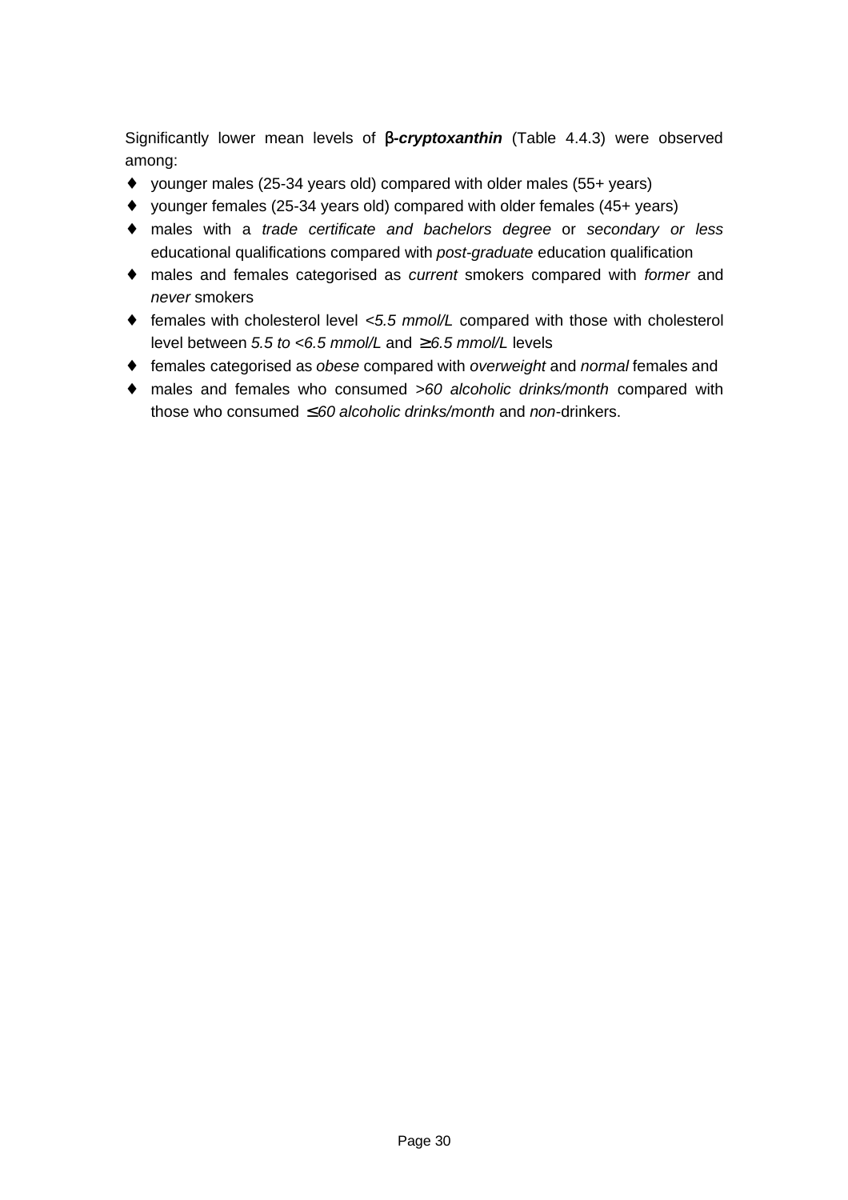Significantly lower mean levels of ***β-cryptoxanthin*** (Table 4.4.3) were observed among:

- younger males (25-34 years old) compared with older males (55+ years)
- younger females (25-34 years old) compared with older females (45+ years)
- males with a *trade certificate and bachelors degree* or *secondary or less* educational qualifications compared with *post-graduate* education qualification
- males and females categorised as *current* smokers compared with *former* and *never* smokers
- females with cholesterol level *<5.5 mmol/L* compared with those with cholesterol level between *5.5 to <6.5 mmol/L* and *≥6.5 mmol/L* levels
- females categorised as *obese* compared with *overweight* and *normal* females and
- males and females who consumed *>60 alcoholic drinks/month* compared with those who consumed *≤60 alcoholic drinks/month* and *non*-drinkers.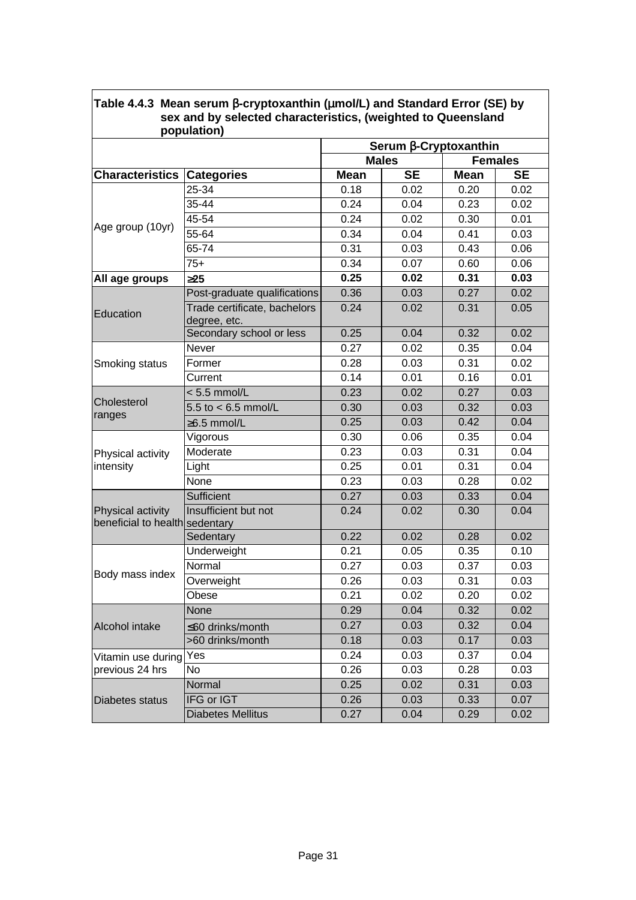**Table 4.4.3 Mean serum β-cryptoxanthin (μmol/L) and Standard Error (SE) by sex and by selected characteristics, (weighted to Queensland population)**

| | | Serum β-Cryptoxanthin | | | |
|---|---|---|---|---|---|
| | | Males | | Females | |
| **Characteristics** | **Categories** | **Mean** | **SE** | **Mean** | **SE** |
| Age group (10yr) | 25-34 | 0.18 | 0.02 | 0.20 | 0.02 |
| | 35-44 | 0.24 | 0.04 | 0.23 | 0.02 |
| | 45-54 | 0.24 | 0.02 | 0.30 | 0.01 |
| | 55-64 | 0.34 | 0.04 | 0.41 | 0.03 |
| | 65-74 | 0.31 | 0.03 | 0.43 | 0.06 |
| | 75+ | 0.34 | 0.07 | 0.60 | 0.06 |
| **All age groups** | **≥25** | **0.25** | **0.02** | **0.31** | **0.03** |
| Education | Post-graduate qualifications | 0.36 | 0.03 | 0.27 | 0.02 |
| | Trade certificate, bachelors degree, etc. | 0.24 | 0.02 | 0.31 | 0.05 |
| | Secondary school or less | 0.25 | 0.04 | 0.32 | 0.02 |
| Smoking status | Never | 0.27 | 0.02 | 0.35 | 0.04 |
| | Former | 0.28 | 0.03 | 0.31 | 0.02 |
| | Current | 0.14 | 0.01 | 0.16 | 0.01 |
| Cholesterol ranges | < 5.5 mmol/L | 0.23 | 0.02 | 0.27 | 0.03 |
| | 5.5 to < 6.5 mmol/L | 0.30 | 0.03 | 0.32 | 0.03 |
| | ≥6.5 mmol/L | 0.25 | 0.03 | 0.42 | 0.04 |
| Physical activity intensity | Vigorous | 0.30 | 0.06 | 0.35 | 0.04 |
| | Moderate | 0.23 | 0.03 | 0.31 | 0.04 |
| | Light | 0.25 | 0.01 | 0.31 | 0.04 |
| | None | 0.23 | 0.03 | 0.28 | 0.02 |
| Physical activity beneficial to health | Sufficient | 0.27 | 0.03 | 0.33 | 0.04 |
| | Insufficient but not sedentary | 0.24 | 0.02 | 0.30 | 0.04 |
| | Sedentary | 0.22 | 0.02 | 0.28 | 0.02 |
| Body mass index | Underweight | 0.21 | 0.05 | 0.35 | 0.10 |
| | Normal | 0.27 | 0.03 | 0.37 | 0.03 |
| | Overweight | 0.26 | 0.03 | 0.31 | 0.03 |
| | Obese | 0.21 | 0.02 | 0.20 | 0.02 |
| Alcohol intake | None | 0.29 | 0.04 | 0.32 | 0.02 |
| | ≤60 drinks/month | 0.27 | 0.03 | 0.32 | 0.04 |
| | >60 drinks/month | 0.18 | 0.03 | 0.17 | 0.03 |
| Vitamin use during previous 24 hrs | Yes | 0.24 | 0.03 | 0.37 | 0.04 |
| | No | 0.26 | 0.03 | 0.28 | 0.03 |
| Diabetes status | Normal | 0.25 | 0.02 | 0.31 | 0.03 |
| | IFG or IGT | 0.26 | 0.03 | 0.33 | 0.07 |
| | Diabetes Mellitus | 0.27 | 0.04 | 0.29 | 0.02 |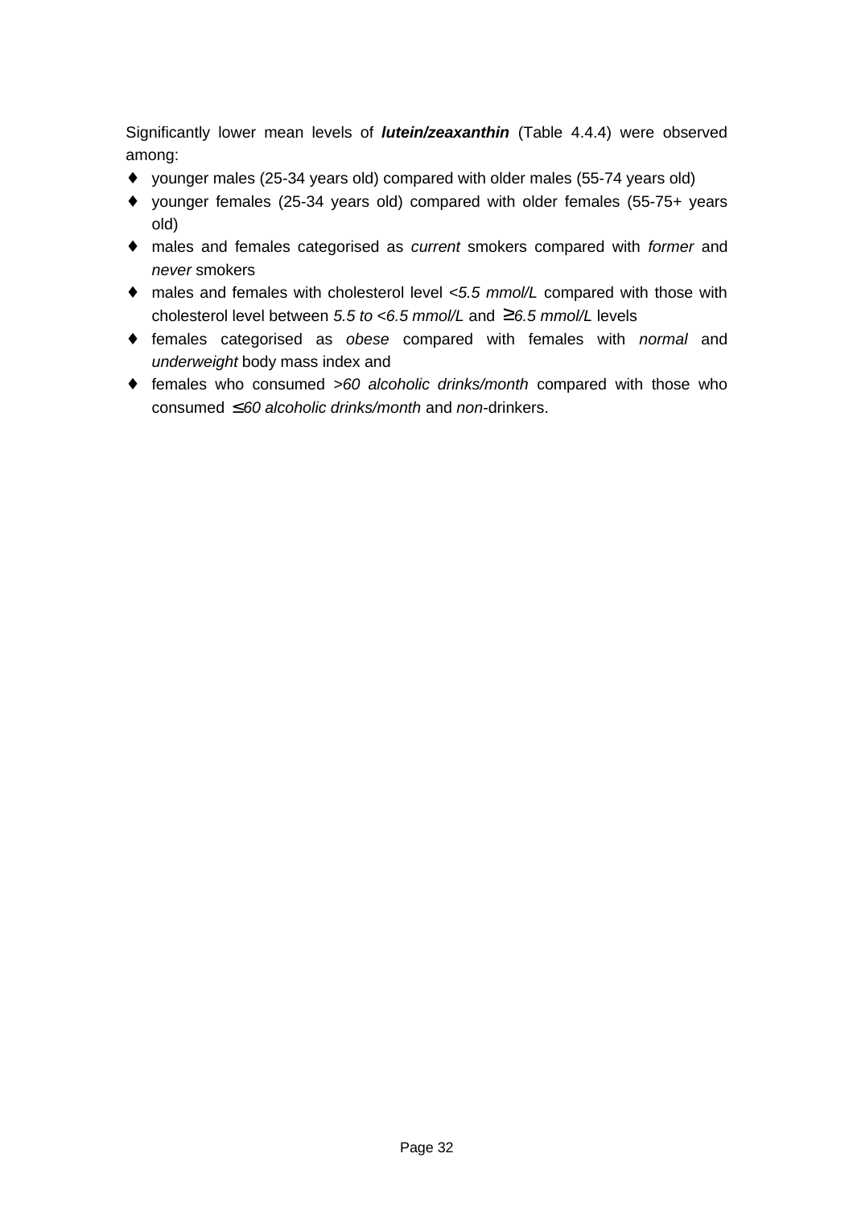Significantly lower mean levels of ***lutein/zeaxanthin*** (Table 4.4.4) were observed among:

- younger males (25-34 years old) compared with older males (55-74 years old)
- younger females (25-34 years old) compared with older females (55-75+ years old)
- males and females categorised as *current* smokers compared with *former* and *never* smokers
- males and females with cholesterol level *<5.5 mmol/L* compared with those with cholesterol level between *5.5 to <6.5 mmol/L* and *≥6.5 mmol/L* levels
- females categorised as *obese* compared with females with *normal* and *underweight* body mass index and
- females who consumed *>60 alcoholic drinks/month* compared with those who consumed *≤60 alcoholic drinks/month* and *non*-drinkers.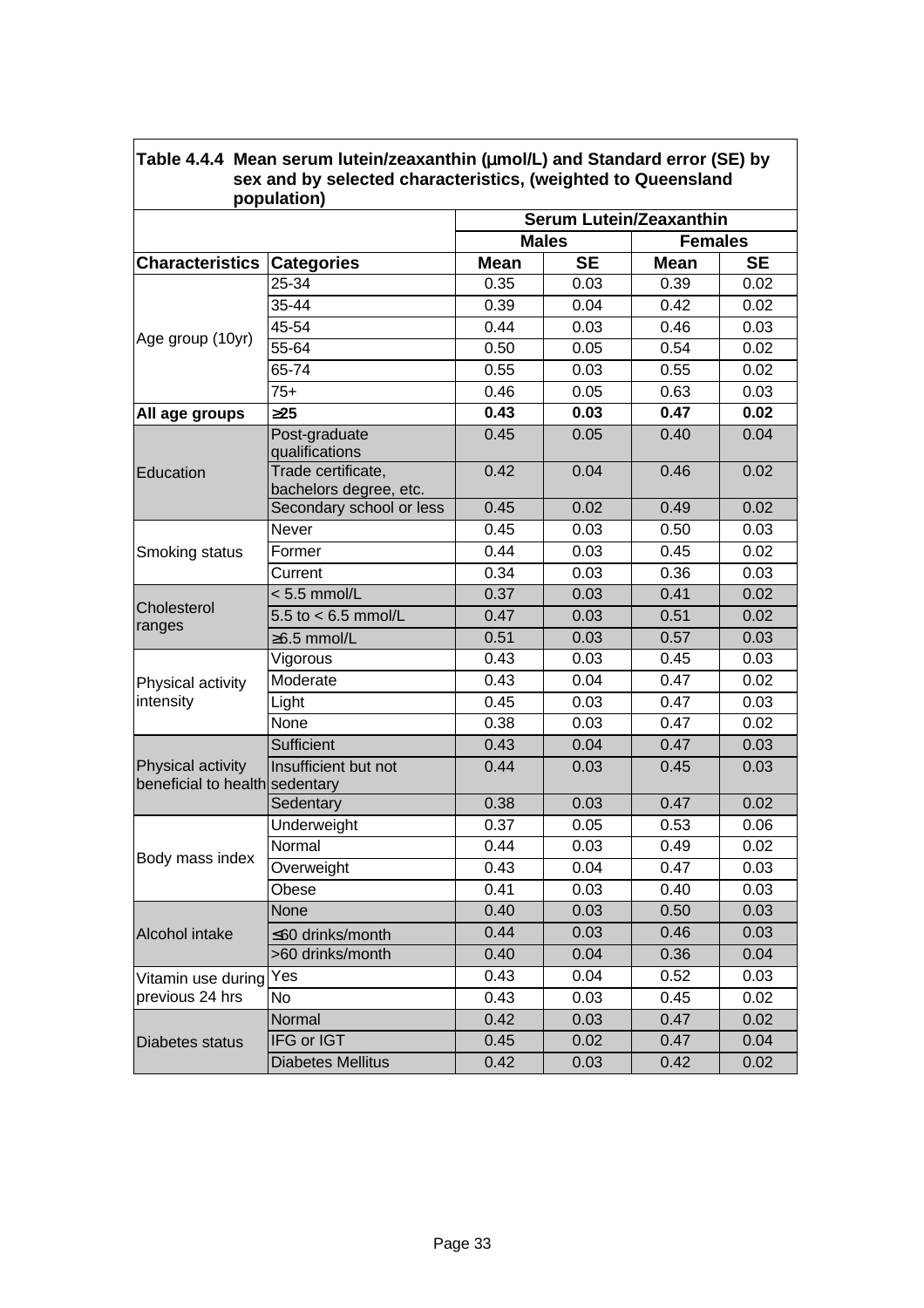**Table 4.4.4 Mean serum lutein/zeaxanthin (µmol/L) and Standard error (SE) by sex and by selected characteristics, (weighted to Queensland population)**

| | | Serum Lutein/Zeaxanthin | | | |
|---|---|---|---|---|---|
| | | Males | | Females | |
| **Characteristics** | **Categories** | **Mean** | **SE** | **Mean** | **SE** |
| Age group (10yr) | 25-34 | 0.35 | 0.03 | 0.39 | 0.02 |
| | 35-44 | 0.39 | 0.04 | 0.42 | 0.02 |
| | 45-54 | 0.44 | 0.03 | 0.46 | 0.03 |
| | 55-64 | 0.50 | 0.05 | 0.54 | 0.02 |
| | 65-74 | 0.55 | 0.03 | 0.55 | 0.02 |
| | 75+ | 0.46 | 0.05 | 0.63 | 0.03 |
| **All age groups** | **≥25** | **0.43** | **0.03** | **0.47** | **0.02** |
| Education | Post-graduate qualifications | 0.45 | 0.05 | 0.40 | 0.04 |
| | Trade certificate, bachelors degree, etc. | 0.42 | 0.04 | 0.46 | 0.02 |
| | Secondary school or less | 0.45 | 0.02 | 0.49 | 0.02 |
| Smoking status | Never | 0.45 | 0.03 | 0.50 | 0.03 |
| | Former | 0.44 | 0.03 | 0.45 | 0.02 |
| | Current | 0.34 | 0.03 | 0.36 | 0.03 |
| Cholesterol ranges | < 5.5 mmol/L | 0.37 | 0.03 | 0.41 | 0.02 |
| | 5.5 to < 6.5 mmol/L | 0.47 | 0.03 | 0.51 | 0.02 |
| | ≥6.5 mmol/L | 0.51 | 0.03 | 0.57 | 0.03 |
| Physical activity intensity | Vigorous | 0.43 | 0.03 | 0.45 | 0.03 |
| | Moderate | 0.43 | 0.04 | 0.47 | 0.02 |
| | Light | 0.45 | 0.03 | 0.47 | 0.03 |
| | None | 0.38 | 0.03 | 0.47 | 0.02 |
| Physical activity beneficial to health | Sufficient | 0.43 | 0.04 | 0.47 | 0.03 |
| | Insufficient but not sedentary | 0.44 | 0.03 | 0.45 | 0.03 |
| | Sedentary | 0.38 | 0.03 | 0.47 | 0.02 |
| Body mass index | Underweight | 0.37 | 0.05 | 0.53 | 0.06 |
| | Normal | 0.44 | 0.03 | 0.49 | 0.02 |
| | Overweight | 0.43 | 0.04 | 0.47 | 0.03 |
| | Obese | 0.41 | 0.03 | 0.40 | 0.03 |
| Alcohol intake | None | 0.40 | 0.03 | 0.50 | 0.03 |
| | ≤60 drinks/month | 0.44 | 0.03 | 0.46 | 0.03 |
| | >60 drinks/month | 0.40 | 0.04 | 0.36 | 0.04 |
| Vitamin use during previous 24 hrs | Yes | 0.43 | 0.04 | 0.52 | 0.03 |
| | No | 0.43 | 0.03 | 0.45 | 0.02 |
| Diabetes status | Normal | 0.42 | 0.03 | 0.47 | 0.02 |
| | IFG or IGT | 0.45 | 0.02 | 0.47 | 0.04 |
| | Diabetes Mellitus | 0.42 | 0.03 | 0.42 | 0.02 |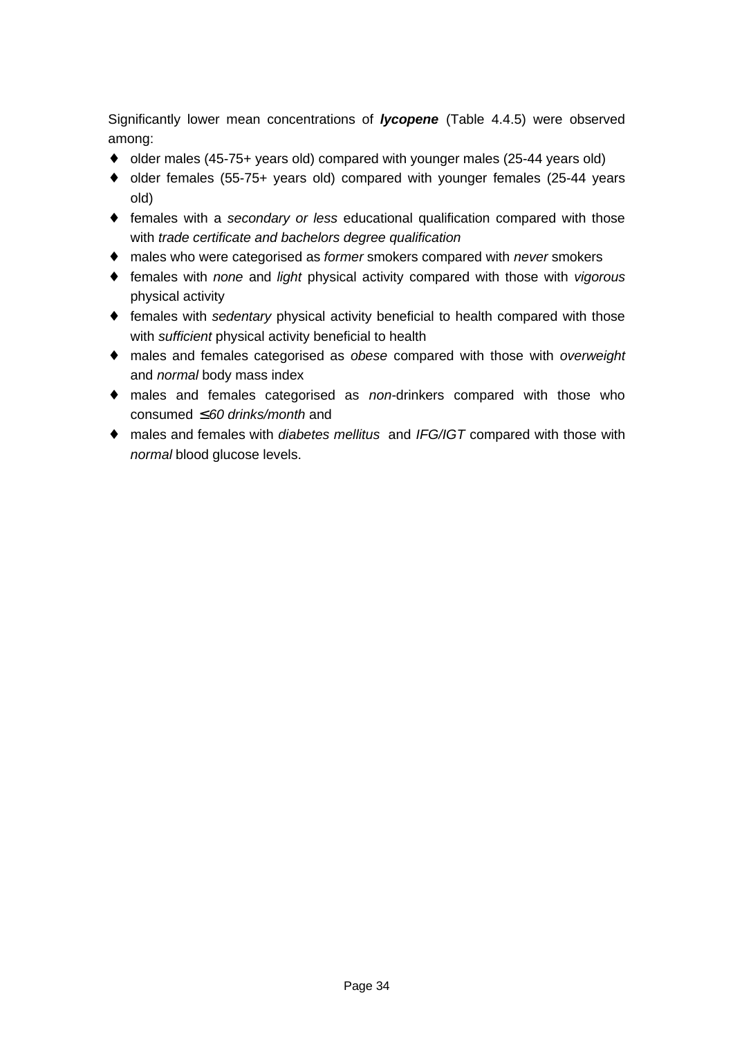Significantly lower mean concentrations of ***lycopene*** (Table 4.4.5) were observed among:

- older males (45-75+ years old) compared with younger males (25-44 years old)
- older females (55-75+ years old) compared with younger females (25-44 years old)
- females with a *secondary or less* educational qualification compared with those with *trade certificate and bachelors degree qualification*
- males who were categorised as *former* smokers compared with *never* smokers
- females with *none* and *light* physical activity compared with those with *vigorous* physical activity
- females with *sedentary* physical activity beneficial to health compared with those with *sufficient* physical activity beneficial to health
- males and females categorised as *obese* compared with those with *overweight* and *normal* body mass index
- males and females categorised as *non*-drinkers compared with those who consumed *≤60 drinks/month* and
- males and females with *diabetes mellitus* and *IFG/IGT* compared with those with *normal* blood glucose levels.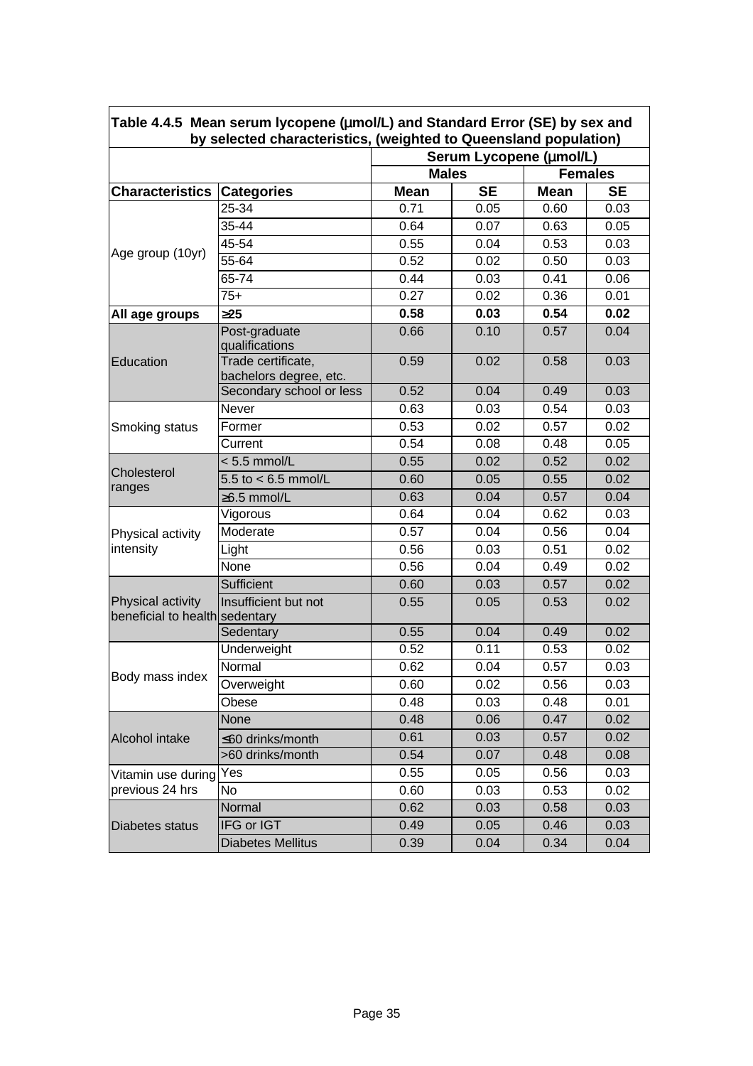**Table 4.4.5 Mean serum lycopene (μmol/L) and Standard Error (SE) by sex and by selected characteristics, (weighted to Queensland population)**

| | | Serum Lycopene (μmol/L) | | | |
|---|---|---|---|---|---|
| | | Males | | Females | |
| **Characteristics** | **Categories** | **Mean** | **SE** | **Mean** | **SE** |
| Age group (10yr) | 25-34 | 0.71 | 0.05 | 0.60 | 0.03 |
| | 35-44 | 0.64 | 0.07 | 0.63 | 0.05 |
| | 45-54 | 0.55 | 0.04 | 0.53 | 0.03 |
| | 55-64 | 0.52 | 0.02 | 0.50 | 0.03 |
| | 65-74 | 0.44 | 0.03 | 0.41 | 0.06 |
| | 75+ | 0.27 | 0.02 | 0.36 | 0.01 |
| **All age groups** | **≥25** | **0.58** | **0.03** | **0.54** | **0.02** |
| Education | Post-graduate qualifications | 0.66 | 0.10 | 0.57 | 0.04 |
| | Trade certificate, bachelors degree, etc. | 0.59 | 0.02 | 0.58 | 0.03 |
| | Secondary school or less | 0.52 | 0.04 | 0.49 | 0.03 |
| Smoking status | Never | 0.63 | 0.03 | 0.54 | 0.03 |
| | Former | 0.53 | 0.02 | 0.57 | 0.02 |
| | Current | 0.54 | 0.08 | 0.48 | 0.05 |
| Cholesterol ranges | < 5.5 mmol/L | 0.55 | 0.02 | 0.52 | 0.02 |
| | 5.5 to < 6.5 mmol/L | 0.60 | 0.05 | 0.55 | 0.02 |
| | ≥6.5 mmol/L | 0.63 | 0.04 | 0.57 | 0.04 |
| Physical activity intensity | Vigorous | 0.64 | 0.04 | 0.62 | 0.03 |
| | Moderate | 0.57 | 0.04 | 0.56 | 0.04 |
| | Light | 0.56 | 0.03 | 0.51 | 0.02 |
| | None | 0.56 | 0.04 | 0.49 | 0.02 |
| Physical activity beneficial to health | Sufficient | 0.60 | 0.03 | 0.57 | 0.02 |
| | Insufficient but not sedentary | 0.55 | 0.05 | 0.53 | 0.02 |
| | Sedentary | 0.55 | 0.04 | 0.49 | 0.02 |
| Body mass index | Underweight | 0.52 | 0.11 | 0.53 | 0.02 |
| | Normal | 0.62 | 0.04 | 0.57 | 0.03 |
| | Overweight | 0.60 | 0.02 | 0.56 | 0.03 |
| | Obese | 0.48 | 0.03 | 0.48 | 0.01 |
| Alcohol intake | None | 0.48 | 0.06 | 0.47 | 0.02 |
| | ≤60 drinks/month | 0.61 | 0.03 | 0.57 | 0.02 |
| | >60 drinks/month | 0.54 | 0.07 | 0.48 | 0.08 |
| Vitamin use during previous 24 hrs | Yes | 0.55 | 0.05 | 0.56 | 0.03 |
| | No | 0.60 | 0.03 | 0.53 | 0.02 |
| Diabetes status | Normal | 0.62 | 0.03 | 0.58 | 0.03 |
| | IFG or IGT | 0.49 | 0.05 | 0.46 | 0.03 |
| | Diabetes Mellitus | 0.39 | 0.04 | 0.34 | 0.04 |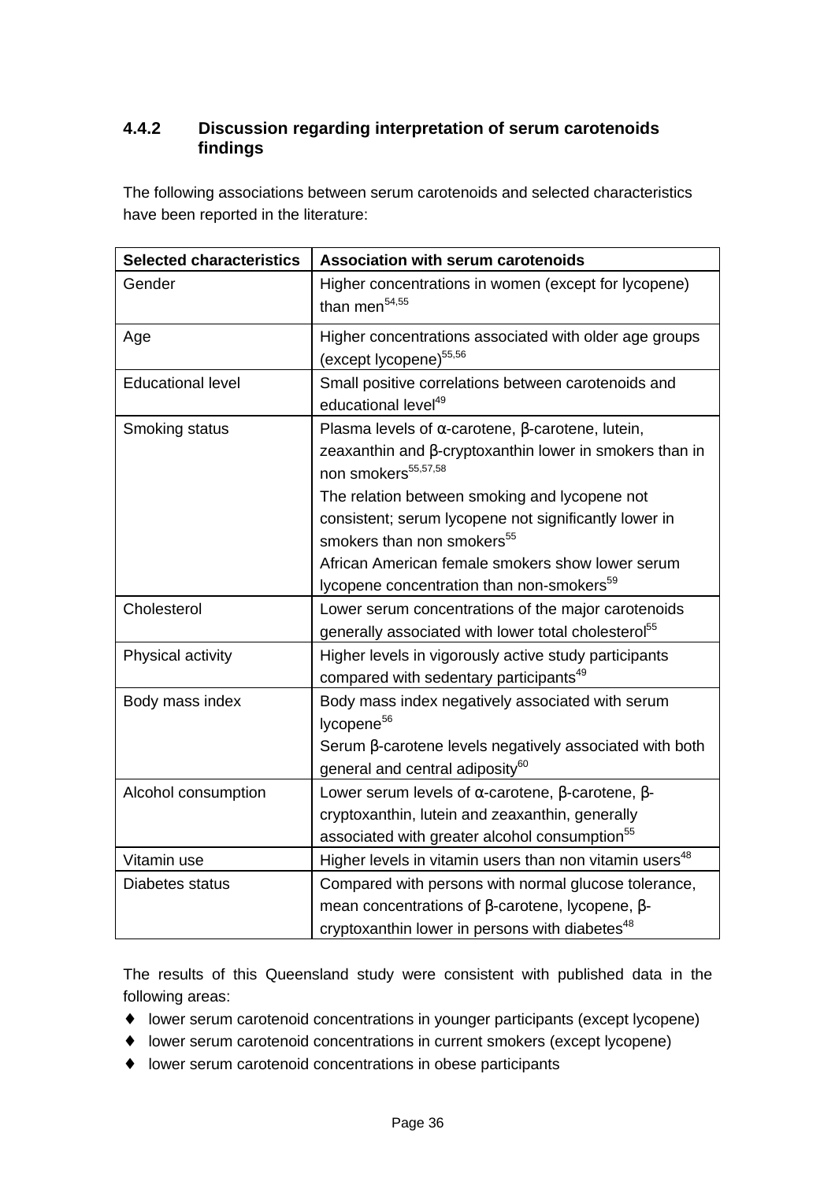### 4.4.2 Discussion regarding interpretation of serum carotenoids findings

The following associations between serum carotenoids and selected characteristics have been reported in the literature:

| Selected characteristics | Association with serum carotenoids |
|---|---|
| Gender | Higher concentrations in women (except for lycopene) than men[54,55] |
| Age | Higher concentrations associated with older age groups (except lycopene)[55,56] |
| Educational level | Small positive correlations between carotenoids and educational level[49] |
| Smoking status | Plasma levels of α-carotene, β-carotene, lutein, zeaxanthin and β-cryptoxanthin lower in smokers than in non smokers[55,57,58]<br>The relation between smoking and lycopene not consistent; serum lycopene not significantly lower in smokers than non smokers[55]<br>African American female smokers show lower serum lycopene concentration than non-smokers[59] |
| Cholesterol | Lower serum concentrations of the major carotenoids generally associated with lower total cholesterol[55] |
| Physical activity | Higher levels in vigorously active study participants compared with sedentary participants[49] |
| Body mass index | Body mass index negatively associated with serum lycopene[56]<br>Serum β-carotene levels negatively associated with both general and central adiposity[60] |
| Alcohol consumption | Lower serum levels of α-carotene, β-carotene, β-cryptoxanthin, lutein and zeaxanthin, generally associated with greater alcohol consumption[55] |
| Vitamin use | Higher levels in vitamin users than non vitamin users[48] |
| Diabetes status | Compared with persons with normal glucose tolerance, mean concentrations of β-carotene, lycopene, β-cryptoxanthin lower in persons with diabetes[48] |

The results of this Queensland study were consistent with published data in the following areas:

- lower serum carotenoid concentrations in younger participants (except lycopene)
- lower serum carotenoid concentrations in current smokers (except lycopene)
- lower serum carotenoid concentrations in obese participants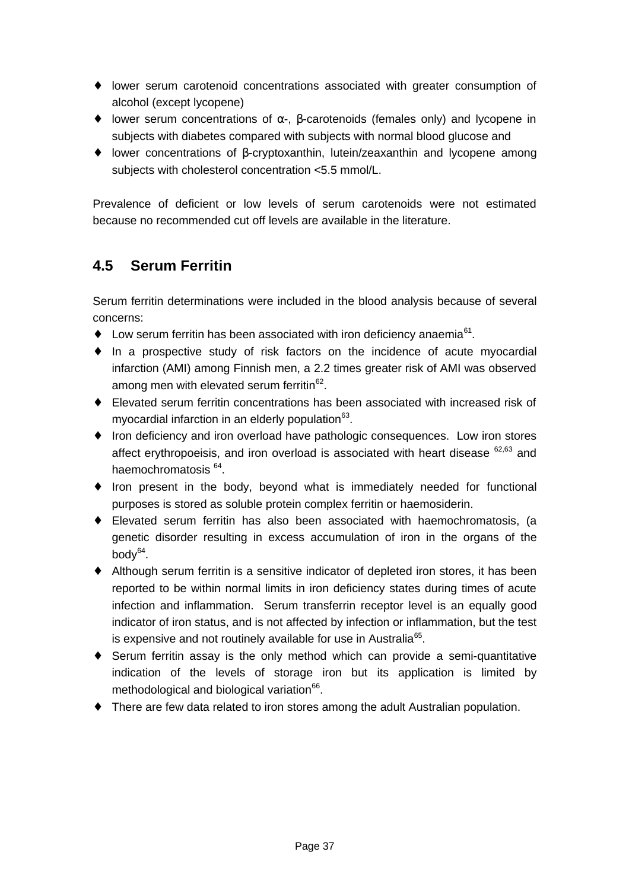- lower serum carotenoid concentrations associated with greater consumption of alcohol (except lycopene)
- lower serum concentrations of α-, β-carotenoids (females only) and lycopene in subjects with diabetes compared with subjects with normal blood glucose and
- lower concentrations of β-cryptoxanthin, lutein/zeaxanthin and lycopene among subjects with cholesterol concentration <5.5 mmol/L.

Prevalence of deficient or low levels of serum carotenoids were not estimated because no recommended cut off levels are available in the literature.

## 4.5 Serum Ferritin

Serum ferritin determinations were included in the blood analysis because of several concerns:

- Low serum ferritin has been associated with iron deficiency anaemia[61].
- In a prospective study of risk factors on the incidence of acute myocardial infarction (AMI) among Finnish men, a 2.2 times greater risk of AMI was observed among men with elevated serum ferritin[62].
- Elevated serum ferritin concentrations has been associated with increased risk of myocardial infarction in an elderly population[63].
- Iron deficiency and iron overload have pathologic consequences. Low iron stores affect erythropoeisis, and iron overload is associated with heart disease [62,63] and haemochromatosis [64].
- Iron present in the body, beyond what is immediately needed for functional purposes is stored as soluble protein complex ferritin or haemosiderin.
- Elevated serum ferritin has also been associated with haemochromatosis, (a genetic disorder resulting in excess accumulation of iron in the organs of the body[64].
- Although serum ferritin is a sensitive indicator of depleted iron stores, it has been reported to be within normal limits in iron deficiency states during times of acute infection and inflammation. Serum transferrin receptor level is an equally good indicator of iron status, and is not affected by infection or inflammation, but the test is expensive and not routinely available for use in Australia[65].
- Serum ferritin assay is the only method which can provide a semi-quantitative indication of the levels of storage iron but its application is limited by methodological and biological variation[66].
- There are few data related to iron stores among the adult Australian population.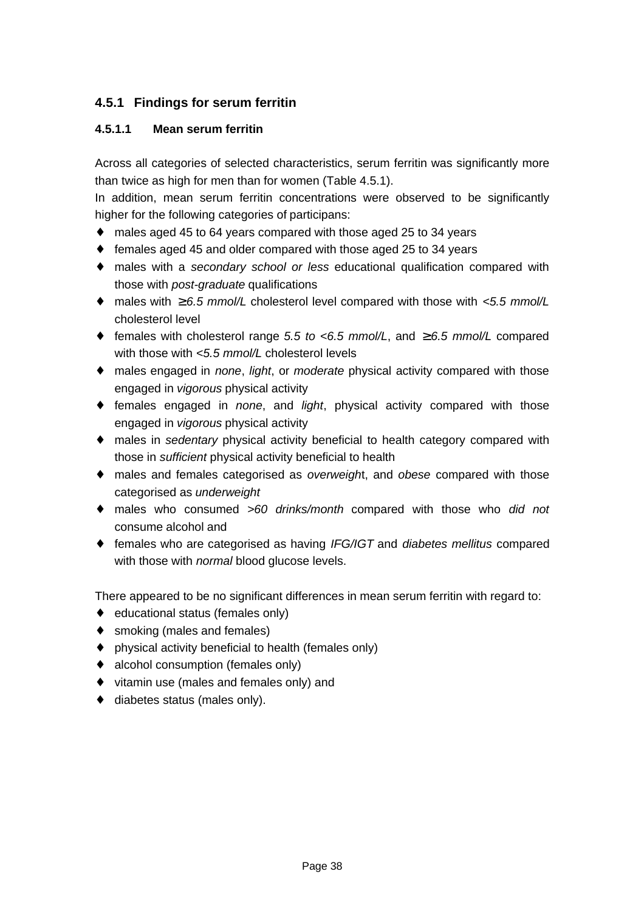### 4.5.1 Findings for serum ferritin

#### 4.5.1.1 Mean serum ferritin

Across all categories of selected characteristics, serum ferritin was significantly more than twice as high for men than for women (Table 4.5.1).

In addition, mean serum ferritin concentrations were observed to be significantly higher for the following categories of participans:

- males aged 45 to 64 years compared with those aged 25 to 34 years
- females aged 45 and older compared with those aged 25 to 34 years
- males with a *secondary school or less* educational qualification compared with those with *post-graduate* qualifications
- males with *≥6.5 mmol/L* cholesterol level compared with those with *<5.5 mmol/L* cholesterol level
- females with cholesterol range *5.5 to <6.5 mmol/L*, and *≥6.5 mmol/L* compared with those with *<5.5 mmol/L* cholesterol levels
- males engaged in *none*, *light*, or *moderate* physical activity compared with those engaged in *vigorous* physical activity
- females engaged in *none*, and *light*, physical activity compared with those engaged in *vigorous* physical activity
- males in *sedentary* physical activity beneficial to health category compared with those in *sufficient* physical activity beneficial to health
- males and females categorised as *overweigh*t, and *obese* compared with those categorised as *underweight*
- males who consumed *>60 drinks/month* compared with those who *did not* consume alcohol and
- females who are categorised as having *IFG/IGT* and *diabetes mellitus* compared with those with *normal* blood glucose levels.

There appeared to be no significant differences in mean serum ferritin with regard to:

- educational status (females only)
- smoking (males and females)
- physical activity beneficial to health (females only)
- alcohol consumption (females only)
- vitamin use (males and females only) and
- diabetes status (males only).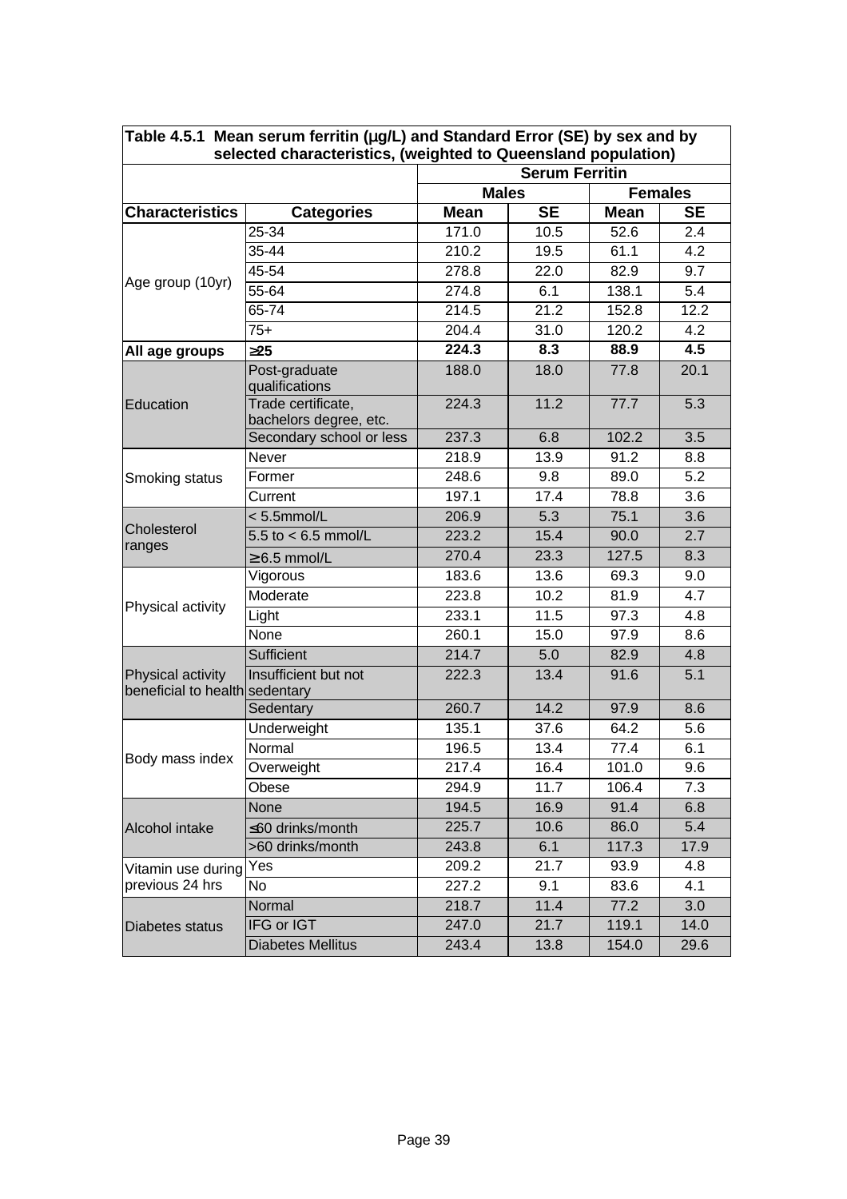**Table 4.5.1 Mean serum ferritin (μg/L) and Standard Error (SE) by sex and by selected characteristics, (weighted to Queensland population)**

| | | Serum Ferritin | | | |
|---|---|---|---|---|---|
| | | Males | | Females | |
| **Characteristics** | **Categories** | **Mean** | **SE** | **Mean** | **SE** |
| Age group (10yr) | 25-34 | 171.0 | 10.5 | 52.6 | 2.4 |
| | 35-44 | 210.2 | 19.5 | 61.1 | 4.2 |
| | 45-54 | 278.8 | 22.0 | 82.9 | 9.7 |
| | 55-64 | 274.8 | 6.1 | 138.1 | 5.4 |
| | 65-74 | 214.5 | 21.2 | 152.8 | 12.2 |
| | 75+ | 204.4 | 31.0 | 120.2 | 4.2 |
| **All age groups** | **≥25** | **224.3** | **8.3** | **88.9** | **4.5** |
| Education | Post-graduate qualifications | 188.0 | 18.0 | 77.8 | 20.1 |
| | Trade certificate, bachelors degree, etc. | 224.3 | 11.2 | 77.7 | 5.3 |
| | Secondary school or less | 237.3 | 6.8 | 102.2 | 3.5 |
| Smoking status | Never | 218.9 | 13.9 | 91.2 | 8.8 |
| | Former | 248.6 | 9.8 | 89.0 | 5.2 |
| | Current | 197.1 | 17.4 | 78.8 | 3.6 |
| Cholesterol ranges | < 5.5mmol/L | 206.9 | 5.3 | 75.1 | 3.6 |
| | 5.5 to < 6.5 mmol/L | 223.2 | 15.4 | 90.0 | 2.7 |
| | ≥ 6.5 mmol/L | 270.4 | 23.3 | 127.5 | 8.3 |
| Physical activity | Vigorous | 183.6 | 13.6 | 69.3 | 9.0 |
| | Moderate | 223.8 | 10.2 | 81.9 | 4.7 |
| | Light | 233.1 | 11.5 | 97.3 | 4.8 |
| | None | 260.1 | 15.0 | 97.9 | 8.6 |
| Physical activity beneficial to health | Sufficient | 214.7 | 5.0 | 82.9 | 4.8 |
| | Insufficient but not sedentary | 222.3 | 13.4 | 91.6 | 5.1 |
| | Sedentary | 260.7 | 14.2 | 97.9 | 8.6 |
| Body mass index | Underweight | 135.1 | 37.6 | 64.2 | 5.6 |
| | Normal | 196.5 | 13.4 | 77.4 | 6.1 |
| | Overweight | 217.4 | 16.4 | 101.0 | 9.6 |
| | Obese | 294.9 | 11.7 | 106.4 | 7.3 |
| Alcohol intake | None | 194.5 | 16.9 | 91.4 | 6.8 |
| | ≤60 drinks/month | 225.7 | 10.6 | 86.0 | 5.4 |
| | >60 drinks/month | 243.8 | 6.1 | 117.3 | 17.9 |
| Vitamin use during previous 24 hrs | Yes | 209.2 | 21.7 | 93.9 | 4.8 |
| | No | 227.2 | 9.1 | 83.6 | 4.1 |
| Diabetes status | Normal | 218.7 | 11.4 | 77.2 | 3.0 |
| | IFG or IGT | 247.0 | 21.7 | 119.1 | 14.0 |
| | Diabetes Mellitus | 243.4 | 13.8 | 154.0 | 29.6 |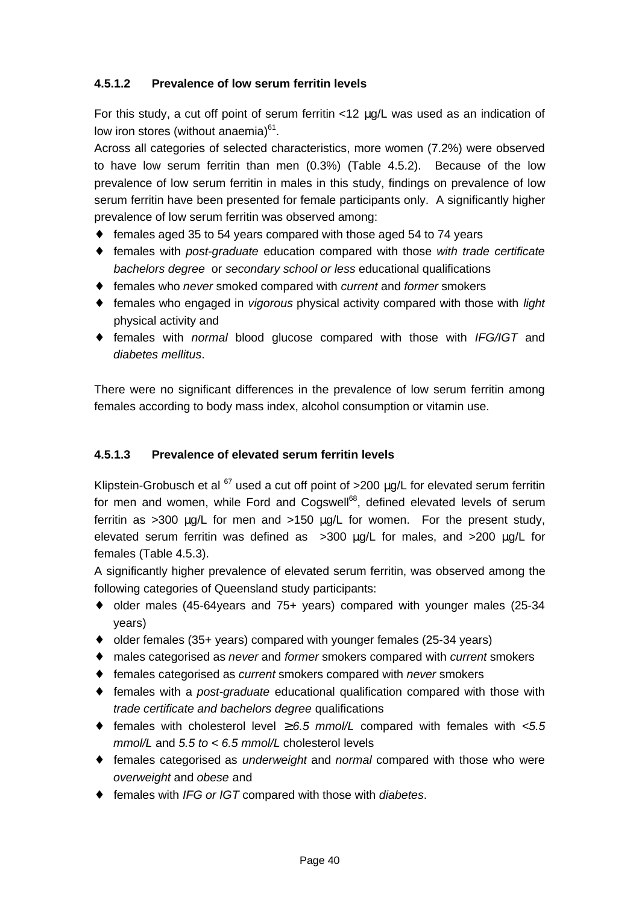#### 4.5.1.2 Prevalence of low serum ferritin levels

For this study, a cut off point of serum ferritin <12 µg/L was used as an indication of low iron stores (without anaemia)[61].

Across all categories of selected characteristics, more women (7.2%) were observed to have low serum ferritin than men (0.3%) (Table 4.5.2). Because of the low prevalence of low serum ferritin in males in this study, findings on prevalence of low serum ferritin have been presented for female participants only. A significantly higher prevalence of low serum ferritin was observed among:

- females aged 35 to 54 years compared with those aged 54 to 74 years
- females with *post-graduate* education compared with those *with trade certificate bachelors degree* or *secondary school or less* educational qualifications
- females who *never* smoked compared with *current* and *former* smokers
- females who engaged in *vigorous* physical activity compared with those with *light* physical activity and
- females with *normal* blood glucose compared with those with *IFG/IGT* and *diabetes mellitus*.

There were no significant differences in the prevalence of low serum ferritin among females according to body mass index, alcohol consumption or vitamin use.

#### 4.5.1.3 Prevalence of elevated serum ferritin levels

Klipstein-Grobusch et al [67] used a cut off point of >200 µg/L for elevated serum ferritin for men and women, while Ford and Cogswell[68], defined elevated levels of serum ferritin as >300 µg/L for men and >150 µg/L for women. For the present study, elevated serum ferritin was defined as >300 µg/L for males, and >200 µg/L for females (Table 4.5.3).

A significantly higher prevalence of elevated serum ferritin, was observed among the following categories of Queensland study participants:

- older males (45-64years and 75+ years) compared with younger males (25-34 years)
- older females (35+ years) compared with younger females (25-34 years)
- males categorised as *never* and *former* smokers compared with *current* smokers
- females categorised as *current* smokers compared with *never* smokers
- females with a *post-graduate* educational qualification compared with those with *trade certificate and bachelors degree* qualifications
- females with cholesterol level *≥ 6.5 mmol/L* compared with females with *<5.5 mmol/L* and *5.5 to < 6.5 mmol/L* cholesterol levels
- females categorised as *underweight* and *normal* compared with those who were *overweight* and *obese* and
- females with *IFG or IGT* compared with those with *diabetes*.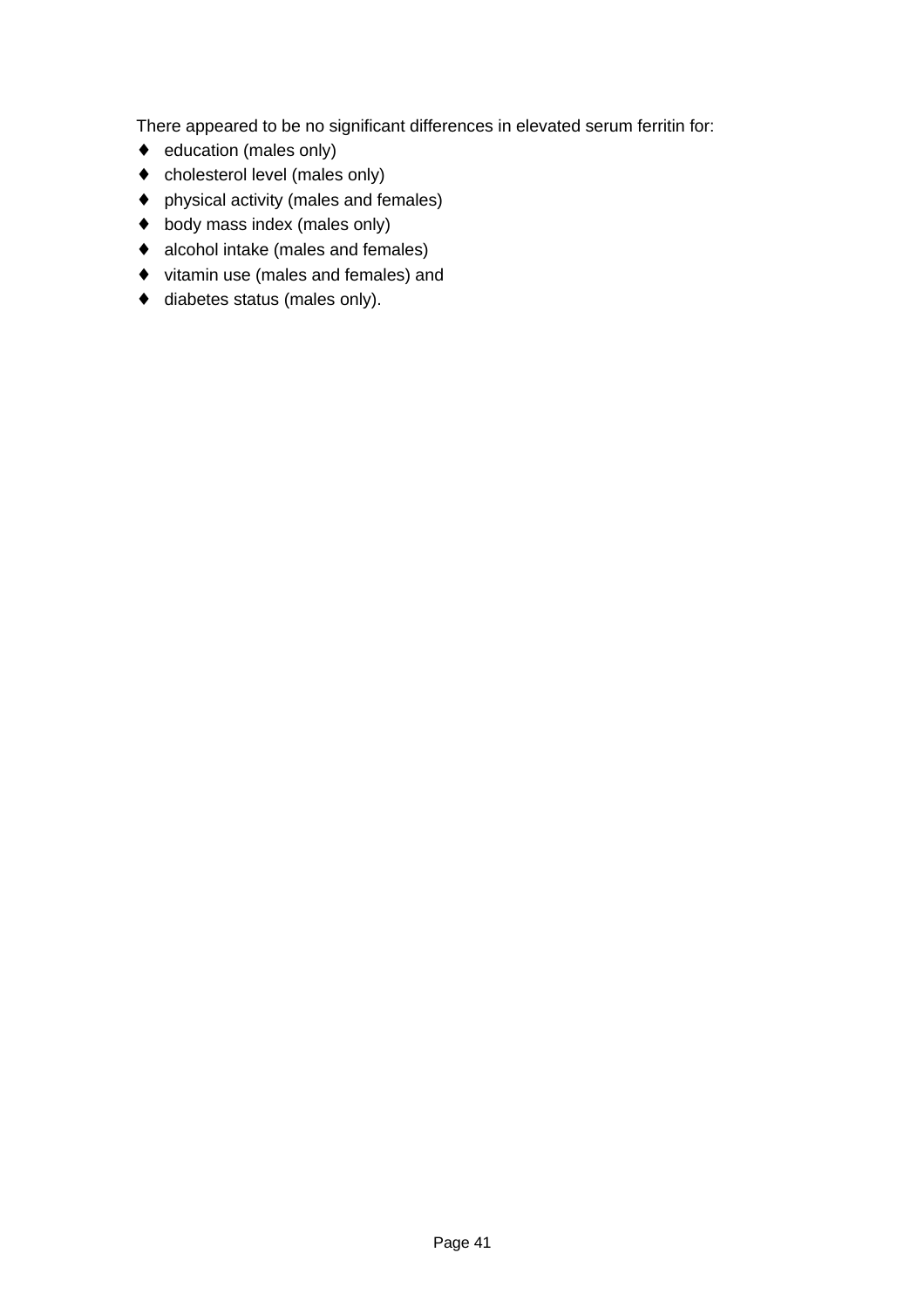There appeared to be no significant differences in elevated serum ferritin for:

- education (males only)
- cholesterol level (males only)
- physical activity (males and females)
- body mass index (males only)
- alcohol intake (males and females)
- vitamin use (males and females) and
- diabetes status (males only).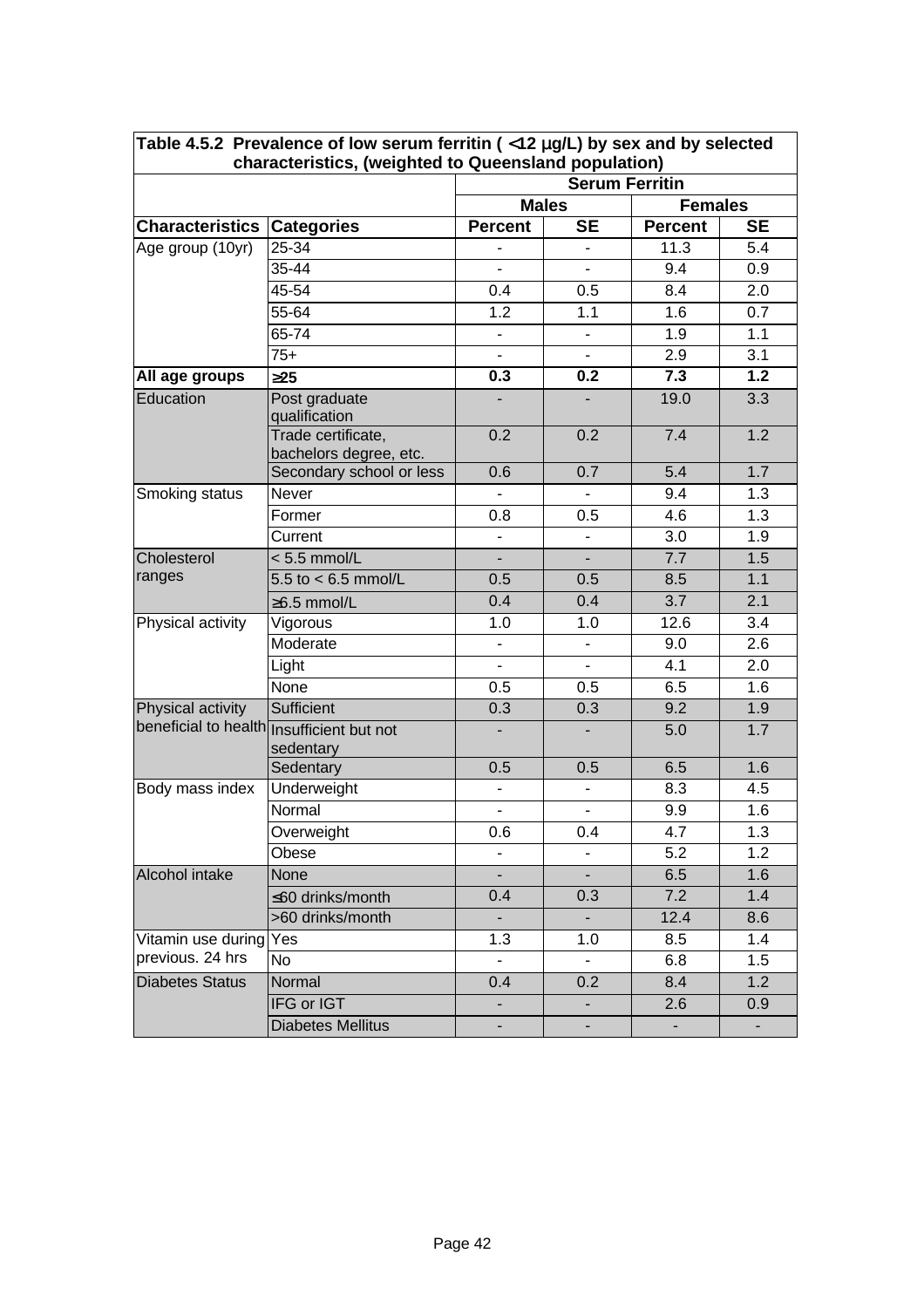**Table 4.5.2 Prevalence of low serum ferritin ( <12 μg/L) by sex and by selected characteristics, (weighted to Queensland population)**

| | | Serum Ferritin | | | |
|---|---|---|---|---|---|
| | | Males | | Females | |
| **Characteristics** | **Categories** | **Percent** | **SE** | **Percent** | **SE** |
| Age group (10yr) | 25-34 | - | - | 11.3 | 5.4 |
| | 35-44 | - | - | 9.4 | 0.9 |
| | 45-54 | 0.4 | 0.5 | 8.4 | 2.0 |
| | 55-64 | 1.2 | 1.1 | 1.6 | 0.7 |
| | 65-74 | - | - | 1.9 | 1.1 |
| | 75+ | - | - | 2.9 | 3.1 |
| **All age groups** | **≥25** | **0.3** | **0.2** | **7.3** | **1.2** |
| Education | Post graduate qualification | - | - | 19.0 | 3.3 |
| | Trade certificate, bachelors degree, etc. | 0.2 | 0.2 | 7.4 | 1.2 |
| | Secondary school or less | 0.6 | 0.7 | 5.4 | 1.7 |
| Smoking status | Never | - | - | 9.4 | 1.3 |
| | Former | 0.8 | 0.5 | 4.6 | 1.3 |
| | Current | - | - | 3.0 | 1.9 |
| Cholesterol ranges | < 5.5 mmol/L | - | - | 7.7 | 1.5 |
| | 5.5 to < 6.5 mmol/L | 0.5 | 0.5 | 8.5 | 1.1 |
| | ≥6.5 mmol/L | 0.4 | 0.4 | 3.7 | 2.1 |
| Physical activity | Vigorous | 1.0 | 1.0 | 12.6 | 3.4 |
| | Moderate | - | - | 9.0 | 2.6 |
| | Light | - | - | 4.1 | 2.0 |
| | None | 0.5 | 0.5 | 6.5 | 1.6 |
| Physical activity beneficial to health | Sufficient | 0.3 | 0.3 | 9.2 | 1.9 |
| | Insufficient but not sedentary | - | - | 5.0 | 1.7 |
| | Sedentary | 0.5 | 0.5 | 6.5 | 1.6 |
| Body mass index | Underweight | - | - | 8.3 | 4.5 |
| | Normal | - | - | 9.9 | 1.6 |
| | Overweight | 0.6 | 0.4 | 4.7 | 1.3 |
| | Obese | - | - | 5.2 | 1.2 |
| Alcohol intake | None | - | - | 6.5 | 1.6 |
| | ≤60 drinks/month | 0.4 | 0.3 | 7.2 | 1.4 |
| | >60 drinks/month | - | - | 12.4 | 8.6 |
| Vitamin use during previous. 24 hrs | Yes | 1.3 | 1.0 | 8.5 | 1.4 |
| | No | - | - | 6.8 | 1.5 |
| Diabetes Status | Normal | 0.4 | 0.2 | 8.4 | 1.2 |
| | IFG or IGT | - | - | 2.6 | 0.9 |
| | Diabetes Mellitus | - | - | - | - |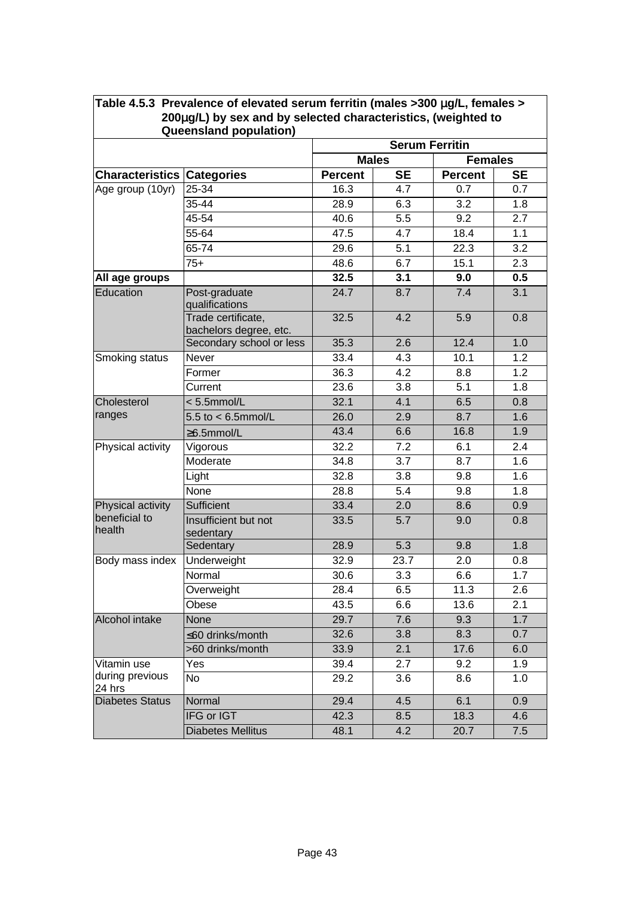**Table 4.5.3 Prevalence of elevated serum ferritin (males >300 μg/L, females > 200μg/L) by sex and by selected characteristics, (weighted to Queensland population)**

| | | Serum Ferritin | | | |
|---|---|---|---|---|---|
| | | Males | | Females | |
| **Characteristics** | **Categories** | **Percent** | **SE** | **Percent** | **SE** |
| Age group (10yr) | 25-34 | 16.3 | 4.7 | 0.7 | 0.7 |
| | 35-44 | 28.9 | 6.3 | 3.2 | 1.8 |
| | 45-54 | 40.6 | 5.5 | 9.2 | 2.7 |
| | 55-64 | 47.5 | 4.7 | 18.4 | 1.1 |
| | 65-74 | 29.6 | 5.1 | 22.3 | 3.2 |
| | 75+ | 48.6 | 6.7 | 15.1 | 2.3 |
| **All age groups** | | **32.5** | **3.1** | **9.0** | **0.5** |
| Education | Post-graduate qualifications | 24.7 | 8.7 | 7.4 | 3.1 |
| | Trade certificate, bachelors degree, etc. | 32.5 | 4.2 | 5.9 | 0.8 |
| | Secondary school or less | 35.3 | 2.6 | 12.4 | 1.0 |
| Smoking status | Never | 33.4 | 4.3 | 10.1 | 1.2 |
| | Former | 36.3 | 4.2 | 8.8 | 1.2 |
| | Current | 23.6 | 3.8 | 5.1 | 1.8 |
| Cholesterol ranges | < 5.5mmol/L | 32.1 | 4.1 | 6.5 | 0.8 |
| | 5.5 to < 6.5mmol/L | 26.0 | 2.9 | 8.7 | 1.6 |
| | ≥6.5mmol/L | 43.4 | 6.6 | 16.8 | 1.9 |
| Physical activity | Vigorous | 32.2 | 7.2 | 6.1 | 2.4 |
| | Moderate | 34.8 | 3.7 | 8.7 | 1.6 |
| | Light | 32.8 | 3.8 | 9.8 | 1.6 |
| | None | 28.8 | 5.4 | 9.8 | 1.8 |
| Physical activity beneficial to health | Sufficient | 33.4 | 2.0 | 8.6 | 0.9 |
| | Insufficient but not sedentary | 33.5 | 5.7 | 9.0 | 0.8 |
| | Sedentary | 28.9 | 5.3 | 9.8 | 1.8 |
| Body mass index | Underweight | 32.9 | 23.7 | 2.0 | 0.8 |
| | Normal | 30.6 | 3.3 | 6.6 | 1.7 |
| | Overweight | 28.4 | 6.5 | 11.3 | 2.6 |
| | Obese | 43.5 | 6.6 | 13.6 | 2.1 |
| Alcohol intake | None | 29.7 | 7.6 | 9.3 | 1.7 |
| | ≤60 drinks/month | 32.6 | 3.8 | 8.3 | 0.7 |
| | >60 drinks/month | 33.9 | 2.1 | 17.6 | 6.0 |
| Vitamin use during previous 24 hrs | Yes | 39.4 | 2.7 | 9.2 | 1.9 |
| | No | 29.2 | 3.6 | 8.6 | 1.0 |
| Diabetes Status | Normal | 29.4 | 4.5 | 6.1 | 0.9 |
| | IFG or IGT | 42.3 | 8.5 | 18.3 | 4.6 |
| | Diabetes Mellitus | 48.1 | 4.2 | 20.7 | 7.5 |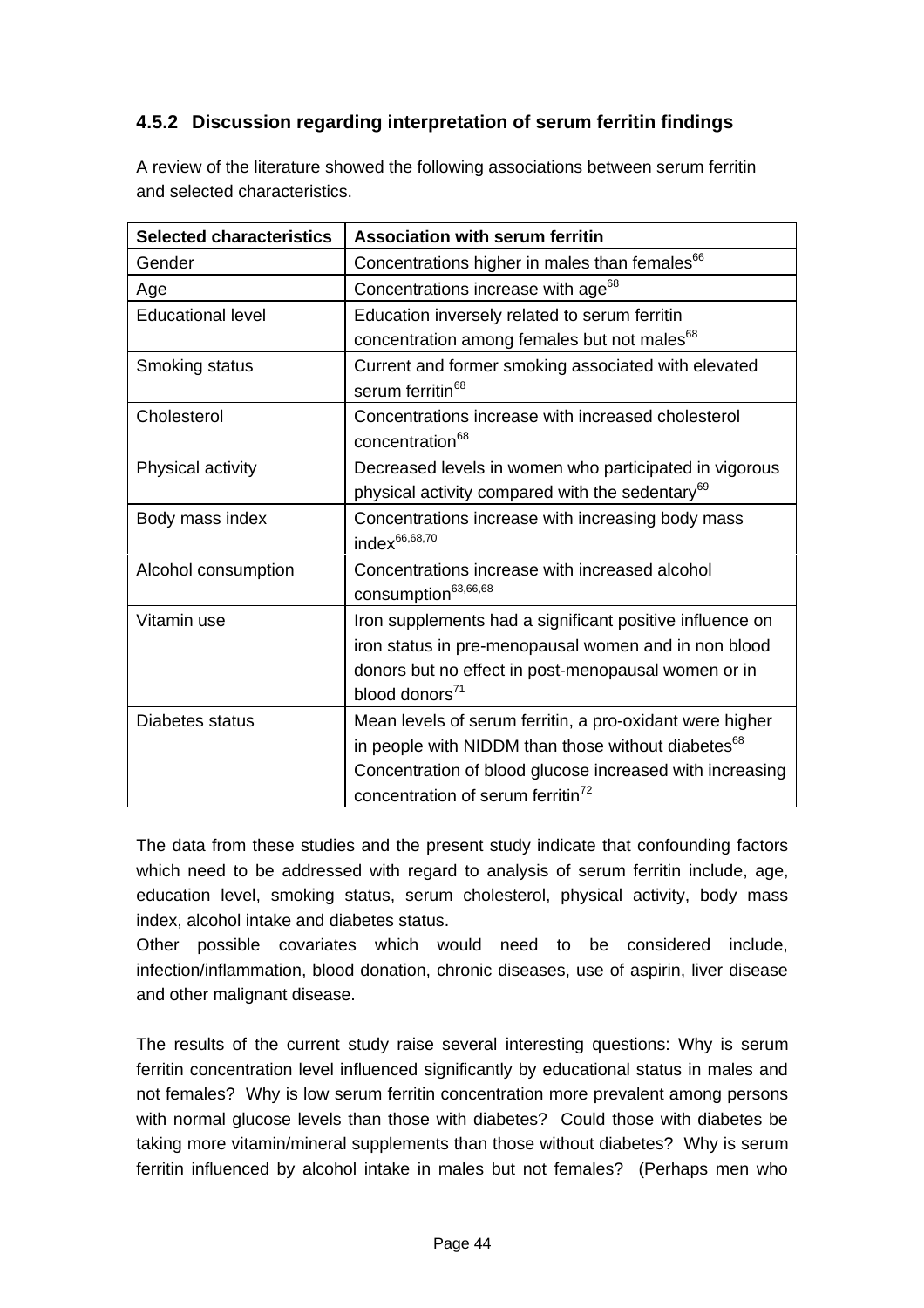### 4.5.2 Discussion regarding interpretation of serum ferritin findings

A review of the literature showed the following associations between serum ferritin and selected characteristics.

| Selected characteristics | Association with serum ferritin |
|---|---|
| Gender | Concentrations higher in males than females[66] |
| Age | Concentrations increase with age[68] |
| Educational level | Education inversely related to serum ferritin concentration among females but not males[68] |
| Smoking status | Current and former smoking associated with elevated serum ferritin[68] |
| Cholesterol | Concentrations increase with increased cholesterol concentration[68] |
| Physical activity | Decreased levels in women who participated in vigorous physical activity compared with the sedentary[69] |
| Body mass index | Concentrations increase with increasing body mass index[66,68,70] |
| Alcohol consumption | Concentrations increase with increased alcohol consumption[63,66,68] |
| Vitamin use | Iron supplements had a significant positive influence on iron status in pre-menopausal women and in non blood donors but no effect in post-menopausal women or in blood donors[71] |
| Diabetes status | Mean levels of serum ferritin, a pro-oxidant were higher in people with NIDDM than those without diabetes[68] Concentration of blood glucose increased with increasing concentration of serum ferritin[72] |

The data from these studies and the present study indicate that confounding factors which need to be addressed with regard to analysis of serum ferritin include, age, education level, smoking status, serum cholesterol, physical activity, body mass index, alcohol intake and diabetes status.
Other possible covariates which would need to be considered include, infection/inflammation, blood donation, chronic diseases, use of aspirin, liver disease and other malignant disease.

The results of the current study raise several interesting questions: Why is serum ferritin concentration level influenced significantly by educational status in males and not females? Why is low serum ferritin concentration more prevalent among persons with normal glucose levels than those with diabetes? Could those with diabetes be taking more vitamin/mineral supplements than those without diabetes? Why is serum ferritin influenced by alcohol intake in males but not females? (Perhaps men who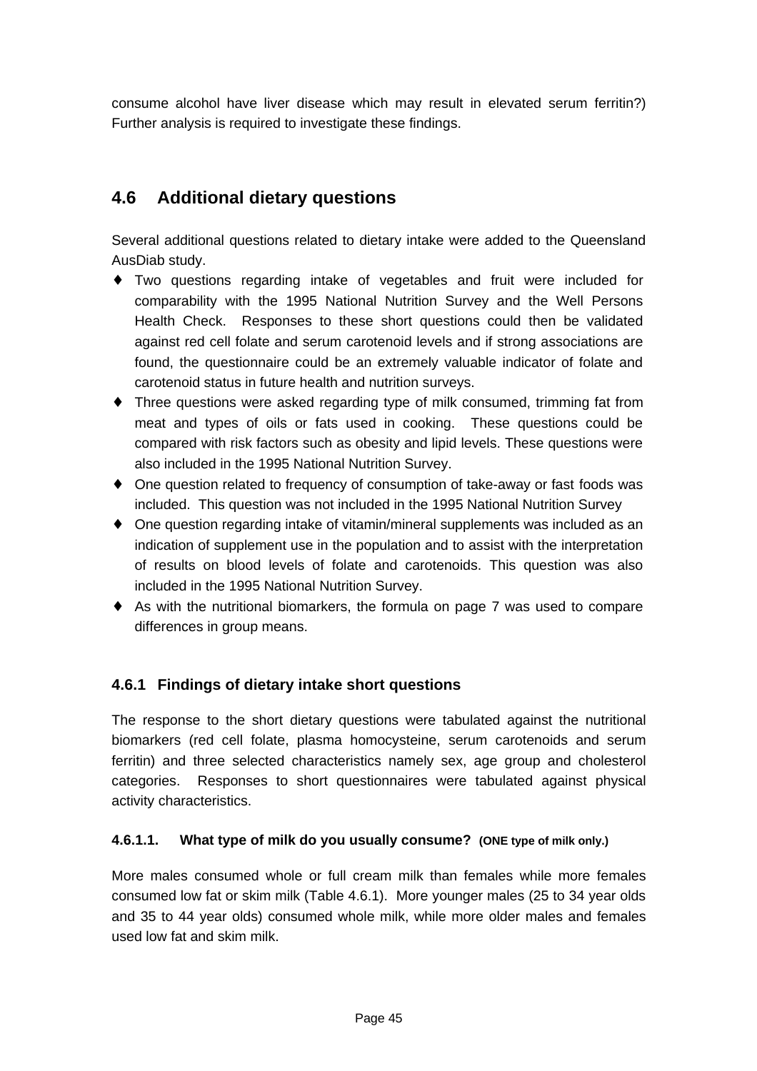consume alcohol have liver disease which may result in elevated serum ferritin?) Further analysis is required to investigate these findings.

## 4.6 Additional dietary questions

Several additional questions related to dietary intake were added to the Queensland AusDiab study.

- ♦ Two questions regarding intake of vegetables and fruit were included for comparability with the 1995 National Nutrition Survey and the Well Persons Health Check. Responses to these short questions could then be validated against red cell folate and serum carotenoid levels and if strong associations are found, the questionnaire could be an extremely valuable indicator of folate and carotenoid status in future health and nutrition surveys.
- ♦ Three questions were asked regarding type of milk consumed, trimming fat from meat and types of oils or fats used in cooking. These questions could be compared with risk factors such as obesity and lipid levels. These questions were also included in the 1995 National Nutrition Survey.
- ♦ One question related to frequency of consumption of take-away or fast foods was included. This question was not included in the 1995 National Nutrition Survey
- ♦ One question regarding intake of vitamin/mineral supplements was included as an indication of supplement use in the population and to assist with the interpretation of results on blood levels of folate and carotenoids. This question was also included in the 1995 National Nutrition Survey.
- ♦ As with the nutritional biomarkers, the formula on page 7 was used to compare differences in group means.

### 4.6.1 Findings of dietary intake short questions

The response to the short dietary questions were tabulated against the nutritional biomarkers (red cell folate, plasma homocysteine, serum carotenoids and serum ferritin) and three selected characteristics namely sex, age group and cholesterol categories. Responses to short questionnaires were tabulated against physical activity characteristics.

#### 4.6.1.1. What type of milk do you usually consume? (ONE type of milk only.)

More males consumed whole or full cream milk than females while more females consumed low fat or skim milk (Table 4.6.1). More younger males (25 to 34 year olds and 35 to 44 year olds) consumed whole milk, while more older males and females used low fat and skim milk.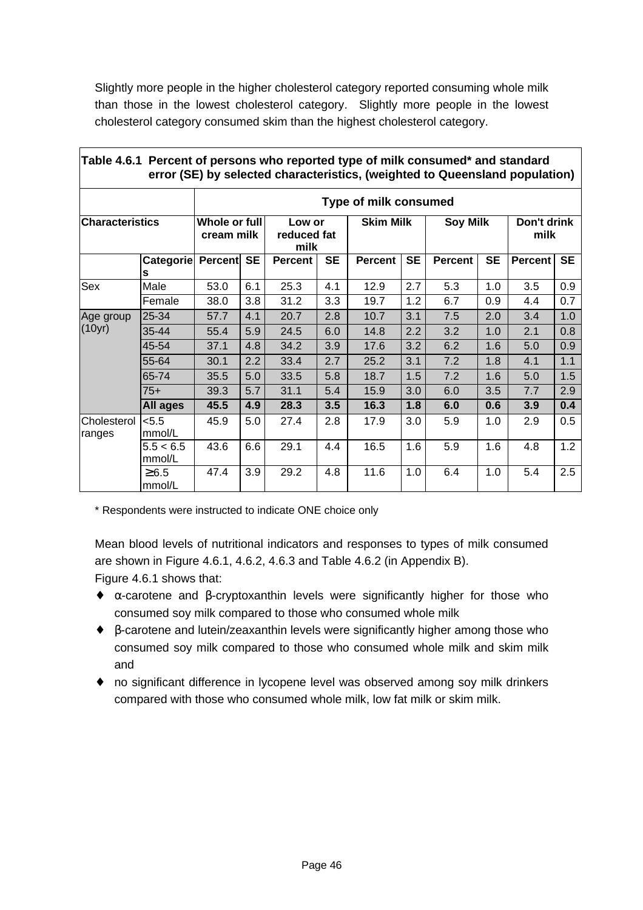Slightly more people in the higher cholesterol category reported consuming whole milk than those in the lowest cholesterol category. Slightly more people in the lowest cholesterol category consumed skim than the highest cholesterol category.

**Table 4.6.1 Percent of persons who reported type of milk consumed* and standard error (SE) by selected characteristics, (weighted to Queensland population)**

| | | Type of milk consumed | | | | | | | | | |
|---|---|---|---|---|---|---|---|---|---|---|---|
| **Characteristics** | | **Whole or full cream milk** | | **Low or reduced fat milk** | | **Skim Milk** | | **Soy Milk** | | **Don't drink milk** | |
| | **Categories** | **Percent** | **SE** | **Percent** | **SE** | **Percent** | **SE** | **Percent** | **SE** | **Percent** | **SE** |
| Sex | Male | 53.0 | 6.1 | 25.3 | 4.1 | 12.9 | 2.7 | 5.3 | 1.0 | 3.5 | 0.9 |
| | Female | 38.0 | 3.8 | 31.2 | 3.3 | 19.7 | 1.2 | 6.7 | 0.9 | 4.4 | 0.7 |
| Age group (10yr) | 25-34 | 57.7 | 4.1 | 20.7 | 2.8 | 10.7 | 3.1 | 7.5 | 2.0 | 3.4 | 1.0 |
| | 35-44 | 55.4 | 5.9 | 24.5 | 6.0 | 14.8 | 2.2 | 3.2 | 1.0 | 2.1 | 0.8 |
| | 45-54 | 37.1 | 4.8 | 34.2 | 3.9 | 17.6 | 3.2 | 6.2 | 1.6 | 5.0 | 0.9 |
| | 55-64 | 30.1 | 2.2 | 33.4 | 2.7 | 25.2 | 3.1 | 7.2 | 1.8 | 4.1 | 1.1 |
| | 65-74 | 35.5 | 5.0 | 33.5 | 5.8 | 18.7 | 1.5 | 7.2 | 1.6 | 5.0 | 1.5 |
| | 75+ | 39.3 | 5.7 | 31.1 | 5.4 | 15.9 | 3.0 | 6.0 | 3.5 | 7.7 | 2.9 |
| | **All ages** | **45.5** | **4.9** | **28.3** | **3.5** | **16.3** | **1.8** | **6.0** | **0.6** | **3.9** | **0.4** |
| Cholesterol ranges | <5.5 mmol/L | 45.9 | 5.0 | 27.4 | 2.8 | 17.9 | 3.0 | 5.9 | 1.0 | 2.9 | 0.5 |
| | 5.5 < 6.5 mmol/L | 43.6 | 6.6 | 29.1 | 4.4 | 16.5 | 1.6 | 5.9 | 1.6 | 4.8 | 1.2 |
| | ≥ 6.5 mmol/L | 47.4 | 3.9 | 29.2 | 4.8 | 11.6 | 1.0 | 6.4 | 1.0 | 5.4 | 2.5 |

\* Respondents were instructed to indicate ONE choice only

Mean blood levels of nutritional indicators and responses to types of milk consumed are shown in Figure 4.6.1, 4.6.2, 4.6.3 and Table 4.6.2 (in Appendix B).

Figure 4.6.1 shows that:

- α-carotene and β-cryptoxanthin levels were significantly higher for those who consumed soy milk compared to those who consumed whole milk
- β-carotene and lutein/zeaxanthin levels were significantly higher among those who consumed soy milk compared to those who consumed whole milk and skim milk and
- no significant difference in lycopene level was observed among soy milk drinkers compared with those who consumed whole milk, low fat milk or skim milk.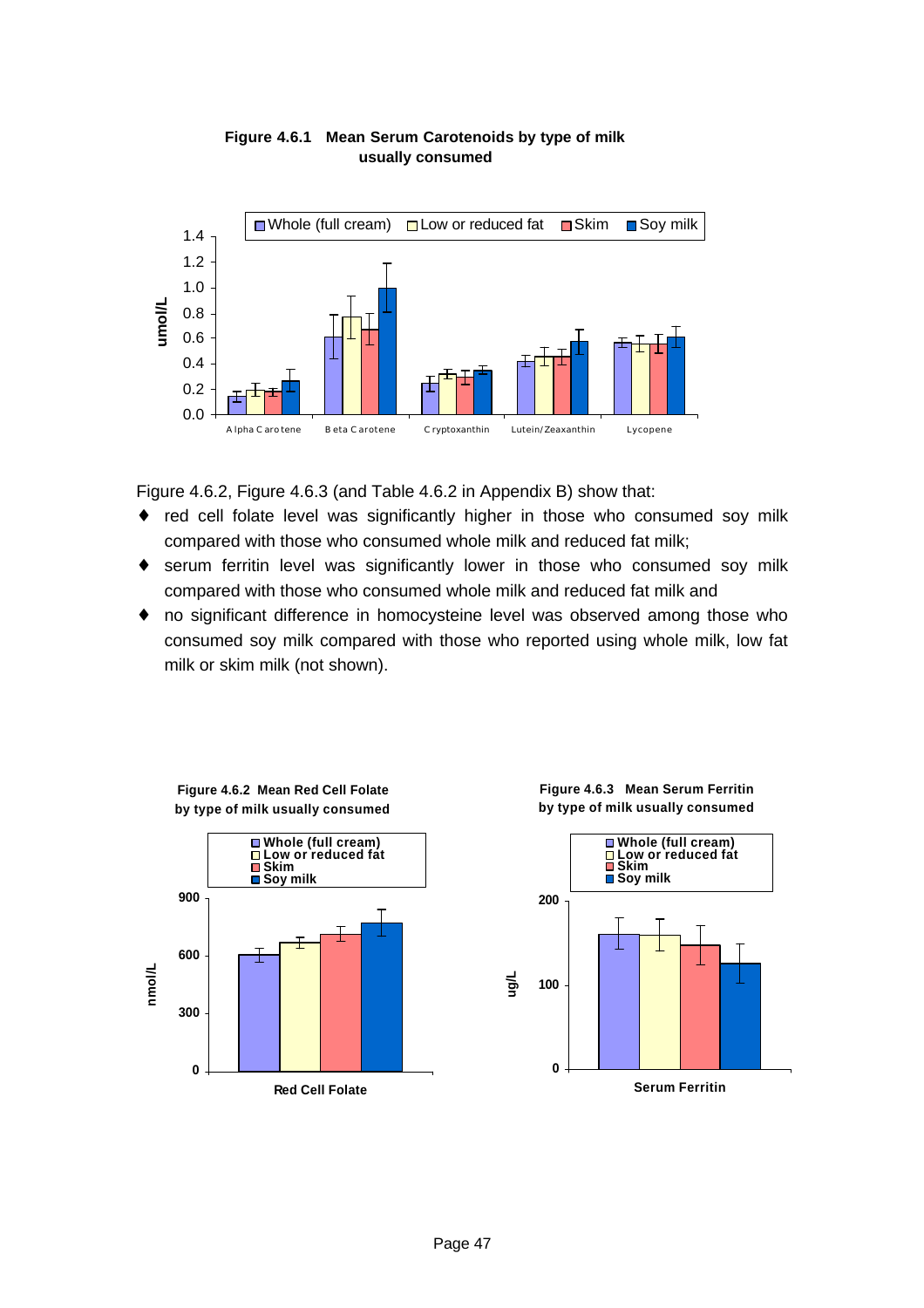**Figure 4.6.1 Mean Serum Carotenoids by type of milk usually consumed**

Figure 4.6.2, Figure 4.6.3 (and Table 4.6.2 in Appendix B) show that:

- red cell folate level was significantly higher in those who consumed soy milk compared with those who consumed whole milk and reduced fat milk;
- serum ferritin level was significantly lower in those who consumed soy milk compared with those who consumed whole milk and reduced fat milk and
- no significant difference in homocysteine level was observed among those who consumed soy milk compared with those who reported using whole milk, low fat milk or skim milk (not shown).

**Figure 4.6.2 Mean Red Cell Folate by type of milk usually consumed**

**Figure 4.6.3 Mean Serum Ferritin by type of milk usually consumed**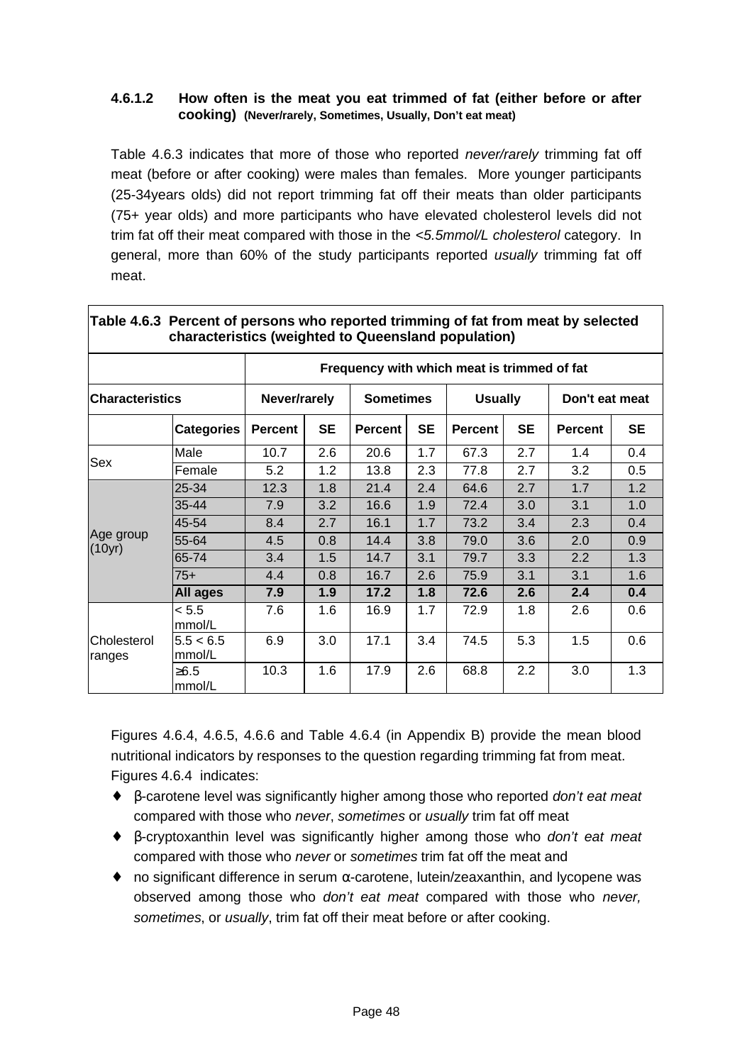#### 4.6.1.2 How often is the meat you eat trimmed of fat (either before or after cooking) (Never/rarely, Sometimes, Usually, Don't eat meat)

Table 4.6.3 indicates that more of those who reported *never/rarely* trimming fat off meat (before or after cooking) were males than females. More younger participants (25-34years olds) did not report trimming fat off their meats than older participants (75+ year olds) and more participants who have elevated cholesterol levels did not trim fat off their meat compared with those in the *<5.5mmol/L cholesterol* category. In general, more than 60% of the study participants reported *usually* trimming fat off meat.

**Table 4.6.3 Percent of persons who reported trimming of fat from meat by selected characteristics (weighted to Queensland population)**

| | | Frequency with which meat is trimmed of fat | | | | | | | |
|---|---|---|---|---|---|---|---|---|---|
| **Characteristics** | | **Never/rarely** | | **Sometimes** | | **Usually** | | **Don't eat meat** | |
| | **Categories** | **Percent** | **SE** | **Percent** | **SE** | **Percent** | **SE** | **Percent** | **SE** |
| Sex | Male | 10.7 | 2.6 | 20.6 | 1.7 | 67.3 | 2.7 | 1.4 | 0.4 |
| | Female | 5.2 | 1.2 | 13.8 | 2.3 | 77.8 | 2.7 | 3.2 | 0.5 |
| Age group (10yr) | 25-34 | 12.3 | 1.8 | 21.4 | 2.4 | 64.6 | 2.7 | 1.7 | 1.2 |
| | 35-44 | 7.9 | 3.2 | 16.6 | 1.9 | 72.4 | 3.0 | 3.1 | 1.0 |
| | 45-54 | 8.4 | 2.7 | 16.1 | 1.7 | 73.2 | 3.4 | 2.3 | 0.4 |
| | 55-64 | 4.5 | 0.8 | 14.4 | 3.8 | 79.0 | 3.6 | 2.0 | 0.9 |
| | 65-74 | 3.4 | 1.5 | 14.7 | 3.1 | 79.7 | 3.3 | 2.2 | 1.3 |
| | 75+ | 4.4 | 0.8 | 16.7 | 2.6 | 75.9 | 3.1 | 3.1 | 1.6 |
| | **All ages** | **7.9** | **1.9** | **17.2** | **1.8** | **72.6** | **2.6** | **2.4** | **0.4** |
| Cholesterol ranges | < 5.5 mmol/L | 7.6 | 1.6 | 16.9 | 1.7 | 72.9 | 1.8 | 2.6 | 0.6 |
| | 5.5 < 6.5 mmol/L | 6.9 | 3.0 | 17.1 | 3.4 | 74.5 | 5.3 | 1.5 | 0.6 |
| | ≥6.5 mmol/L | 10.3 | 1.6 | 17.9 | 2.6 | 68.8 | 2.2 | 3.0 | 1.3 |

Figures 4.6.4, 4.6.5, 4.6.6 and Table 4.6.4 (in Appendix B) provide the mean blood nutritional indicators by responses to the question regarding trimming fat from meat. Figures 4.6.4 indicates:

- β-carotene level was significantly higher among those who reported *don't eat meat* compared with those who *never*, *sometimes* or *usually* trim fat off meat
- β-cryptoxanthin level was significantly higher among those who *don't eat meat* compared with those who *never* or *sometimes* trim fat off the meat and
- no significant difference in serum α-carotene, lutein/zeaxanthin, and lycopene was observed among those who *don't eat meat* compared with those who *never, sometimes*, or *usually*, trim fat off their meat before or after cooking.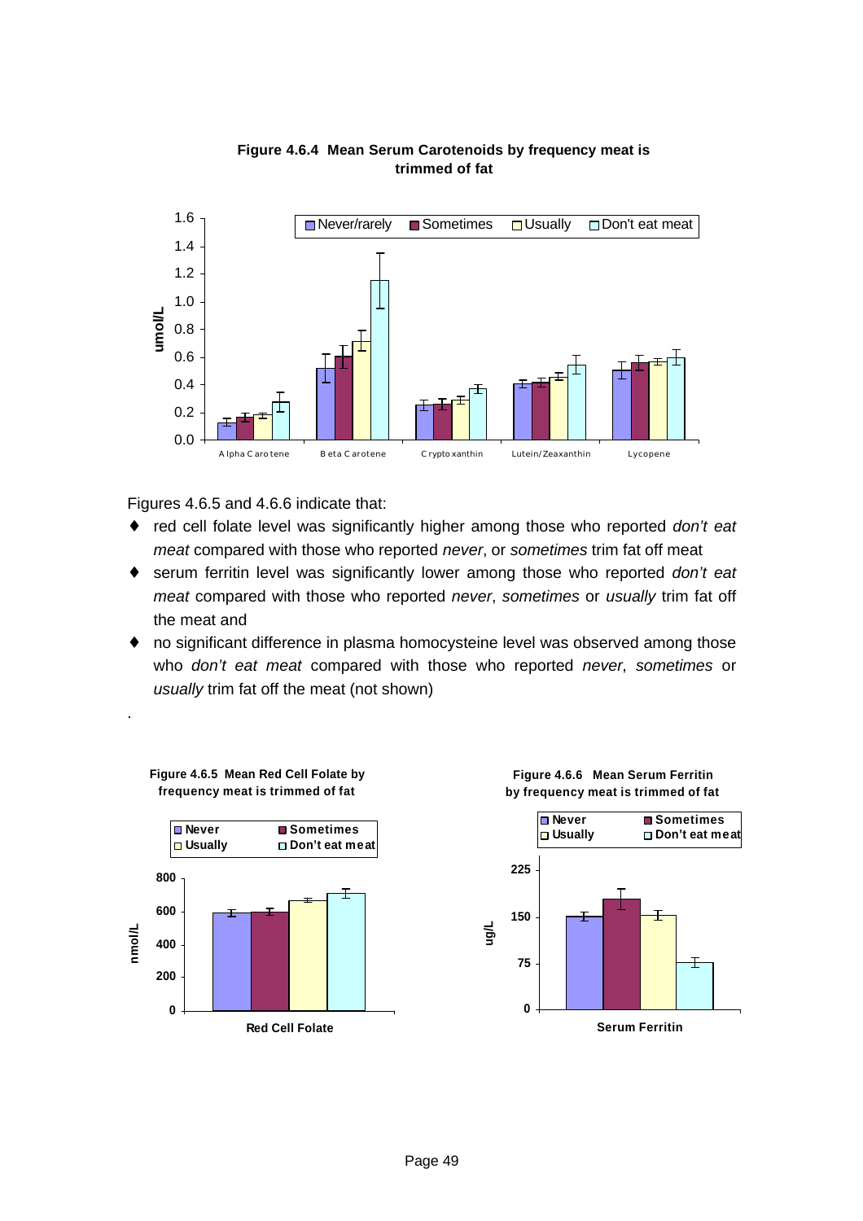**Figure 4.6.4 Mean Serum Carotenoids by frequency meat is trimmed of fat**

Figures 4.6.5 and 4.6.6 indicate that:

- red cell folate level was significantly higher among those who reported *don't eat meat* compared with those who reported *never*, or *sometimes* trim fat off meat
- serum ferritin level was significantly lower among those who reported *don't eat meat* compared with those who reported *never*, *sometimes* or *usually* trim fat off the meat and
- no significant difference in plasma homocysteine level was observed among those who *don't eat meat* compared with those who reported *never*, *sometimes* or *usually* trim fat off the meat (not shown)

**Figure 4.6.5 Mean Red Cell Folate by frequency meat is trimmed of fat**

**Figure 4.6.6 Mean Serum Ferritin by frequency meat is trimmed of fat**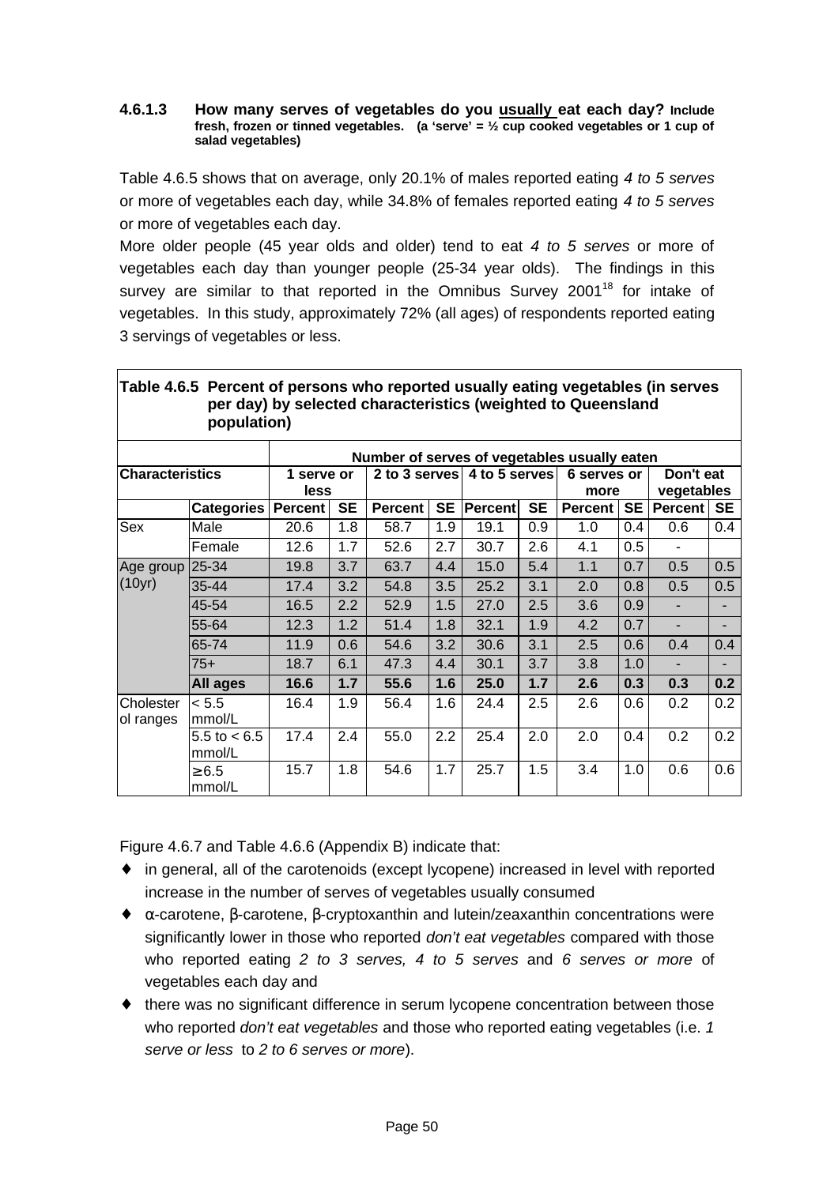#### 4.6.1.3 How many serves of vegetables do you usually eat each day? Include fresh, frozen or tinned vegetables. (a 'serve' = ½ cup cooked vegetables or 1 cup of salad vegetables)

Table 4.6.5 shows that on average, only 20.1% of males reported eating *4 to 5 serves* or more of vegetables each day, while 34.8% of females reported eating *4 to 5 serves* or more of vegetables each day.

More older people (45 year olds and older) tend to eat *4 to 5 serves* or more of vegetables each day than younger people (25-34 year olds). The findings in this survey are similar to that reported in the Omnibus Survey 2001[18] for intake of vegetables. In this study, approximately 72% (all ages) of respondents reported eating 3 servings of vegetables or less.

**Table 4.6.5 Percent of persons who reported usually eating vegetables (in serves per day) by selected characteristics (weighted to Queensland population)**

| | | Number of serves of vegetables usually eaten | | | | | | | | | |
|---|---|---|---|---|---|---|---|---|---|---|---|
| **Characteristics** | | **1 serve or less** | | **2 to 3 serves** | | **4 to 5 serves** | | **6 serves or more** | | **Don't eat vegetables** | |
| | **Categories** | **Percent** | **SE** | **Percent** | **SE** | **Percent** | **SE** | **Percent** | **SE** | **Percent** | **SE** |
| Sex | Male | 20.6 | 1.8 | 58.7 | 1.9 | 19.1 | 0.9 | 1.0 | 0.4 | 0.6 | 0.4 |
| | Female | 12.6 | 1.7 | 52.6 | 2.7 | 30.7 | 2.6 | 4.1 | 0.5 | - | |
| Age group (10yr) | 25-34 | 19.8 | 3.7 | 63.7 | 4.4 | 15.0 | 5.4 | 1.1 | 0.7 | 0.5 | 0.5 |
| | 35-44 | 17.4 | 3.2 | 54.8 | 3.5 | 25.2 | 3.1 | 2.0 | 0.8 | 0.5 | 0.5 |
| | 45-54 | 16.5 | 2.2 | 52.9 | 1.5 | 27.0 | 2.5 | 3.6 | 0.9 | - | - |
| | 55-64 | 12.3 | 1.2 | 51.4 | 1.8 | 32.1 | 1.9 | 4.2 | 0.7 | - | - |
| | 65-74 | 11.9 | 0.6 | 54.6 | 3.2 | 30.6 | 3.1 | 2.5 | 0.6 | 0.4 | 0.4 |
| | 75+ | 18.7 | 6.1 | 47.3 | 4.4 | 30.1 | 3.7 | 3.8 | 1.0 | - | - |
| | **All ages** | **16.6** | **1.7** | **55.6** | **1.6** | **25.0** | **1.7** | **2.6** | **0.3** | **0.3** | **0.2** |
| Cholesterol ranges | < 5.5 mmol/L | 16.4 | 1.9 | 56.4 | 1.6 | 24.4 | 2.5 | 2.6 | 0.6 | 0.2 | 0.2 |
| | 5.5 to < 6.5 mmol/L | 17.4 | 2.4 | 55.0 | 2.2 | 25.4 | 2.0 | 2.0 | 0.4 | 0.2 | 0.2 |
| | ≥ 6.5 mmol/L | 15.7 | 1.8 | 54.6 | 1.7 | 25.7 | 1.5 | 3.4 | 1.0 | 0.6 | 0.6 |

Figure 4.6.7 and Table 4.6.6 (Appendix B) indicate that:

- in general, all of the carotenoids (except lycopene) increased in level with reported increase in the number of serves of vegetables usually consumed
- α-carotene, β-carotene, β-cryptoxanthin and lutein/zeaxanthin concentrations were significantly lower in those who reported *don't eat vegetables* compared with those who reported eating *2 to 3 serves, 4 to 5 serves* and *6 serves or more* of vegetables each day and
- there was no significant difference in serum lycopene concentration between those who reported *don't eat vegetables* and those who reported eating vegetables (i.e. *1 serve or less* to *2 to 6 serves or more*).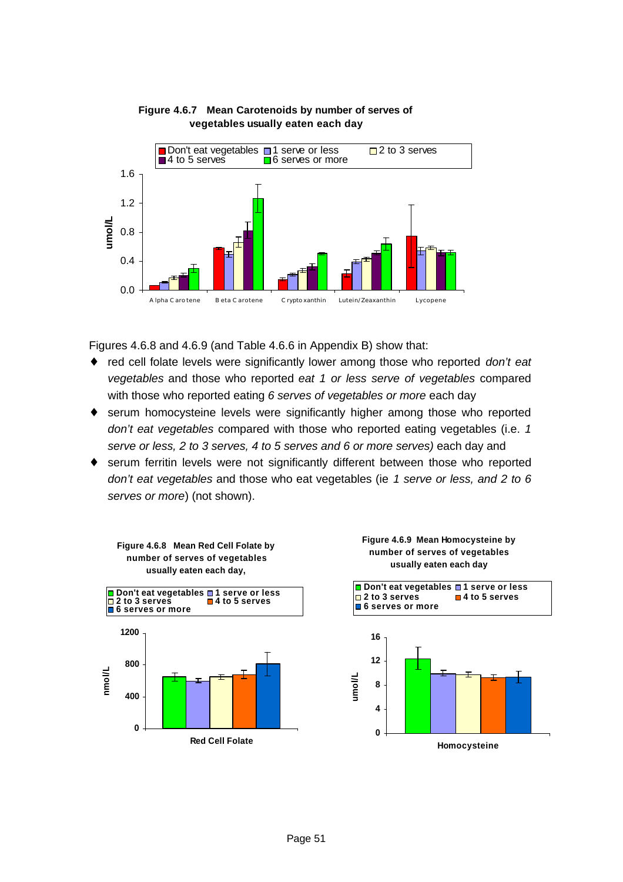**Figure 4.6.7 Mean Carotenoids by number of serves of vegetables usually eaten each day**

Figures 4.6.8 and 4.6.9 (and Table 4.6.6 in Appendix B) show that:

- red cell folate levels were significantly lower among those who reported *don't eat vegetables* and those who reported *eat 1 or less serve of vegetables* compared with those who reported eating *6 serves of vegetables or more* each day
- serum homocysteine levels were significantly higher among those who reported *don't eat vegetables* compared with those who reported eating vegetables (i.e. *1 serve or less, 2 to 3 serves, 4 to 5 serves and 6 or more serves)* each day and
- serum ferritin levels were not significantly different between those who reported *don't eat vegetables* and those who eat vegetables (ie *1 serve or less, and 2 to 6 serves or more*) (not shown).

**Figure 4.6.8 Mean Red Cell Folate by number of serves of vegetables usually eaten each day,**

**Figure 4.6.9 Mean Homocysteine by number of serves of vegetables usually eaten each day**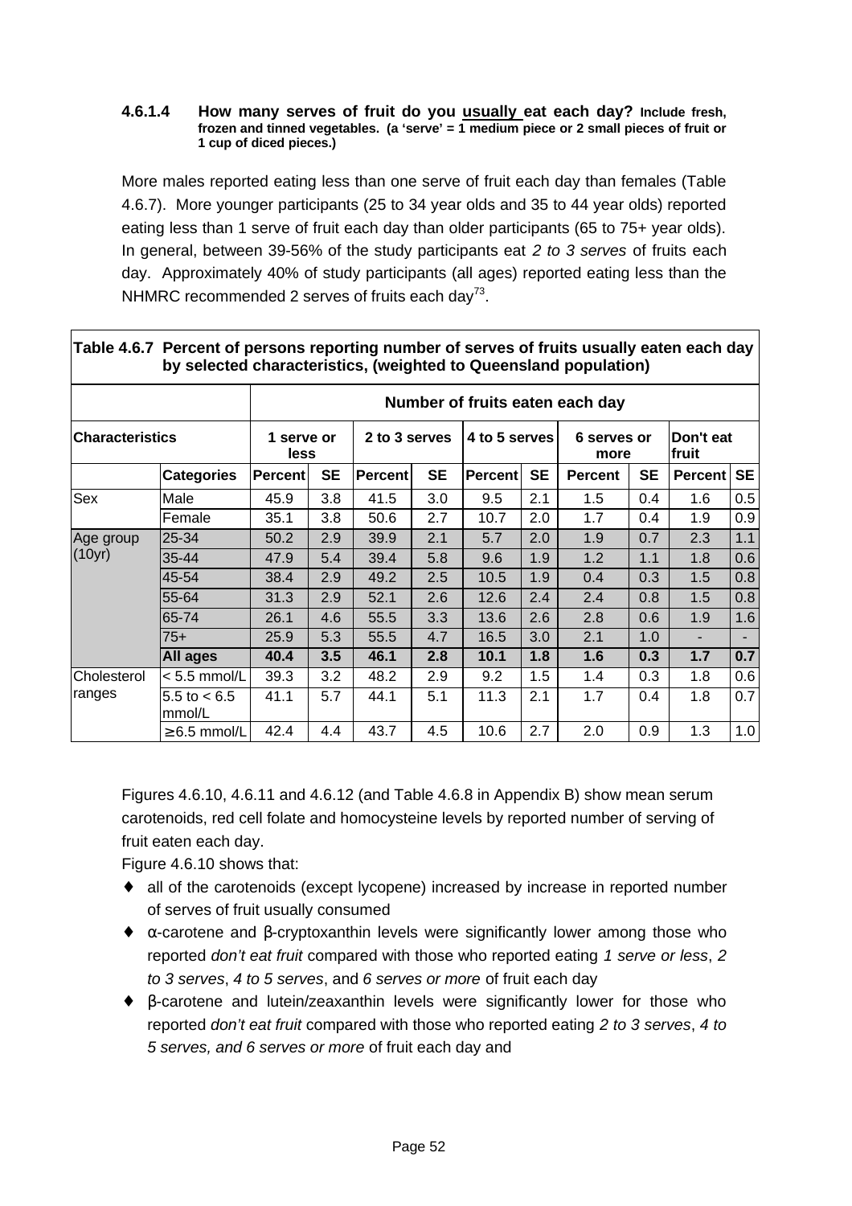#### 4.6.1.4 How many serves of fruit do you <u>usually</u> eat each day? **Include fresh, frozen and tinned vegetables. (a 'serve' = 1 medium piece or 2 small pieces of fruit or 1 cup of diced pieces.)**

More males reported eating less than one serve of fruit each day than females (Table 4.6.7). More younger participants (25 to 34 year olds and 35 to 44 year olds) reported eating less than 1 serve of fruit each day than older participants (65 to 75+ year olds). In general, between 39-56% of the study participants eat *2 to 3 serves* of fruits each day. Approximately 40% of study participants (all ages) reported eating less than the NHMRC recommended 2 serves of fruits each day[73].

**Table 4.6.7 Percent of persons reporting number of serves of fruits usually eaten each day by selected characteristics, (weighted to Queensland population)**

| | | Number of fruits eaten each day | | | | | | | | | |
|---|---|---|---|---|---|---|---|---|---|---|---|
| **Characteristics** | | 1 serve or less | | 2 to 3 serves | | 4 to 5 serves | | 6 serves or more | | Don't eat fruit | |
| | **Categories** | **Percent** | **SE** | **Percent** | **SE** | **Percent** | **SE** | **Percent** | **SE** | **Percent** | **SE** |
| Sex | Male | 45.9 | 3.8 | 41.5 | 3.0 | 9.5 | 2.1 | 1.5 | 0.4 | 1.6 | 0.5 |
| | Female | 35.1 | 3.8 | 50.6 | 2.7 | 10.7 | 2.0 | 1.7 | 0.4 | 1.9 | 0.9 |
| Age group (10yr) | 25-34 | 50.2 | 2.9 | 39.9 | 2.1 | 5.7 | 2.0 | 1.9 | 0.7 | 2.3 | 1.1 |
| | 35-44 | 47.9 | 5.4 | 39.4 | 5.8 | 9.6 | 1.9 | 1.2 | 1.1 | 1.8 | 0.6 |
| | 45-54 | 38.4 | 2.9 | 49.2 | 2.5 | 10.5 | 1.9 | 0.4 | 0.3 | 1.5 | 0.8 |
| | 55-64 | 31.3 | 2.9 | 52.1 | 2.6 | 12.6 | 2.4 | 2.4 | 0.8 | 1.5 | 0.8 |
| | 65-74 | 26.1 | 4.6 | 55.5 | 3.3 | 13.6 | 2.6 | 2.8 | 0.6 | 1.9 | 1.6 |
| | 75+ | 25.9 | 5.3 | 55.5 | 4.7 | 16.5 | 3.0 | 2.1 | 1.0 | - | - |
| | **All ages** | **40.4** | **3.5** | **46.1** | **2.8** | **10.1** | **1.8** | **1.6** | **0.3** | **1.7** | **0.7** |
| Cholesterol ranges | < 5.5 mmol/L | 39.3 | 3.2 | 48.2 | 2.9 | 9.2 | 1.5 | 1.4 | 0.3 | 1.8 | 0.6 |
| | 5.5 to < 6.5 mmol/L | 41.1 | 5.7 | 44.1 | 5.1 | 11.3 | 2.1 | 1.7 | 0.4 | 1.8 | 0.7 |
| | ≥ 6.5 mmol/L | 42.4 | 4.4 | 43.7 | 4.5 | 10.6 | 2.7 | 2.0 | 0.9 | 1.3 | 1.0 |

Figures 4.6.10, 4.6.11 and 4.6.12 (and Table 4.6.8 in Appendix B) show mean serum carotenoids, red cell folate and homocysteine levels by reported number of serving of fruit eaten each day.

Figure 4.6.10 shows that:

- all of the carotenoids (except lycopene) increased by increase in reported number of serves of fruit usually consumed
- α-carotene and β-cryptoxanthin levels were significantly lower among those who reported *don't eat fruit* compared with those who reported eating *1 serve or less*, *2 to 3 serves*, *4 to 5 serves*, and *6 serves or more* of fruit each day
- β-carotene and lutein/zeaxanthin levels were significantly lower for those who reported *don't eat fruit* compared with those who reported eating *2 to 3 serves*, *4 to 5 serves, and 6 serves or more* of fruit each day and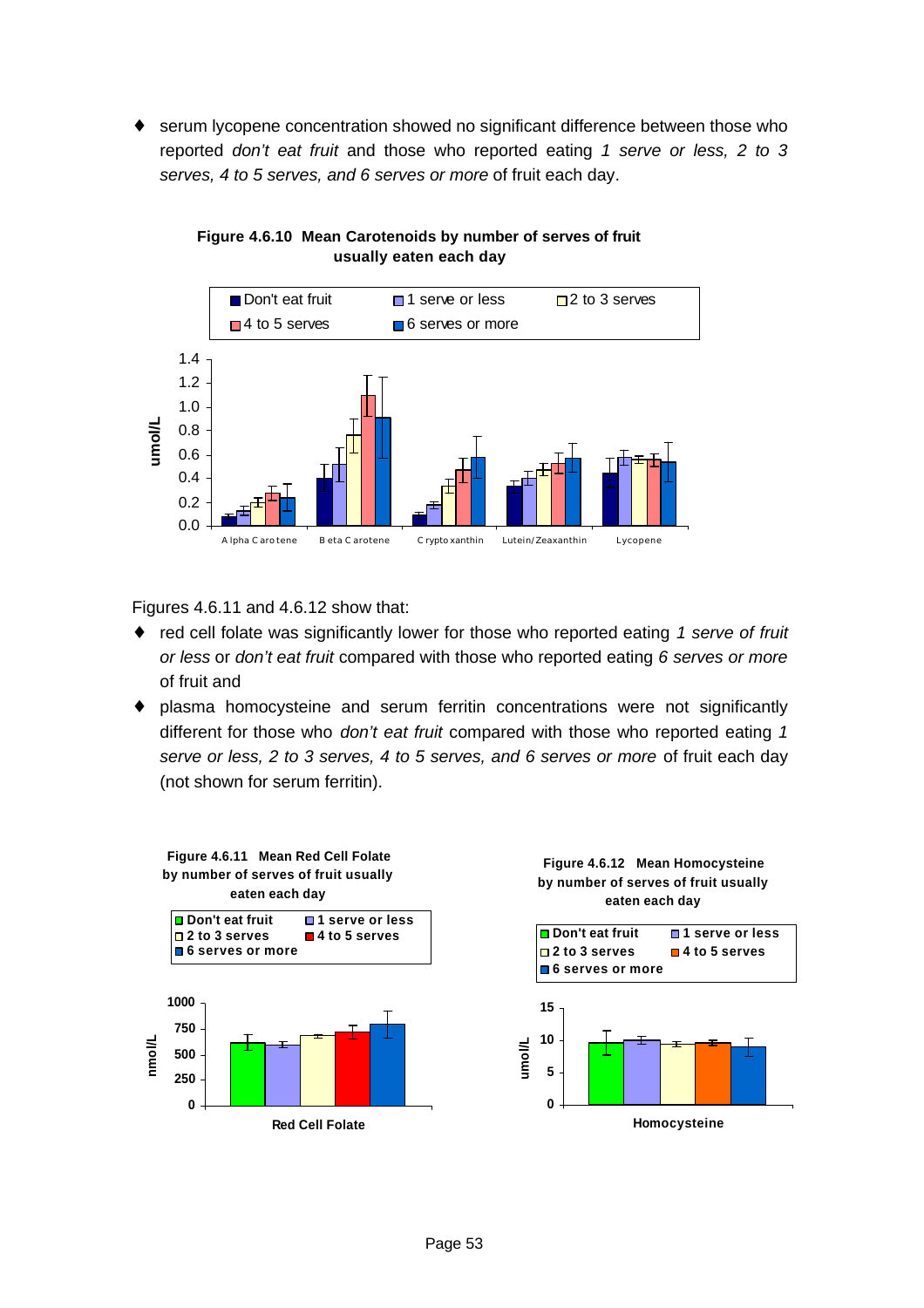- serum lycopene concentration showed no significant difference between those who reported *don't eat fruit* and those who reported eating *1 serve or less, 2 to 3 serves, 4 to 5 serves, and 6 serves or more* of fruit each day.

**Figure 4.6.10 Mean Carotenoids by number of serves of fruit usually eaten each day**

Figures 4.6.11 and 4.6.12 show that:

- red cell folate was significantly lower for those who reported eating *1 serve of fruit or less* or *don't eat fruit* compared with those who reported eating *6 serves or more* of fruit and
- plasma homocysteine and serum ferritin concentrations were not significantly different for those who *don't eat fruit* compared with those who reported eating *1 serve or less, 2 to 3 serves, 4 to 5 serves, and 6 serves or more* of fruit each day (not shown for serum ferritin).

**Figure 4.6.11 Mean Red Cell Folate by number of serves of fruit usually eaten each day**

**Figure 4.6.12 Mean Homocysteine by number of serves of fruit usually eaten each day**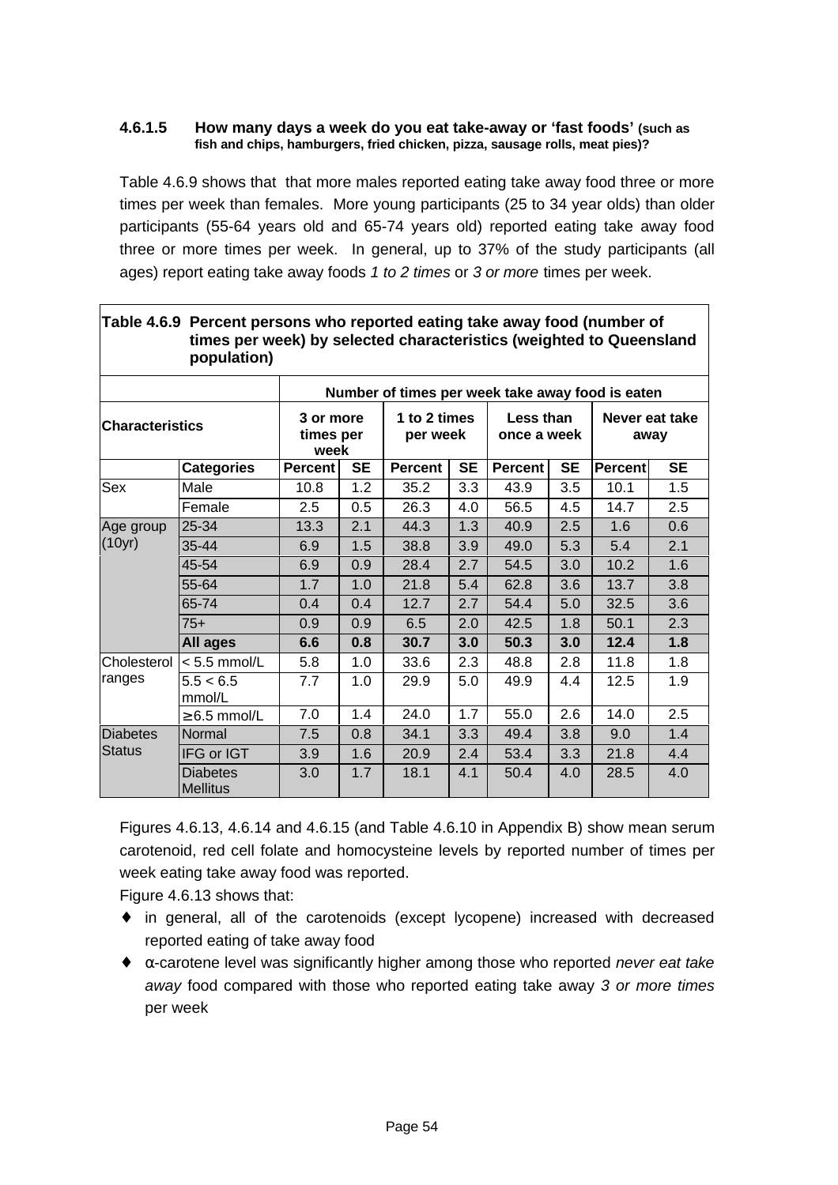#### 4.6.1.5 How many days a week do you eat take-away or 'fast foods' (such as fish and chips, hamburgers, fried chicken, pizza, sausage rolls, meat pies)?

Table 4.6.9 shows that that more males reported eating take away food three or more times per week than females. More young participants (25 to 34 year olds) than older participants (55-64 years old and 65-74 years old) reported eating take away food three or more times per week. In general, up to 37% of the study participants (all ages) report eating take away foods *1 to 2 times* or *3 or more* times per week.

**Table 4.6.9 Percent persons who reported eating take away food (number of times per week) by selected characteristics (weighted to Queensland population)**

| | | Number of times per week take away food is eaten | | | | | | | |
|---|---|---|---|---|---|---|---|---|---|
| **Characteristics** | | **3 or more times per week** | | **1 to 2 times per week** | | **Less than once a week** | | **Never eat take away** | |
| | **Categories** | **Percent** | **SE** | **Percent** | **SE** | **Percent** | **SE** | **Percent** | **SE** |
| Sex | Male | 10.8 | 1.2 | 35.2 | 3.3 | 43.9 | 3.5 | 10.1 | 1.5 |
| | Female | 2.5 | 0.5 | 26.3 | 4.0 | 56.5 | 4.5 | 14.7 | 2.5 |
| Age group (10yr) | 25-34 | 13.3 | 2.1 | 44.3 | 1.3 | 40.9 | 2.5 | 1.6 | 0.6 |
| | 35-44 | 6.9 | 1.5 | 38.8 | 3.9 | 49.0 | 5.3 | 5.4 | 2.1 |
| | 45-54 | 6.9 | 0.9 | 28.4 | 2.7 | 54.5 | 3.0 | 10.2 | 1.6 |
| | 55-64 | 1.7 | 1.0 | 21.8 | 5.4 | 62.8 | 3.6 | 13.7 | 3.8 |
| | 65-74 | 0.4 | 0.4 | 12.7 | 2.7 | 54.4 | 5.0 | 32.5 | 3.6 |
| | 75+ | 0.9 | 0.9 | 6.5 | 2.0 | 42.5 | 1.8 | 50.1 | 2.3 |
| | **All ages** | **6.6** | **0.8** | **30.7** | **3.0** | **50.3** | **3.0** | **12.4** | **1.8** |
| Cholesterol ranges | < 5.5 mmol/L | 5.8 | 1.0 | 33.6 | 2.3 | 48.8 | 2.8 | 11.8 | 1.8 |
| | 5.5 < 6.5 mmol/L | 7.7 | 1.0 | 29.9 | 5.0 | 49.9 | 4.4 | 12.5 | 1.9 |
| | ≥6.5 mmol/L | 7.0 | 1.4 | 24.0 | 1.7 | 55.0 | 2.6 | 14.0 | 2.5 |
| Diabetes Status | Normal | 7.5 | 0.8 | 34.1 | 3.3 | 49.4 | 3.8 | 9.0 | 1.4 |
| | IFG or IGT | 3.9 | 1.6 | 20.9 | 2.4 | 53.4 | 3.3 | 21.8 | 4.4 |
| | Diabetes Mellitus | 3.0 | 1.7 | 18.1 | 4.1 | 50.4 | 4.0 | 28.5 | 4.0 |

Figures 4.6.13, 4.6.14 and 4.6.15 (and Table 4.6.10 in Appendix B) show mean serum carotenoid, red cell folate and homocysteine levels by reported number of times per week eating take away food was reported.

Figure 4.6.13 shows that:

- in general, all of the carotenoids (except lycopene) increased with decreased reported eating of take away food
- α-carotene level was significantly higher among those who reported *never eat take away* food compared with those who reported eating take away *3 or more times* per week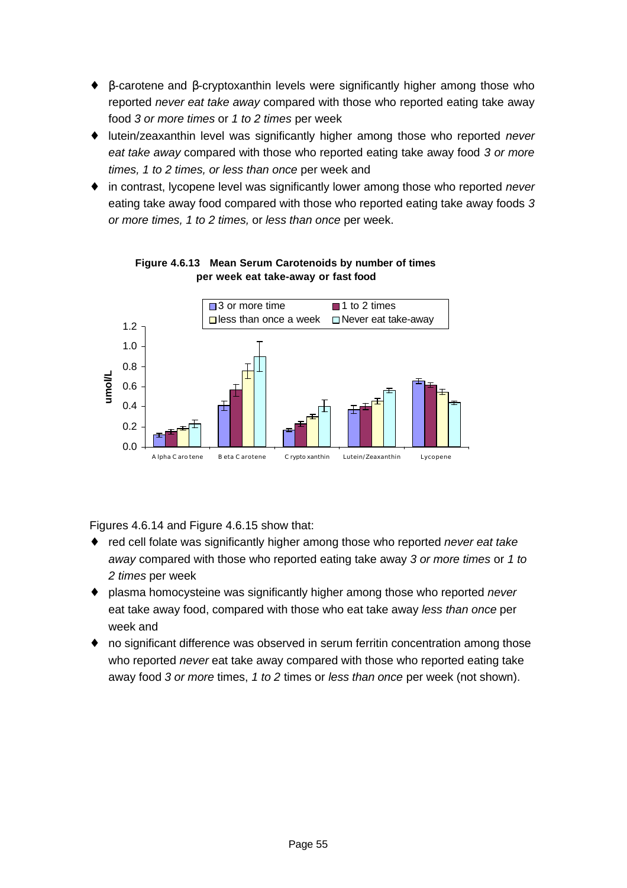- β-carotene and β-cryptoxanthin levels were significantly higher among those who reported *never eat take away* compared with those who reported eating take away food *3 or more times* or *1 to 2 times* per week
- lutein/zeaxanthin level was significantly higher among those who reported *never eat take away* compared with those who reported eating take away food *3 or more times, 1 to 2 times, or less than once* per week and
- in contrast, lycopene level was significantly lower among those who reported *never* eating take away food compared with those who reported eating take away foods *3 or more times, 1 to 2 times,* or *less than once* per week.

**Figure 4.6.13 Mean Serum Carotenoids by number of times per week eat take-away or fast food**

Figures 4.6.14 and Figure 4.6.15 show that:

- red cell folate was significantly higher among those who reported *never eat take away* compared with those who reported eating take away *3 or more times* or *1 to 2 times* per week
- plasma homocysteine was significantly higher among those who reported *never* eat take away food, compared with those who eat take away *less than once* per week and
- no significant difference was observed in serum ferritin concentration among those who reported *never* eat take away compared with those who reported eating take away food *3 or more* times, *1 to 2* times or *less than once* per week (not shown).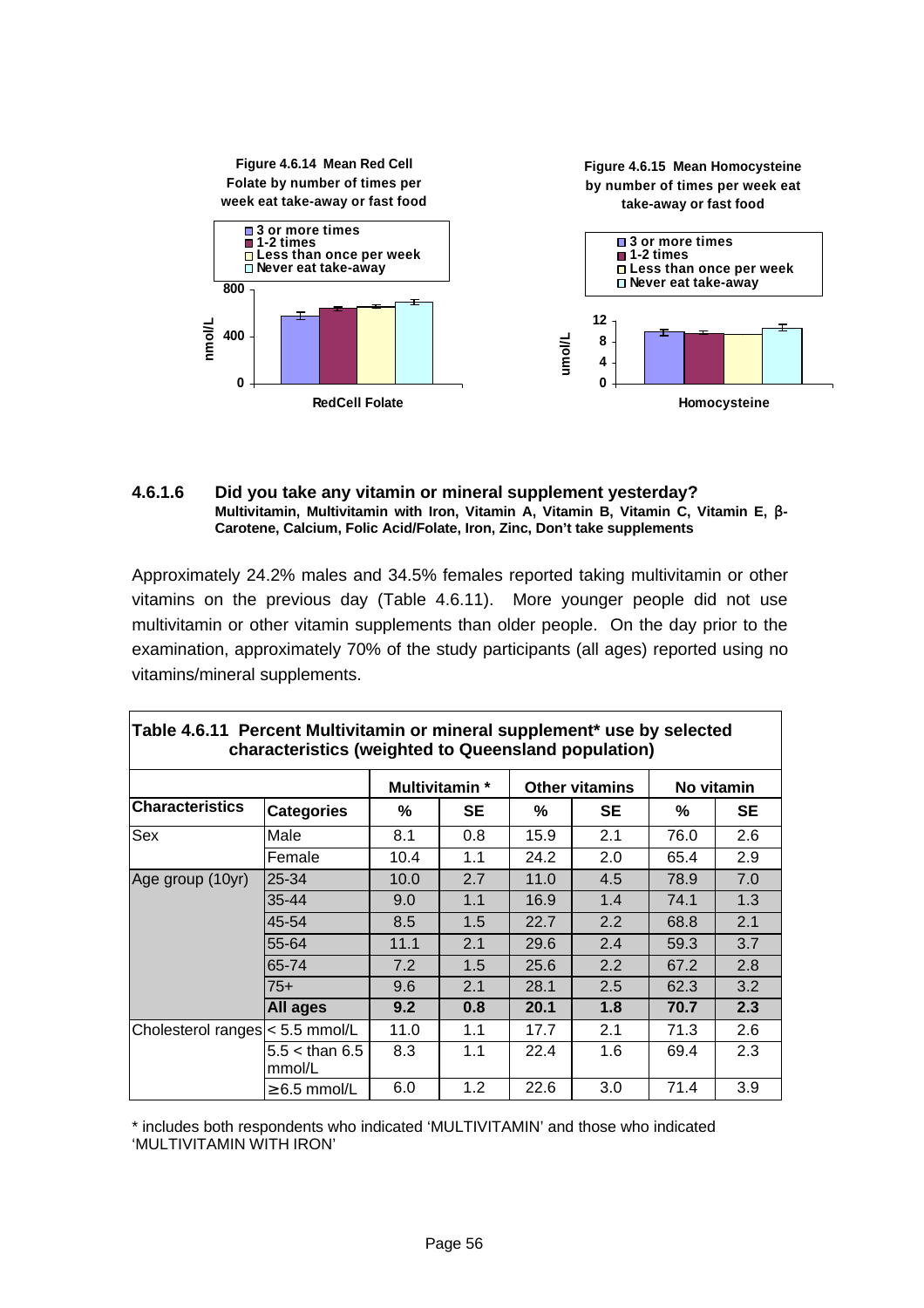**Figure 4.6.14 Mean Red Cell Folate by number of times per week eat take-away or fast food**

**Figure 4.6.15 Mean Homocysteine by number of times per week eat take-away or fast food**

#### 4.6.1.6 Did you take any vitamin or mineral supplement yesterday?

**Multivitamin, Multivitamin with Iron, Vitamin A, Vitamin B, Vitamin C, Vitamin E, β-Carotene, Calcium, Folic Acid/Folate, Iron, Zinc, Don't take supplements**

Approximately 24.2% males and 34.5% females reported taking multivitamin or other vitamins on the previous day (Table 4.6.11). More younger people did not use multivitamin or other vitamin supplements than older people. On the day prior to the examination, approximately 70% of the study participants (all ages) reported using no vitamins/mineral supplements.

**Table 4.6.11 Percent Multivitamin or mineral supplement* use by selected characteristics (weighted to Queensland population)**

| | | Multivitamin * | | Other vitamins | | No vitamin | |
|---|---|---|---|---|---|---|---|
| **Characteristics** | **Categories** | **%** | **SE** | **%** | **SE** | **%** | **SE** |
| Sex | Male | 8.1 | 0.8 | 15.9 | 2.1 | 76.0 | 2.6 |
| | Female | 10.4 | 1.1 | 24.2 | 2.0 | 65.4 | 2.9 |
| Age group (10yr) | 25-34 | 10.0 | 2.7 | 11.0 | 4.5 | 78.9 | 7.0 |
| | 35-44 | 9.0 | 1.1 | 16.9 | 1.4 | 74.1 | 1.3 |
| | 45-54 | 8.5 | 1.5 | 22.7 | 2.2 | 68.8 | 2.1 |
| | 55-64 | 11.1 | 2.1 | 29.6 | 2.4 | 59.3 | 3.7 |
| | 65-74 | 7.2 | 1.5 | 25.6 | 2.2 | 67.2 | 2.8 |
| | 75+ | 9.6 | 2.1 | 28.1 | 2.5 | 62.3 | 3.2 |
| | **All ages** | **9.2** | **0.8** | **20.1** | **1.8** | **70.7** | **2.3** |
| Cholesterol ranges | < 5.5 mmol/L | 11.0 | 1.1 | 17.7 | 2.1 | 71.3 | 2.6 |
| | 5.5 < than 6.5 mmol/L | 8.3 | 1.1 | 22.4 | 1.6 | 69.4 | 2.3 |
| | ≥ 6.5 mmol/L | 6.0 | 1.2 | 22.6 | 3.0 | 71.4 | 3.9 |

\* includes both respondents who indicated 'MULTIVITAMIN' and those who indicated 'MULTIVITAMIN WITH IRON'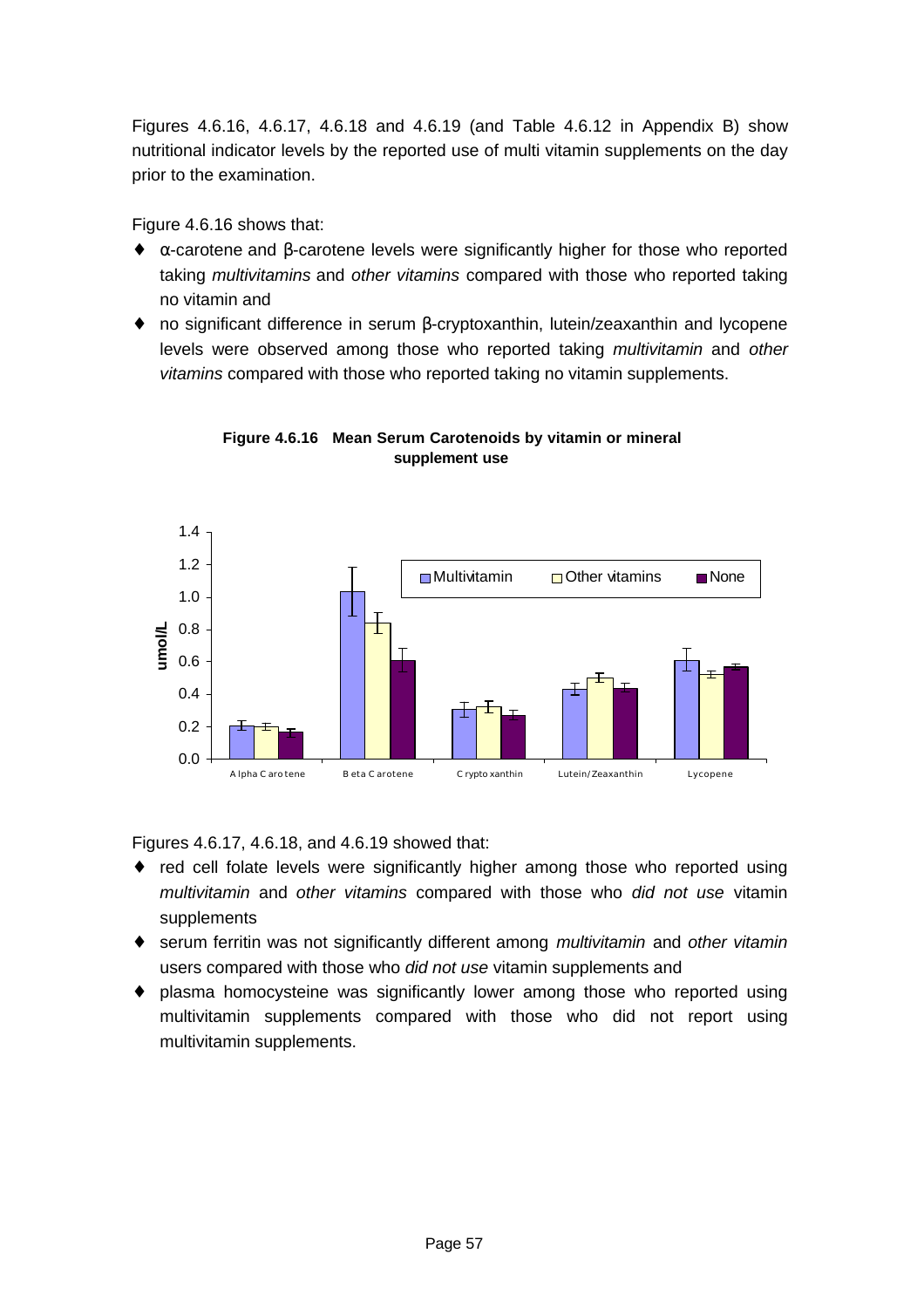Figures 4.6.16, 4.6.17, 4.6.18 and 4.6.19 (and Table 4.6.12 in Appendix B) show nutritional indicator levels by the reported use of multi vitamin supplements on the day prior to the examination.

Figure 4.6.16 shows that:

- α-carotene and β-carotene levels were significantly higher for those who reported taking *multivitamins* and *other vitamins* compared with those who reported taking no vitamin and
- no significant difference in serum β-cryptoxanthin, lutein/zeaxanthin and lycopene levels were observed among those who reported taking *multivitamin* and *other vitamins* compared with those who reported taking no vitamin supplements.

**Figure 4.6.16 Mean Serum Carotenoids by vitamin or mineral supplement use**

Figures 4.6.17, 4.6.18, and 4.6.19 showed that:

- red cell folate levels were significantly higher among those who reported using *multivitamin* and *other vitamins* compared with those who *did not use* vitamin supplements
- serum ferritin was not significantly different among *multivitamin* and *other vitamin* users compared with those who *did not use* vitamin supplements and
- plasma homocysteine was significantly lower among those who reported using multivitamin supplements compared with those who did not report using multivitamin supplements.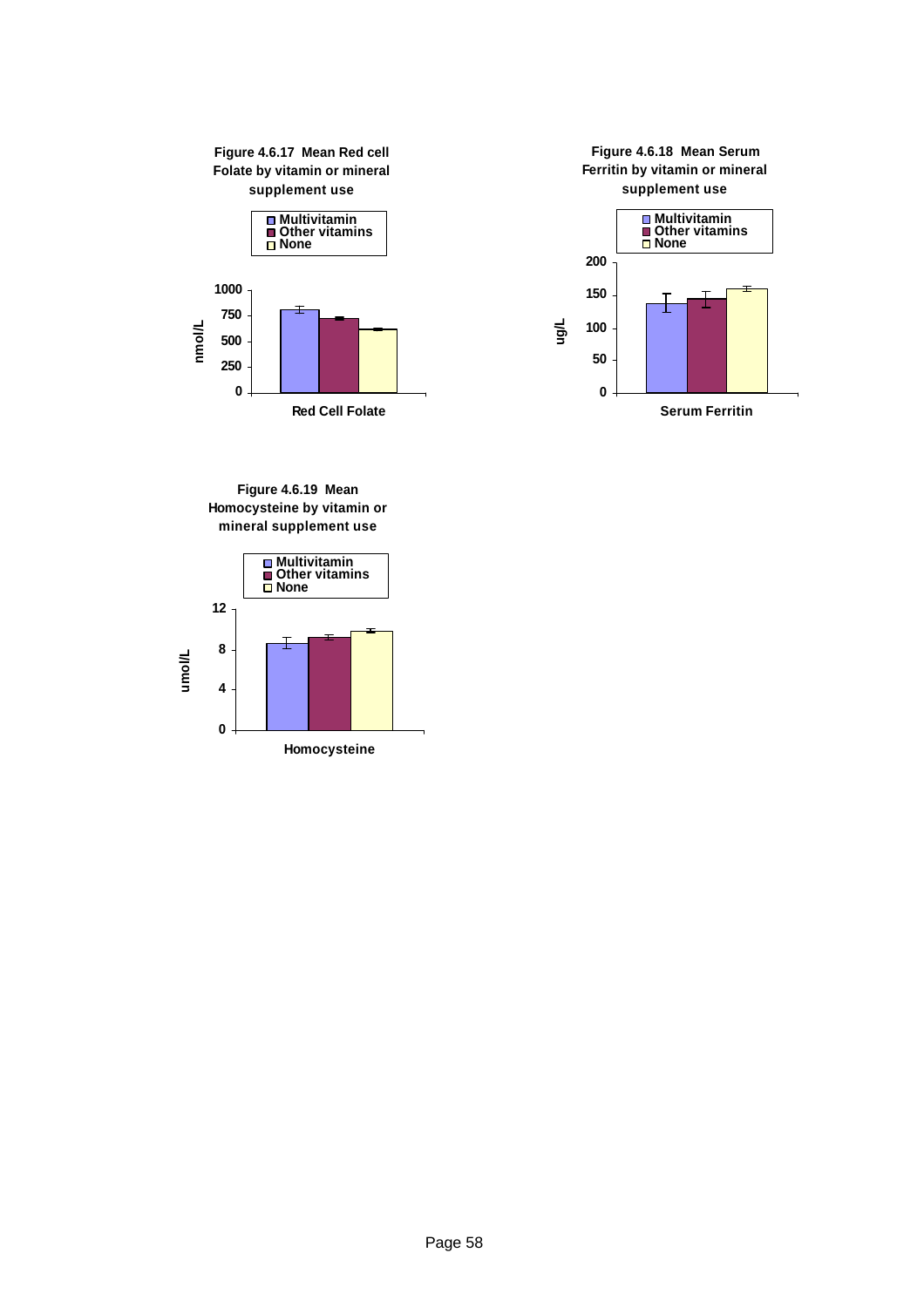**Figure 4.6.17 Mean Red cell Folate by vitamin or mineral supplement use**

**Figure 4.6.18 Mean Serum Ferritin by vitamin or mineral supplement use**

**Figure 4.6.19 Mean Homocysteine by vitamin or mineral supplement use**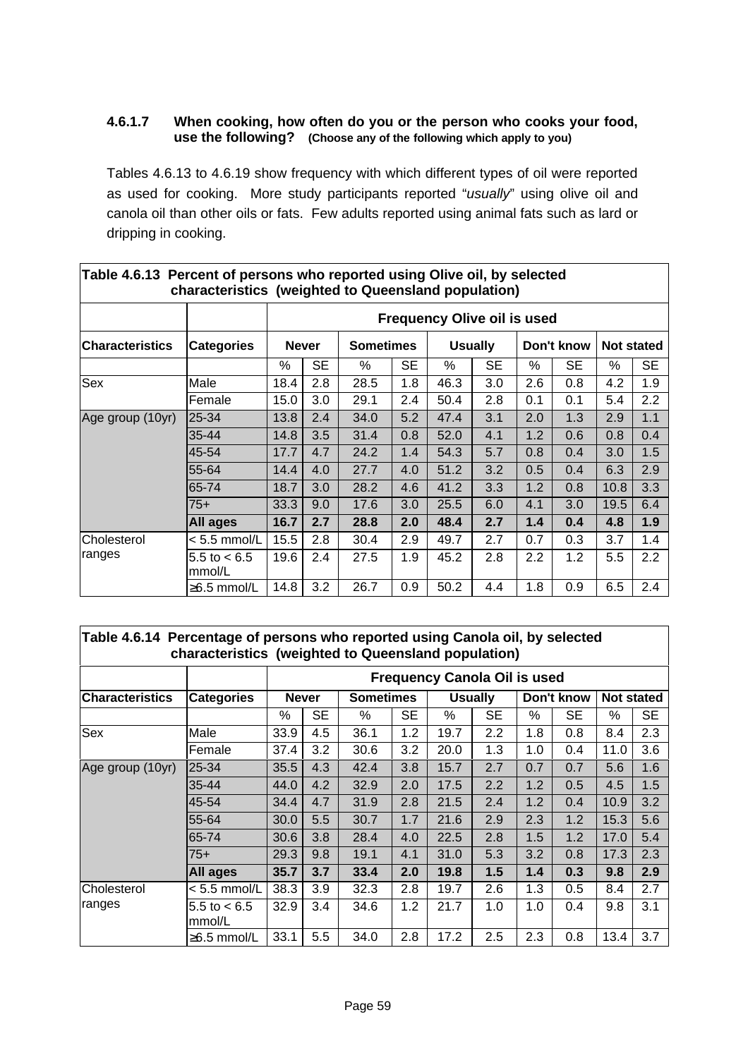#### 4.6.1.7 When cooking, how often do you or the person who cooks your food, use the following? (Choose any of the following which apply to you)

Tables 4.6.13 to 4.6.19 show frequency with which different types of oil were reported as used for cooking. More study participants reported "*usually*" using olive oil and canola oil than other oils or fats. Few adults reported using animal fats such as lard or dripping in cooking.

**Table 4.6.13 Percent of persons who reported using Olive oil, by selected characteristics (weighted to Queensland population)**

| | | Frequency Olive oil is used | | | | | | | | | |
|---|---|---|---|---|---|---|---|---|---|---|---|
| **Characteristics** | **Categories** | **Never** | | **Sometimes** | | **Usually** | | **Don't know** | | **Not stated** | |
| | | % | SE | % | SE | % | SE | % | SE | % | SE |
| Sex | Male | 18.4 | 2.8 | 28.5 | 1.8 | 46.3 | 3.0 | 2.6 | 0.8 | 4.2 | 1.9 |
| | Female | 15.0 | 3.0 | 29.1 | 2.4 | 50.4 | 2.8 | 0.1 | 0.1 | 5.4 | 2.2 |
| Age group (10yr) | 25-34 | 13.8 | 2.4 | 34.0 | 5.2 | 47.4 | 3.1 | 2.0 | 1.3 | 2.9 | 1.1 |
| | 35-44 | 14.8 | 3.5 | 31.4 | 0.8 | 52.0 | 4.1 | 1.2 | 0.6 | 0.8 | 0.4 |
| | 45-54 | 17.7 | 4.7 | 24.2 | 1.4 | 54.3 | 5.7 | 0.8 | 0.4 | 3.0 | 1.5 |
| | 55-64 | 14.4 | 4.0 | 27.7 | 4.0 | 51.2 | 3.2 | 0.5 | 0.4 | 6.3 | 2.9 |
| | 65-74 | 18.7 | 3.0 | 28.2 | 4.6 | 41.2 | 3.3 | 1.2 | 0.8 | 10.8 | 3.3 |
| | 75+ | 33.3 | 9.0 | 17.6 | 3.0 | 25.5 | 6.0 | 4.1 | 3.0 | 19.5 | 6.4 |
| | **All ages** | **16.7** | **2.7** | **28.8** | **2.0** | **48.4** | **2.7** | **1.4** | **0.4** | **4.8** | **1.9** |
| Cholesterol ranges | < 5.5 mmol/L | 15.5 | 2.8 | 30.4 | 2.9 | 49.7 | 2.7 | 0.7 | 0.3 | 3.7 | 1.4 |
| | 5.5 to < 6.5 mmol/L | 19.6 | 2.4 | 27.5 | 1.9 | 45.2 | 2.8 | 2.2 | 1.2 | 5.5 | 2.2 |
| | ≥6.5 mmol/L | 14.8 | 3.2 | 26.7 | 0.9 | 50.2 | 4.4 | 1.8 | 0.9 | 6.5 | 2.4 |

**Table 4.6.14 Percentage of persons who reported using Canola oil, by selected characteristics (weighted to Queensland population)**

| | | Frequency Canola Oil is used | | | | | | | | | |
|---|---|---|---|---|---|---|---|---|---|---|---|
| **Characteristics** | **Categories** | **Never** | | **Sometimes** | | **Usually** | | **Don't know** | | **Not stated** | |
| | | % | SE | % | SE | % | SE | % | SE | % | SE |
| Sex | Male | 33.9 | 4.5 | 36.1 | 1.2 | 19.7 | 2.2 | 1.8 | 0.8 | 8.4 | 2.3 |
| | Female | 37.4 | 3.2 | 30.6 | 3.2 | 20.0 | 1.3 | 1.0 | 0.4 | 11.0 | 3.6 |
| Age group (10yr) | 25-34 | 35.5 | 4.3 | 42.4 | 3.8 | 15.7 | 2.7 | 0.7 | 0.7 | 5.6 | 1.6 |
| | 35-44 | 44.0 | 4.2 | 32.9 | 2.0 | 17.5 | 2.2 | 1.2 | 0.5 | 4.5 | 1.5 |
| | 45-54 | 34.4 | 4.7 | 31.9 | 2.8 | 21.5 | 2.4 | 1.2 | 0.4 | 10.9 | 3.2 |
| | 55-64 | 30.0 | 5.5 | 30.7 | 1.7 | 21.6 | 2.9 | 2.3 | 1.2 | 15.3 | 5.6 |
| | 65-74 | 30.6 | 3.8 | 28.4 | 4.0 | 22.5 | 2.8 | 1.5 | 1.2 | 17.0 | 5.4 |
| | 75+ | 29.3 | 9.8 | 19.1 | 4.1 | 31.0 | 5.3 | 3.2 | 0.8 | 17.3 | 2.3 |
| | **All ages** | **35.7** | **3.7** | **33.4** | **2.0** | **19.8** | **1.5** | **1.4** | **0.3** | **9.8** | **2.9** |
| Cholesterol ranges | < 5.5 mmol/L | 38.3 | 3.9 | 32.3 | 2.8 | 19.7 | 2.6 | 1.3 | 0.5 | 8.4 | 2.7 |
| | 5.5 to < 6.5 mmol/L | 32.9 | 3.4 | 34.6 | 1.2 | 21.7 | 1.0 | 1.0 | 0.4 | 9.8 | 3.1 |
| | ≥6.5 mmol/L | 33.1 | 5.5 | 34.0 | 2.8 | 17.2 | 2.5 | 2.3 | 0.8 | 13.4 | 3.7 |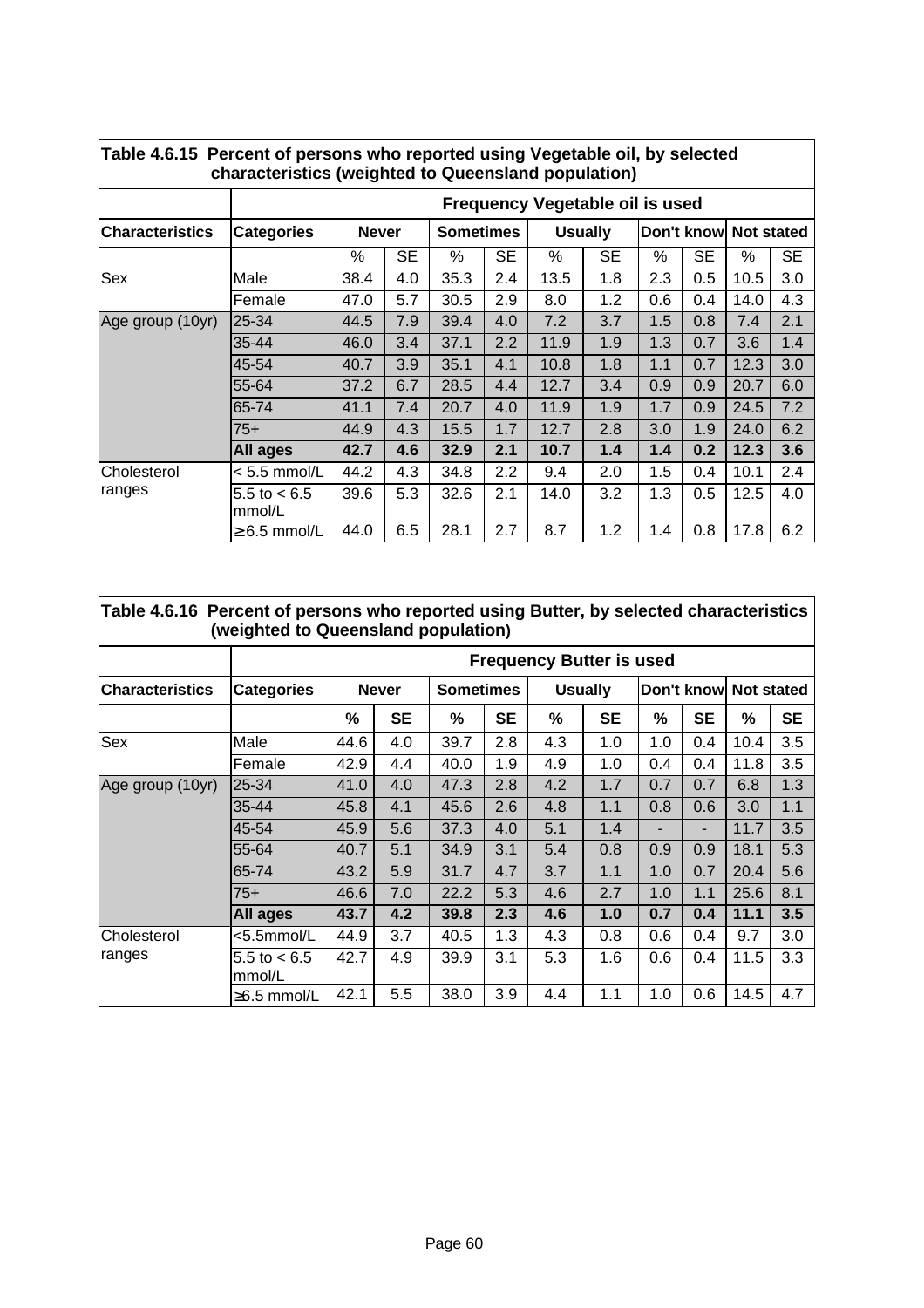**Table 4.6.15 Percent of persons who reported using Vegetable oil, by selected characteristics (weighted to Queensland population)**

| | | Frequency Vegetable oil is used | | | | | | | | | |
|---|---|---|---|---|---|---|---|---|---|---|---|
| **Characteristics** | **Categories** | **Never** | | **Sometimes** | | **Usually** | | **Don't know** | | **Not stated** | |
| | | % | SE | % | SE | % | SE | % | SE | % | SE |
| Sex | Male | 38.4 | 4.0 | 35.3 | 2.4 | 13.5 | 1.8 | 2.3 | 0.5 | 10.5 | 3.0 |
| | Female | 47.0 | 5.7 | 30.5 | 2.9 | 8.0 | 1.2 | 0.6 | 0.4 | 14.0 | 4.3 |
| Age group (10yr) | 25-34 | 44.5 | 7.9 | 39.4 | 4.0 | 7.2 | 3.7 | 1.5 | 0.8 | 7.4 | 2.1 |
| | 35-44 | 46.0 | 3.4 | 37.1 | 2.2 | 11.9 | 1.9 | 1.3 | 0.7 | 3.6 | 1.4 |
| | 45-54 | 40.7 | 3.9 | 35.1 | 4.1 | 10.8 | 1.8 | 1.1 | 0.7 | 12.3 | 3.0 |
| | 55-64 | 37.2 | 6.7 | 28.5 | 4.4 | 12.7 | 3.4 | 0.9 | 0.9 | 20.7 | 6.0 |
| | 65-74 | 41.1 | 7.4 | 20.7 | 4.0 | 11.9 | 1.9 | 1.7 | 0.9 | 24.5 | 7.2 |
| | 75+ | 44.9 | 4.3 | 15.5 | 1.7 | 12.7 | 2.8 | 3.0 | 1.9 | 24.0 | 6.2 |
| | **All ages** | **42.7** | **4.6** | **32.9** | **2.1** | **10.7** | **1.4** | **1.4** | **0.2** | **12.3** | **3.6** |
| Cholesterol ranges | < 5.5 mmol/L | 44.2 | 4.3 | 34.8 | 2.2 | 9.4 | 2.0 | 1.5 | 0.4 | 10.1 | 2.4 |
| | 5.5 to < 6.5 mmol/L | 39.6 | 5.3 | 32.6 | 2.1 | 14.0 | 3.2 | 1.3 | 0.5 | 12.5 | 4.0 |
| | ≥ 6.5 mmol/L | 44.0 | 6.5 | 28.1 | 2.7 | 8.7 | 1.2 | 1.4 | 0.8 | 17.8 | 6.2 |

**Table 4.6.16 Percent of persons who reported using Butter, by selected characteristics (weighted to Queensland population)**

| | | Frequency Butter is used | | | | | | | | | |
|---|---|---|---|---|---|---|---|---|---|---|---|
| **Characteristics** | **Categories** | **Never** | | **Sometimes** | | **Usually** | | **Don't know** | | **Not stated** | |
| | | **%** | **SE** | **%** | **SE** | **%** | **SE** | **%** | **SE** | **%** | **SE** |
| Sex | Male | 44.6 | 4.0 | 39.7 | 2.8 | 4.3 | 1.0 | 1.0 | 0.4 | 10.4 | 3.5 |
| | Female | 42.9 | 4.4 | 40.0 | 1.9 | 4.9 | 1.0 | 0.4 | 0.4 | 11.8 | 3.5 |
| Age group (10yr) | 25-34 | 41.0 | 4.0 | 47.3 | 2.8 | 4.2 | 1.7 | 0.7 | 0.7 | 6.8 | 1.3 |
| | 35-44 | 45.8 | 4.1 | 45.6 | 2.6 | 4.8 | 1.1 | 0.8 | 0.6 | 3.0 | 1.1 |
| | 45-54 | 45.9 | 5.6 | 37.3 | 4.0 | 5.1 | 1.4 | - | - | 11.7 | 3.5 |
| | 55-64 | 40.7 | 5.1 | 34.9 | 3.1 | 5.4 | 0.8 | 0.9 | 0.9 | 18.1 | 5.3 |
| | 65-74 | 43.2 | 5.9 | 31.7 | 4.7 | 3.7 | 1.1 | 1.0 | 0.7 | 20.4 | 5.6 |
| | 75+ | 46.6 | 7.0 | 22.2 | 5.3 | 4.6 | 2.7 | 1.0 | 1.1 | 25.6 | 8.1 |
| | **All ages** | **43.7** | **4.2** | **39.8** | **2.3** | **4.6** | **1.0** | **0.7** | **0.4** | **11.1** | **3.5** |
| Cholesterol ranges | <5.5mmol/L | 44.9 | 3.7 | 40.5 | 1.3 | 4.3 | 0.8 | 0.6 | 0.4 | 9.7 | 3.0 |
| | 5.5 to < 6.5 mmol/L | 42.7 | 4.9 | 39.9 | 3.1 | 5.3 | 1.6 | 0.6 | 0.4 | 11.5 | 3.3 |
| | ≥6.5 mmol/L | 42.1 | 5.5 | 38.0 | 3.9 | 4.4 | 1.1 | 1.0 | 0.6 | 14.5 | 4.7 |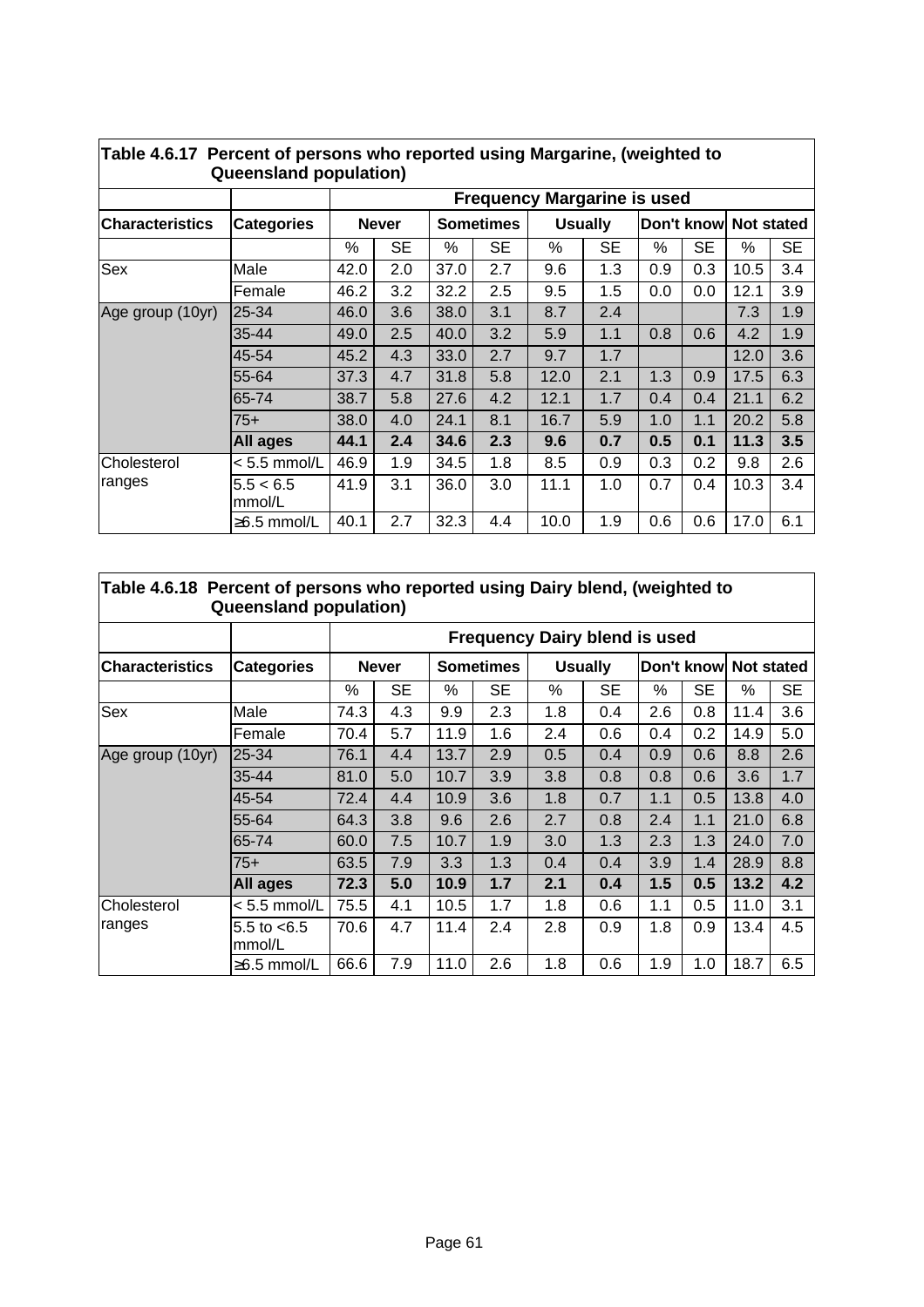**Table 4.6.17 Percent of persons who reported using Margarine, (weighted to Queensland population)**

| | | Frequency Margarine is used | | | | | | | | | |
|---|---|---|---|---|---|---|---|---|---|---|---|
| **Characteristics** | **Categories** | **Never** | | **Sometimes** | | **Usually** | | **Don't know** | | **Not stated** | |
| | | % | SE | % | SE | % | SE | % | SE | % | SE |
| Sex | Male | 42.0 | 2.0 | 37.0 | 2.7 | 9.6 | 1.3 | 0.9 | 0.3 | 10.5 | 3.4 |
| | Female | 46.2 | 3.2 | 32.2 | 2.5 | 9.5 | 1.5 | 0.0 | 0.0 | 12.1 | 3.9 |
| Age group (10yr) | 25-34 | 46.0 | 3.6 | 38.0 | 3.1 | 8.7 | 2.4 | | | 7.3 | 1.9 |
| | 35-44 | 49.0 | 2.5 | 40.0 | 3.2 | 5.9 | 1.1 | 0.8 | 0.6 | 4.2 | 1.9 |
| | 45-54 | 45.2 | 4.3 | 33.0 | 2.7 | 9.7 | 1.7 | | | 12.0 | 3.6 |
| | 55-64 | 37.3 | 4.7 | 31.8 | 5.8 | 12.0 | 2.1 | 1.3 | 0.9 | 17.5 | 6.3 |
| | 65-74 | 38.7 | 5.8 | 27.6 | 4.2 | 12.1 | 1.7 | 0.4 | 0.4 | 21.1 | 6.2 |
| | 75+ | 38.0 | 4.0 | 24.1 | 8.1 | 16.7 | 5.9 | 1.0 | 1.1 | 20.2 | 5.8 |
| | **All ages** | **44.1** | **2.4** | **34.6** | **2.3** | **9.6** | **0.7** | **0.5** | **0.1** | **11.3** | **3.5** |
| Cholesterol ranges | < 5.5 mmol/L | 46.9 | 1.9 | 34.5 | 1.8 | 8.5 | 0.9 | 0.3 | 0.2 | 9.8 | 2.6 |
| | 5.5 < 6.5 mmol/L | 41.9 | 3.1 | 36.0 | 3.0 | 11.1 | 1.0 | 0.7 | 0.4 | 10.3 | 3.4 |
| | ≥6.5 mmol/L | 40.1 | 2.7 | 32.3 | 4.4 | 10.0 | 1.9 | 0.6 | 0.6 | 17.0 | 6.1 |

**Table 4.6.18 Percent of persons who reported using Dairy blend, (weighted to Queensland population)**

| | | Frequency Dairy blend is used | | | | | | | | | |
|---|---|---|---|---|---|---|---|---|---|---|---|
| **Characteristics** | **Categories** | **Never** | | **Sometimes** | | **Usually** | | **Don't know** | | **Not stated** | |
| | | % | SE | % | SE | % | SE | % | SE | % | SE |
| Sex | Male | 74.3 | 4.3 | 9.9 | 2.3 | 1.8 | 0.4 | 2.6 | 0.8 | 11.4 | 3.6 |
| | Female | 70.4 | 5.7 | 11.9 | 1.6 | 2.4 | 0.6 | 0.4 | 0.2 | 14.9 | 5.0 |
| Age group (10yr) | 25-34 | 76.1 | 4.4 | 13.7 | 2.9 | 0.5 | 0.4 | 0.9 | 0.6 | 8.8 | 2.6 |
| | 35-44 | 81.0 | 5.0 | 10.7 | 3.9 | 3.8 | 0.8 | 0.8 | 0.6 | 3.6 | 1.7 |
| | 45-54 | 72.4 | 4.4 | 10.9 | 3.6 | 1.8 | 0.7 | 1.1 | 0.5 | 13.8 | 4.0 |
| | 55-64 | 64.3 | 3.8 | 9.6 | 2.6 | 2.7 | 0.8 | 2.4 | 1.1 | 21.0 | 6.8 |
| | 65-74 | 60.0 | 7.5 | 10.7 | 1.9 | 3.0 | 1.3 | 2.3 | 1.3 | 24.0 | 7.0 |
| | 75+ | 63.5 | 7.9 | 3.3 | 1.3 | 0.4 | 0.4 | 3.9 | 1.4 | 28.9 | 8.8 |
| | **All ages** | **72.3** | **5.0** | **10.9** | **1.7** | **2.1** | **0.4** | **1.5** | **0.5** | **13.2** | **4.2** |
| Cholesterol ranges | < 5.5 mmol/L | 75.5 | 4.1 | 10.5 | 1.7 | 1.8 | 0.6 | 1.1 | 0.5 | 11.0 | 3.1 |
| | 5.5 to <6.5 mmol/L | 70.6 | 4.7 | 11.4 | 2.4 | 2.8 | 0.9 | 1.8 | 0.9 | 13.4 | 4.5 |
| | ≥6.5 mmol/L | 66.6 | 7.9 | 11.0 | 2.6 | 1.8 | 0.6 | 1.9 | 1.0 | 18.7 | 6.5 |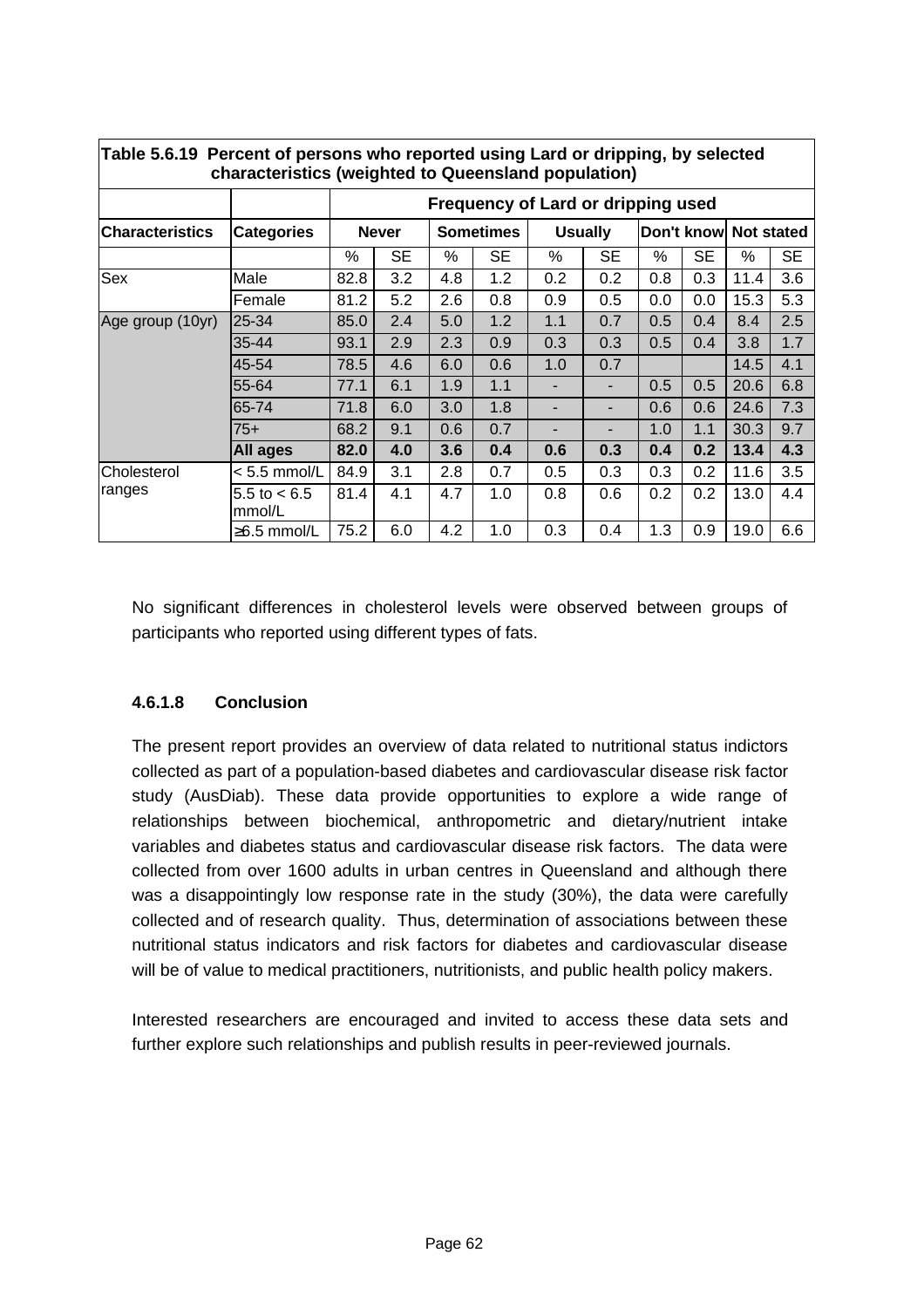**Table 5.6.19 Percent of persons who reported using Lard or dripping, by selected characteristics (weighted to Queensland population)**

| | | Frequency of Lard or dripping used | | | | | | | | | |
|---|---|---|---|---|---|---|---|---|---|---|---|
| **Characteristics** | **Categories** | **Never** | | **Sometimes** | | **Usually** | | **Don't know** | | **Not stated** | |
| | | % | SE | % | SE | % | SE | % | SE | % | SE |
| Sex | Male | 82.8 | 3.2 | 4.8 | 1.2 | 0.2 | 0.2 | 0.8 | 0.3 | 11.4 | 3.6 |
| | Female | 81.2 | 5.2 | 2.6 | 0.8 | 0.9 | 0.5 | 0.0 | 0.0 | 15.3 | 5.3 |
| Age group (10yr) | 25-34 | 85.0 | 2.4 | 5.0 | 1.2 | 1.1 | 0.7 | 0.5 | 0.4 | 8.4 | 2.5 |
| | 35-44 | 93.1 | 2.9 | 2.3 | 0.9 | 0.3 | 0.3 | 0.5 | 0.4 | 3.8 | 1.7 |
| | 45-54 | 78.5 | 4.6 | 6.0 | 0.6 | 1.0 | 0.7 | | | 14.5 | 4.1 |
| | 55-64 | 77.1 | 6.1 | 1.9 | 1.1 | - | - | 0.5 | 0.5 | 20.6 | 6.8 |
| | 65-74 | 71.8 | 6.0 | 3.0 | 1.8 | - | - | 0.6 | 0.6 | 24.6 | 7.3 |
| | 75+ | 68.2 | 9.1 | 0.6 | 0.7 | - | - | 1.0 | 1.1 | 30.3 | 9.7 |
| | **All ages** | **82.0** | **4.0** | **3.6** | **0.4** | **0.6** | **0.3** | **0.4** | **0.2** | **13.4** | **4.3** |
| Cholesterol ranges | < 5.5 mmol/L | 84.9 | 3.1 | 2.8 | 0.7 | 0.5 | 0.3 | 0.3 | 0.2 | 11.6 | 3.5 |
| | 5.5 to < 6.5 mmol/L | 81.4 | 4.1 | 4.7 | 1.0 | 0.8 | 0.6 | 0.2 | 0.2 | 13.0 | 4.4 |
| | ≥6.5 mmol/L | 75.2 | 6.0 | 4.2 | 1.0 | 0.3 | 0.4 | 1.3 | 0.9 | 19.0 | 6.6 |

No significant differences in cholesterol levels were observed between groups of participants who reported using different types of fats.

#### 4.6.1.8 Conclusion

The present report provides an overview of data related to nutritional status indictors collected as part of a population-based diabetes and cardiovascular disease risk factor study (AusDiab). These data provide opportunities to explore a wide range of relationships between biochemical, anthropometric and dietary/nutrient intake variables and diabetes status and cardiovascular disease risk factors. The data were collected from over 1600 adults in urban centres in Queensland and although there was a disappointingly low response rate in the study (30%), the data were carefully collected and of research quality. Thus, determination of associations between these nutritional status indicators and risk factors for diabetes and cardiovascular disease will be of value to medical practitioners, nutritionists, and public health policy makers.

Interested researchers are encouraged and invited to access these data sets and further explore such relationships and publish results in peer-reviewed journals.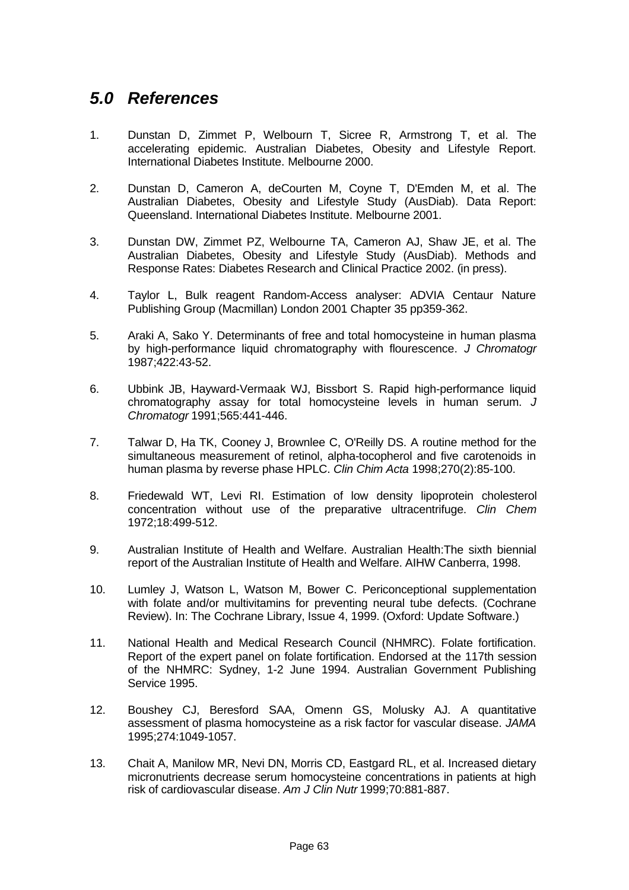## *5.0 References*

1. Dunstan D, Zimmet P, Welbourn T, Sicree R, Armstrong T, et al. The accelerating epidemic. Australian Diabetes, Obesity and Lifestyle Report. International Diabetes Institute. Melbourne 2000.

2. Dunstan D, Cameron A, deCourten M, Coyne T, D'Emden M, et al. The Australian Diabetes, Obesity and Lifestyle Study (AusDiab). Data Report: Queensland. International Diabetes Institute. Melbourne 2001.

3. Dunstan DW, Zimmet PZ, Welbourne TA, Cameron AJ, Shaw JE, et al. The Australian Diabetes, Obesity and Lifestyle Study (AusDiab). Methods and Response Rates: Diabetes Research and Clinical Practice 2002. (in press).

4. Taylor L, Bulk reagent Random-Access analyser: ADVIA Centaur Nature Publishing Group (Macmillan) London 2001 Chapter 35 pp359-362.

5. Araki A, Sako Y. Determinants of free and total homocysteine in human plasma by high-performance liquid chromatography with flourescence. *J Chromatogr* 1987;422:43-52.

6. Ubbink JB, Hayward-Vermaak WJ, Bissbort S. Rapid high-performance liquid chromatography assay for total homocysteine levels in human serum. *J Chromatogr* 1991;565:441-446.

7. Talwar D, Ha TK, Cooney J, Brownlee C, O'Reilly DS. A routine method for the simultaneous measurement of retinol, alpha-tocopherol and five carotenoids in human plasma by reverse phase HPLC. *Clin Chim Acta* 1998;270(2):85-100.

8. Friedewald WT, Levi RI. Estimation of low density lipoprotein cholesterol concentration without use of the preparative ultracentrifuge. *Clin Chem* 1972;18:499-512.

9. Australian Institute of Health and Welfare. Australian Health:The sixth biennial report of the Australian Institute of Health and Welfare. AIHW Canberra, 1998.

10. Lumley J, Watson L, Watson M, Bower C. Periconceptional supplementation with folate and/or multivitamins for preventing neural tube defects. (Cochrane Review). In: The Cochrane Library, Issue 4, 1999. (Oxford: Update Software.)

11. National Health and Medical Research Council (NHMRC). Folate fortification. Report of the expert panel on folate fortification. Endorsed at the 117th session of the NHMRC: Sydney, 1-2 June 1994. Australian Government Publishing Service 1995.

12. Boushey CJ, Beresford SAA, Omenn GS, Molusky AJ. A quantitative assessment of plasma homocysteine as a risk factor for vascular disease. *JAMA* 1995;274:1049-1057.

13. Chait A, Manilow MR, Nevi DN, Morris CD, Eastgard RL, et al. Increased dietary micronutrients decrease serum homocysteine concentrations in patients at high risk of cardiovascular disease. *Am J Clin Nutr* 1999;70:881-887.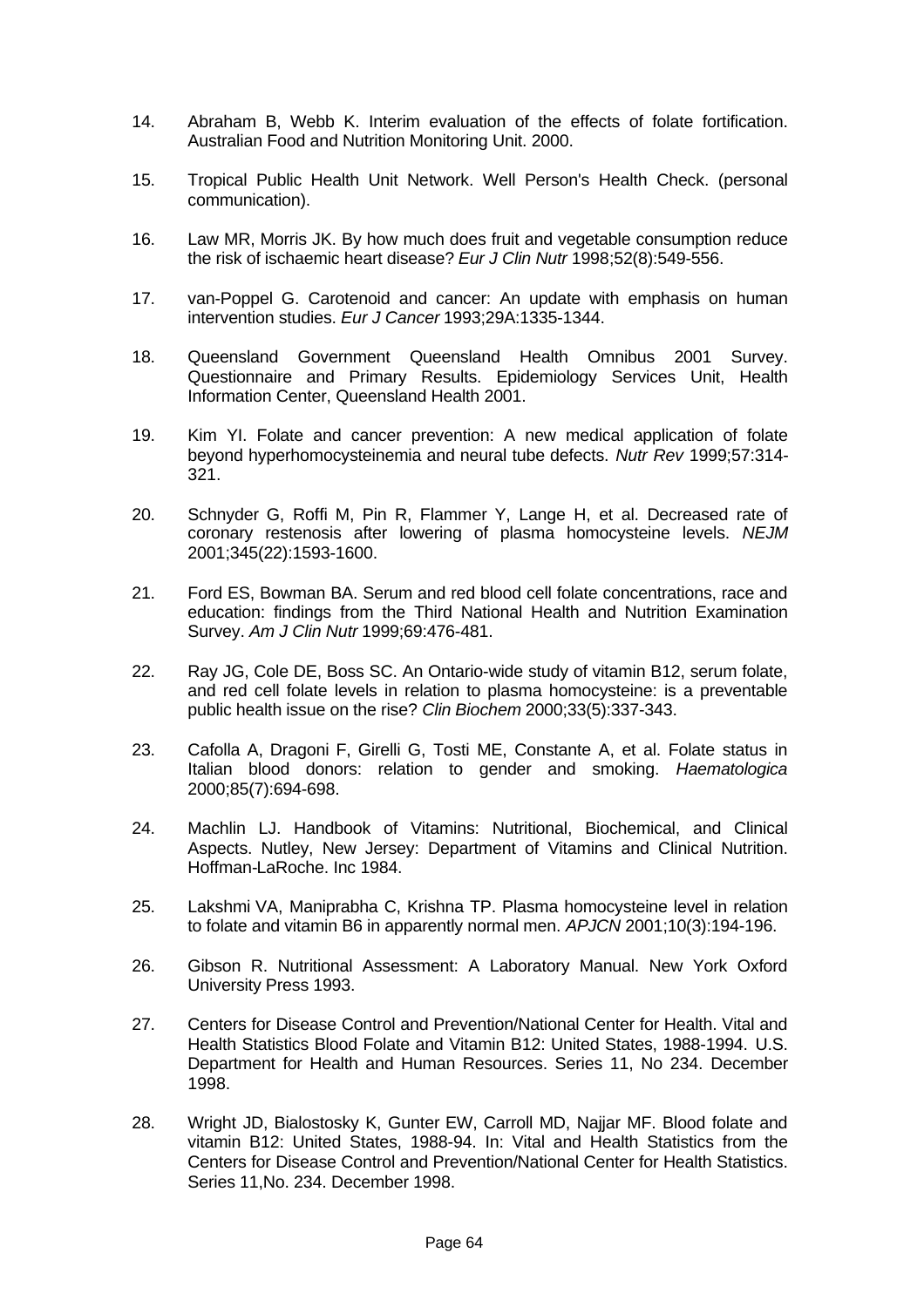14. Abraham B, Webb K. Interim evaluation of the effects of folate fortification. Australian Food and Nutrition Monitoring Unit. 2000.

15. Tropical Public Health Unit Network. Well Person's Health Check. (personal communication).

16. Law MR, Morris JK. By how much does fruit and vegetable consumption reduce the risk of ischaemic heart disease? *Eur J Clin Nutr* 1998;52(8):549-556.

17. van-Poppel G. Carotenoid and cancer: An update with emphasis on human intervention studies. *Eur J Cancer* 1993;29A:1335-1344.

18. Queensland Government Queensland Health Omnibus 2001 Survey. Questionnaire and Primary Results. Epidemiology Services Unit, Health Information Center, Queensland Health 2001.

19. Kim YI. Folate and cancer prevention: A new medical application of folate beyond hyperhomocysteinemia and neural tube defects. *Nutr Rev* 1999;57:314-321.

20. Schnyder G, Roffi M, Pin R, Flammer Y, Lange H, et al. Decreased rate of coronary restenosis after lowering of plasma homocysteine levels. *NEJM* 2001;345(22):1593-1600.

21. Ford ES, Bowman BA. Serum and red blood cell folate concentrations, race and education: findings from the Third National Health and Nutrition Examination Survey. *Am J Clin Nutr* 1999;69:476-481.

22. Ray JG, Cole DE, Boss SC. An Ontario-wide study of vitamin B12, serum folate, and red cell folate levels in relation to plasma homocysteine: is a preventable public health issue on the rise? *Clin Biochem* 2000;33(5):337-343.

23. Cafolla A, Dragoni F, Girelli G, Tosti ME, Constante A, et al. Folate status in Italian blood donors: relation to gender and smoking. *Haematologica* 2000;85(7):694-698.

24. Machlin LJ. Handbook of Vitamins: Nutritional, Biochemical, and Clinical Aspects. Nutley, New Jersey: Department of Vitamins and Clinical Nutrition. Hoffman-LaRoche. Inc 1984.

25. Lakshmi VA, Maniprabha C, Krishna TP. Plasma homocysteine level in relation to folate and vitamin B6 in apparently normal men. *APJCN* 2001;10(3):194-196.

26. Gibson R. Nutritional Assessment: A Laboratory Manual. New York Oxford University Press 1993.

27. Centers for Disease Control and Prevention/National Center for Health. Vital and Health Statistics Blood Folate and Vitamin B12: United States, 1988-1994. U.S. Department for Health and Human Resources. Series 11, No 234. December 1998.

28. Wright JD, Bialostosky K, Gunter EW, Carroll MD, Najjar MF. Blood folate and vitamin B12: United States, 1988-94. In: Vital and Health Statistics from the Centers for Disease Control and Prevention/National Center for Health Statistics. Series 11,No. 234. December 1998.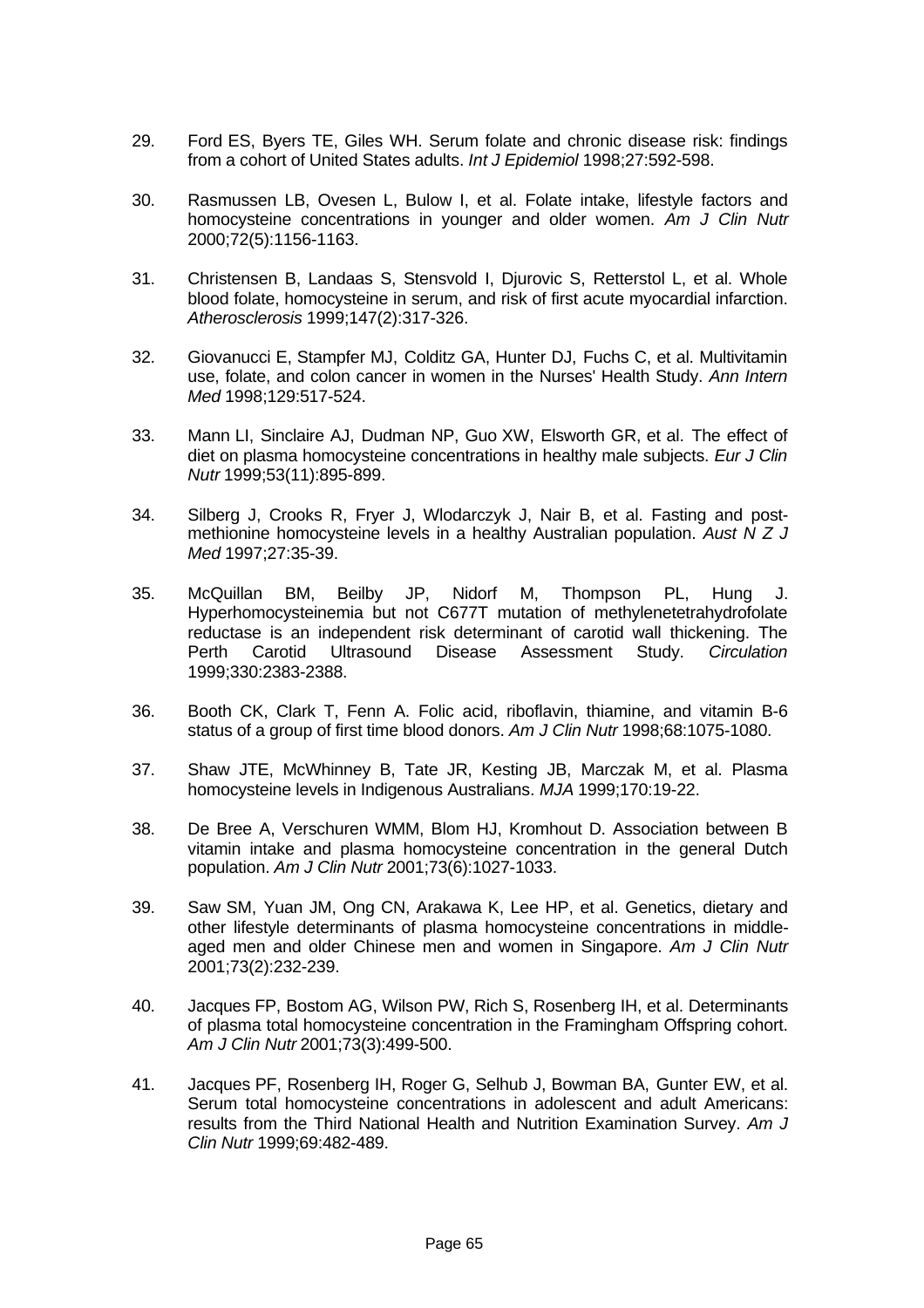29. Ford ES, Byers TE, Giles WH. Serum folate and chronic disease risk: findings from a cohort of United States adults. *Int J Epidemiol* 1998;27:592-598.

30. Rasmussen LB, Ovesen L, Bulow I, et al. Folate intake, lifestyle factors and homocysteine concentrations in younger and older women. *Am J Clin Nutr* 2000;72(5):1156-1163.

31. Christensen B, Landaas S, Stensvold I, Djurovic S, Retterstol L, et al. Whole blood folate, homocysteine in serum, and risk of first acute myocardial infarction. *Atherosclerosis* 1999;147(2):317-326.

32. Giovanucci E, Stampfer MJ, Colditz GA, Hunter DJ, Fuchs C, et al. Multivitamin use, folate, and colon cancer in women in the Nurses' Health Study. *Ann Intern Med* 1998;129:517-524.

33. Mann LI, Sinclaire AJ, Dudman NP, Guo XW, Elsworth GR, et al. The effect of diet on plasma homocysteine concentrations in healthy male subjects. *Eur J Clin Nutr* 1999;53(11):895-899.

34. Silberg J, Crooks R, Fryer J, Wlodarczyk J, Nair B, et al. Fasting and post-methionine homocysteine levels in a healthy Australian population. *Aust N Z J Med* 1997;27:35-39.

35. McQuillan BM, Beilby JP, Nidorf M, Thompson PL, Hung J. Hyperhomocysteinemia but not C677T mutation of methylenetetrahydrofolate reductase is an independent risk determinant of carotid wall thickening. The Perth Carotid Ultrasound Disease Assessment Study. *Circulation* 1999;330:2383-2388.

36. Booth CK, Clark T, Fenn A. Folic acid, riboflavin, thiamine, and vitamin B-6 status of a group of first time blood donors. *Am J Clin Nutr* 1998;68:1075-1080.

37. Shaw JTE, McWhinney B, Tate JR, Kesting JB, Marczak M, et al. Plasma homocysteine levels in Indigenous Australians. *MJA* 1999;170:19-22.

38. De Bree A, Verschuren WMM, Blom HJ, Kromhout D. Association between B vitamin intake and plasma homocysteine concentration in the general Dutch population. *Am J Clin Nutr* 2001;73(6):1027-1033.

39. Saw SM, Yuan JM, Ong CN, Arakawa K, Lee HP, et al. Genetics, dietary and other lifestyle determinants of plasma homocysteine concentrations in middle-aged men and older Chinese men and women in Singapore. *Am J Clin Nutr* 2001;73(2):232-239.

40. Jacques FP, Bostom AG, Wilson PW, Rich S, Rosenberg IH, et al. Determinants of plasma total homocysteine concentration in the Framingham Offspring cohort. *Am J Clin Nutr* 2001;73(3):499-500.

41. Jacques PF, Rosenberg IH, Roger G, Selhub J, Bowman BA, Gunter EW, et al. Serum total homocysteine concentrations in adolescent and adult Americans: results from the Third National Health and Nutrition Examination Survey. *Am J Clin Nutr* 1999;69:482-489.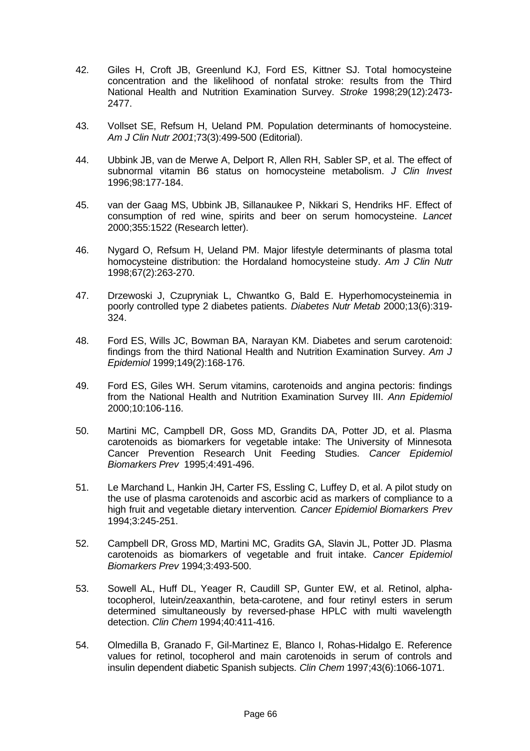42. Giles H, Croft JB, Greenlund KJ, Ford ES, Kittner SJ. Total homocysteine concentration and the likelihood of nonfatal stroke: results from the Third National Health and Nutrition Examination Survey. *Stroke* 1998;29(12):2473-2477.

43. Vollset SE, Refsum H, Ueland PM. Population determinants of homocysteine. *Am J Clin Nutr 2001*;73(3):499-500 (Editorial).

44. Ubbink JB, van de Merwe A, Delport R, Allen RH, Sabler SP, et al. The effect of subnormal vitamin B6 status on homocysteine metabolism. *J Clin Invest* 1996;98:177-184.

45. van der Gaag MS, Ubbink JB, Sillanaukee P, Nikkari S, Hendriks HF. Effect of consumption of red wine, spirits and beer on serum homocysteine. *Lancet* 2000;355:1522 (Research letter).

46. Nygard O, Refsum H, Ueland PM. Major lifestyle determinants of plasma total homocysteine distribution: the Hordaland homocysteine study. *Am J Clin Nutr* 1998;67(2):263-270.

47. Drzewoski J, Czupryniak L, Chwantko G, Bald E. Hyperhomocysteinemia in poorly controlled type 2 diabetes patients. *Diabetes Nutr Metab* 2000;13(6):319-324.

48. Ford ES, Wills JC, Bowman BA, Narayan KM. Diabetes and serum carotenoid: findings from the third National Health and Nutrition Examination Survey. *Am J Epidemiol* 1999;149(2):168-176.

49. Ford ES, Giles WH. Serum vitamins, carotenoids and angina pectoris: findings from the National Health and Nutrition Examination Survey III. *Ann Epidemiol* 2000;10:106-116.

50. Martini MC, Campbell DR, Goss MD, Grandits DA, Potter JD, et al. Plasma carotenoids as biomarkers for vegetable intake: The University of Minnesota Cancer Prevention Research Unit Feeding Studies. *Cancer Epidemiol Biomarkers Prev* 1995;4:491-496.

51. Le Marchand L, Hankin JH, Carter FS, Essling C, Luffey D, et al. A pilot study on the use of plasma carotenoids and ascorbic acid as markers of compliance to a high fruit and vegetable dietary intervention*. Cancer Epidemiol Biomarkers Prev* 1994;3:245-251.

52. Campbell DR, Gross MD, Martini MC, Gradits GA, Slavin JL, Potter JD. Plasma carotenoids as biomarkers of vegetable and fruit intake. *Cancer Epidemiol Biomarkers Prev* 1994;3:493-500.

53. Sowell AL, Huff DL, Yeager R, Caudill SP, Gunter EW, et al. Retinol, alpha-tocopherol, lutein/zeaxanthin, beta-carotene, and four retinyl esters in serum determined simultaneously by reversed-phase HPLC with multi wavelength detection. *Clin Chem* 1994;40:411-416.

54. Olmedilla B, Granado F, Gil-Martinez E, Blanco I, Rohas-Hidalgo E. Reference values for retinol, tocopherol and main carotenoids in serum of controls and insulin dependent diabetic Spanish subjects. *Clin Chem* 1997;43(6):1066-1071.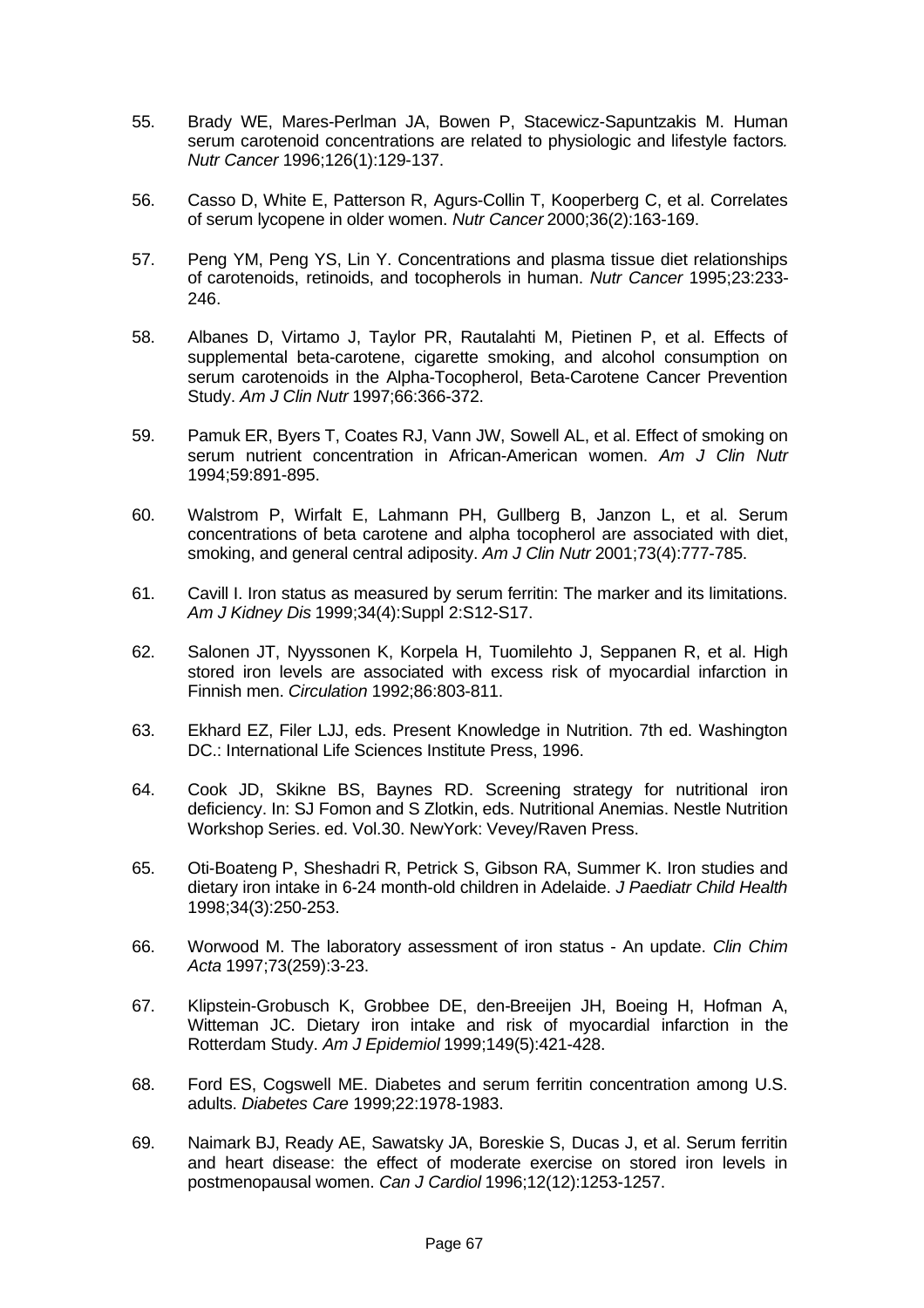55. Brady WE, Mares-Perlman JA, Bowen P, Stacewicz-Sapuntzakis M. Human serum carotenoid concentrations are related to physiologic and lifestyle factors*.* *Nutr Cancer* 1996;126(1):129-137.

56. Casso D, White E, Patterson R, Agurs-Collin T, Kooperberg C, et al. Correlates of serum lycopene in older women. *Nutr Cancer* 2000;36(2):163-169.

57. Peng YM, Peng YS, Lin Y. Concentrations and plasma tissue diet relationships of carotenoids, retinoids, and tocopherols in human. *Nutr Cancer* 1995;23:233-246.

58. Albanes D, Virtamo J, Taylor PR, Rautalahti M, Pietinen P, et al. Effects of supplemental beta-carotene, cigarette smoking, and alcohol consumption on serum carotenoids in the Alpha-Tocopherol, Beta-Carotene Cancer Prevention Study. *Am J Clin Nutr* 1997;66:366-372.

59. Pamuk ER, Byers T, Coates RJ, Vann JW, Sowell AL, et al. Effect of smoking on serum nutrient concentration in African-American women. *Am J Clin Nutr* 1994;59:891-895.

60. Walstrom P, Wirfalt E, Lahmann PH, Gullberg B, Janzon L, et al. Serum concentrations of beta carotene and alpha tocopherol are associated with diet, smoking, and general central adiposity. *Am J Clin Nutr* 2001;73(4):777-785.

61. Cavill I. Iron status as measured by serum ferritin: The marker and its limitations. *Am J Kidney Dis* 1999;34(4):Suppl 2:S12-S17.

62. Salonen JT, Nyyssonen K, Korpela H, Tuomilehto J, Seppanen R, et al. High stored iron levels are associated with excess risk of myocardial infarction in Finnish men. *Circulation* 1992;86:803-811.

63. Ekhard EZ, Filer LJJ, eds. Present Knowledge in Nutrition. 7th ed. Washington DC.: International Life Sciences Institute Press, 1996.

64. Cook JD, Skikne BS, Baynes RD. Screening strategy for nutritional iron deficiency. In: SJ Fomon and S Zlotkin, eds. Nutritional Anemias. Nestle Nutrition Workshop Series. ed. Vol.30. NewYork: Vevey/Raven Press.

65. Oti-Boateng P, Sheshadri R, Petrick S, Gibson RA, Summer K. Iron studies and dietary iron intake in 6-24 month-old children in Adelaide. *J Paediatr Child Health* 1998;34(3):250-253.

66. Worwood M. The laboratory assessment of iron status - An update. *Clin Chim Acta* 1997;73(259):3-23.

67. Klipstein-Grobusch K, Grobbee DE, den-Breeijen JH, Boeing H, Hofman A, Witteman JC. Dietary iron intake and risk of myocardial infarction in the Rotterdam Study. *Am J Epidemiol* 1999;149(5):421-428.

68. Ford ES, Cogswell ME. Diabetes and serum ferritin concentration among U.S. adults. *Diabetes Care* 1999;22:1978-1983.

69. Naimark BJ, Ready AE, Sawatsky JA, Boreskie S, Ducas J, et al. Serum ferritin and heart disease: the effect of moderate exercise on stored iron levels in postmenopausal women. *Can J Cardiol* 1996;12(12):1253-1257.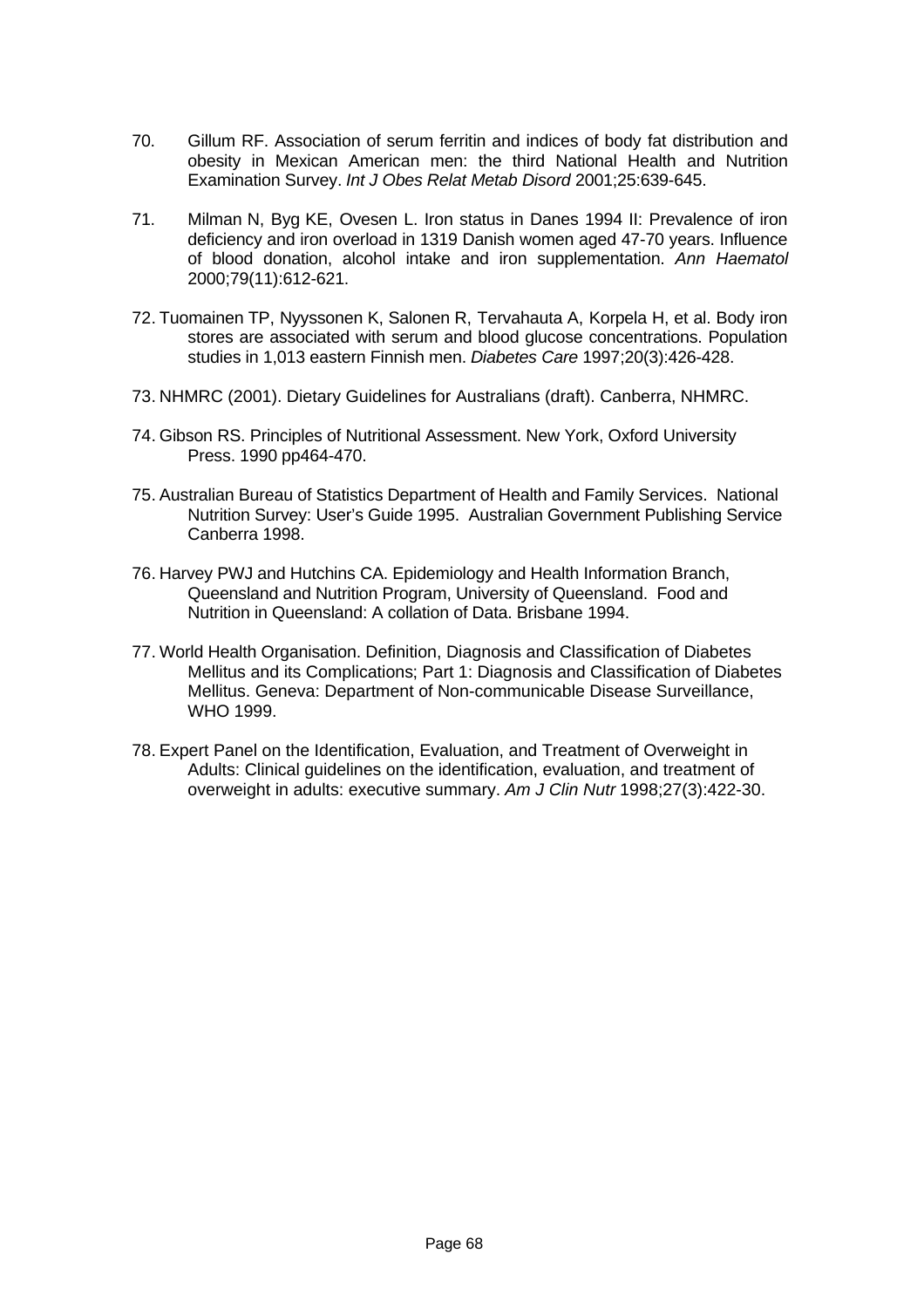70. Gillum RF. Association of serum ferritin and indices of body fat distribution and obesity in Mexican American men: the third National Health and Nutrition Examination Survey. *Int J Obes Relat Metab Disord* 2001;25:639-645.

71. Milman N, Byg KE, Ovesen L. Iron status in Danes 1994 II: Prevalence of iron deficiency and iron overload in 1319 Danish women aged 47-70 years. Influence of blood donation, alcohol intake and iron supplementation. *Ann Haematol* 2000;79(11):612-621.

72. Tuomainen TP, Nyyssonen K, Salonen R, Tervahauta A, Korpela H, et al. Body iron stores are associated with serum and blood glucose concentrations. Population studies in 1,013 eastern Finnish men. *Diabetes Care* 1997;20(3):426-428.

73. NHMRC (2001). Dietary Guidelines for Australians (draft). Canberra, NHMRC.

74. Gibson RS. Principles of Nutritional Assessment. New York, Oxford University Press. 1990 pp464-470.

75. Australian Bureau of Statistics Department of Health and Family Services. National Nutrition Survey: User's Guide 1995. Australian Government Publishing Service Canberra 1998.

76. Harvey PWJ and Hutchins CA. Epidemiology and Health Information Branch, Queensland and Nutrition Program, University of Queensland. Food and Nutrition in Queensland: A collation of Data. Brisbane 1994.

77. World Health Organisation. Definition, Diagnosis and Classification of Diabetes Mellitus and its Complications; Part 1: Diagnosis and Classification of Diabetes Mellitus. Geneva: Department of Non-communicable Disease Surveillance, WHO 1999.

78. Expert Panel on the Identification, Evaluation, and Treatment of Overweight in Adults: Clinical guidelines on the identification, evaluation, and treatment of overweight in adults: executive summary. *Am J Clin Nutr* 1998;27(3):422-30.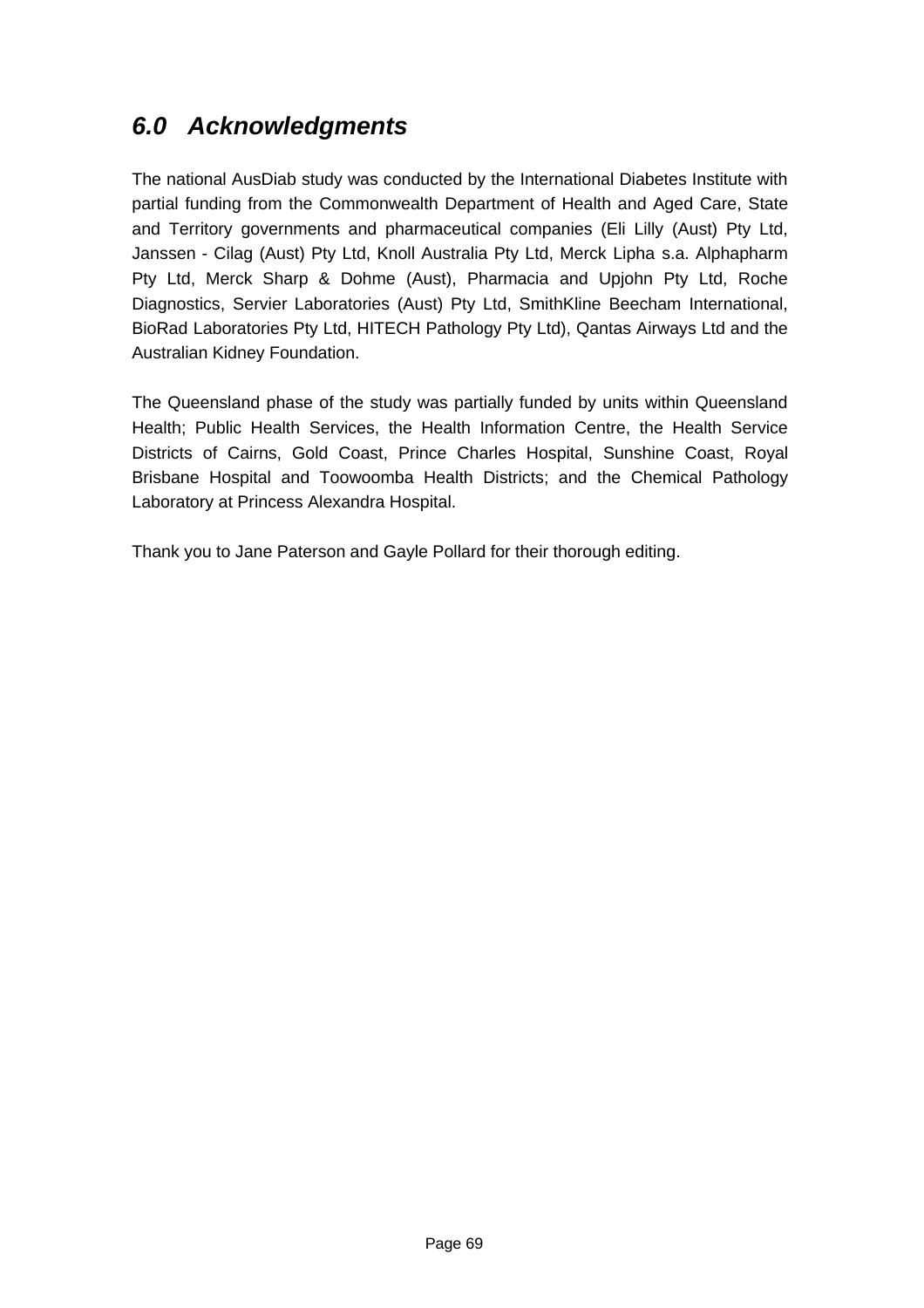## *6.0 Acknowledgments*

The national AusDiab study was conducted by the International Diabetes Institute with partial funding from the Commonwealth Department of Health and Aged Care, State and Territory governments and pharmaceutical companies (Eli Lilly (Aust) Pty Ltd, Janssen - Cilag (Aust) Pty Ltd, Knoll Australia Pty Ltd, Merck Lipha s.a. Alphapharm Pty Ltd, Merck Sharp & Dohme (Aust), Pharmacia and Upjohn Pty Ltd, Roche Diagnostics, Servier Laboratories (Aust) Pty Ltd, SmithKline Beecham International, BioRad Laboratories Pty Ltd, HITECH Pathology Pty Ltd), Qantas Airways Ltd and the Australian Kidney Foundation.

The Queensland phase of the study was partially funded by units within Queensland Health; Public Health Services, the Health Information Centre, the Health Service Districts of Cairns, Gold Coast, Prince Charles Hospital, Sunshine Coast, Royal Brisbane Hospital and Toowoomba Health Districts; and the Chemical Pathology Laboratory at Princess Alexandra Hospital.

Thank you to Jane Paterson and Gayle Pollard for their thorough editing.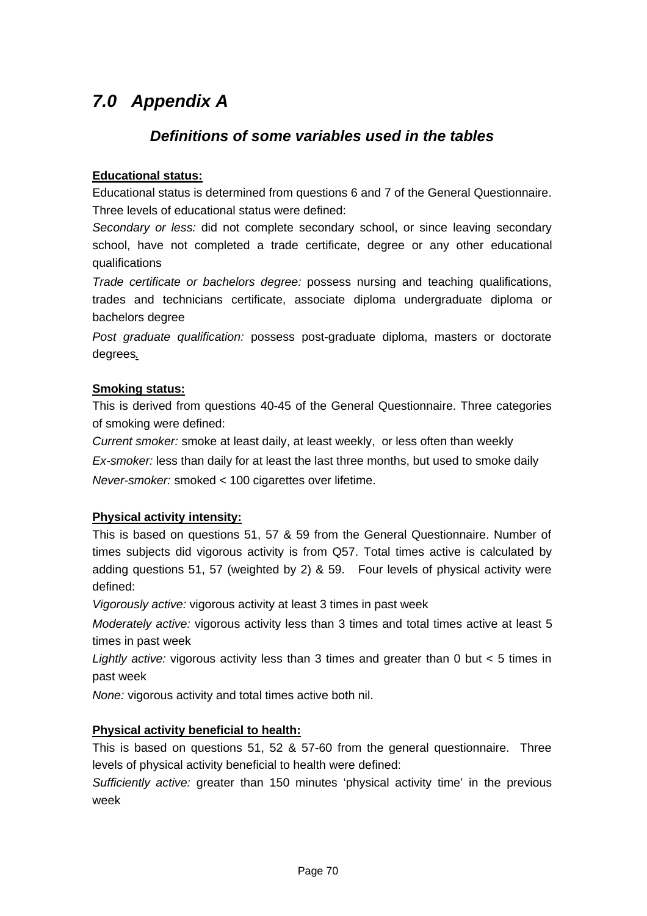# *7.0 Appendix A*

## *Definitions of some variables used in the tables*

**Educational status:**

Educational status is determined from questions 6 and 7 of the General Questionnaire. Three levels of educational status were defined:

*Secondary or less:* did not complete secondary school, or since leaving secondary school, have not completed a trade certificate, degree or any other educational qualifications

*Trade certificate or bachelors degree:* possess nursing and teaching qualifications, trades and technicians certificate, associate diploma undergraduate diploma or bachelors degree

*Post graduate qualification:* possess post-graduate diploma, masters or doctorate degrees.

**Smoking status:**

This is derived from questions 40-45 of the General Questionnaire. Three categories of smoking were defined:

*Current smoker:* smoke at least daily, at least weekly, or less often than weekly

*Ex-smoker:* less than daily for at least the last three months, but used to smoke daily

*Never-smoker:* smoked < 100 cigarettes over lifetime.

**Physical activity intensity:**

This is based on questions 51, 57 & 59 from the General Questionnaire. Number of times subjects did vigorous activity is from Q57. Total times active is calculated by adding questions 51, 57 (weighted by 2) & 59. Four levels of physical activity were defined:

*Vigorously active:* vigorous activity at least 3 times in past week

*Moderately active:* vigorous activity less than 3 times and total times active at least 5 times in past week

*Lightly active:* vigorous activity less than 3 times and greater than 0 but < 5 times in past week

*None:* vigorous activity and total times active both nil.

**Physical activity beneficial to health:**

This is based on questions 51, 52 & 57-60 from the general questionnaire. Three levels of physical activity beneficial to health were defined:

*Sufficiently active:* greater than 150 minutes 'physical activity time' in the previous week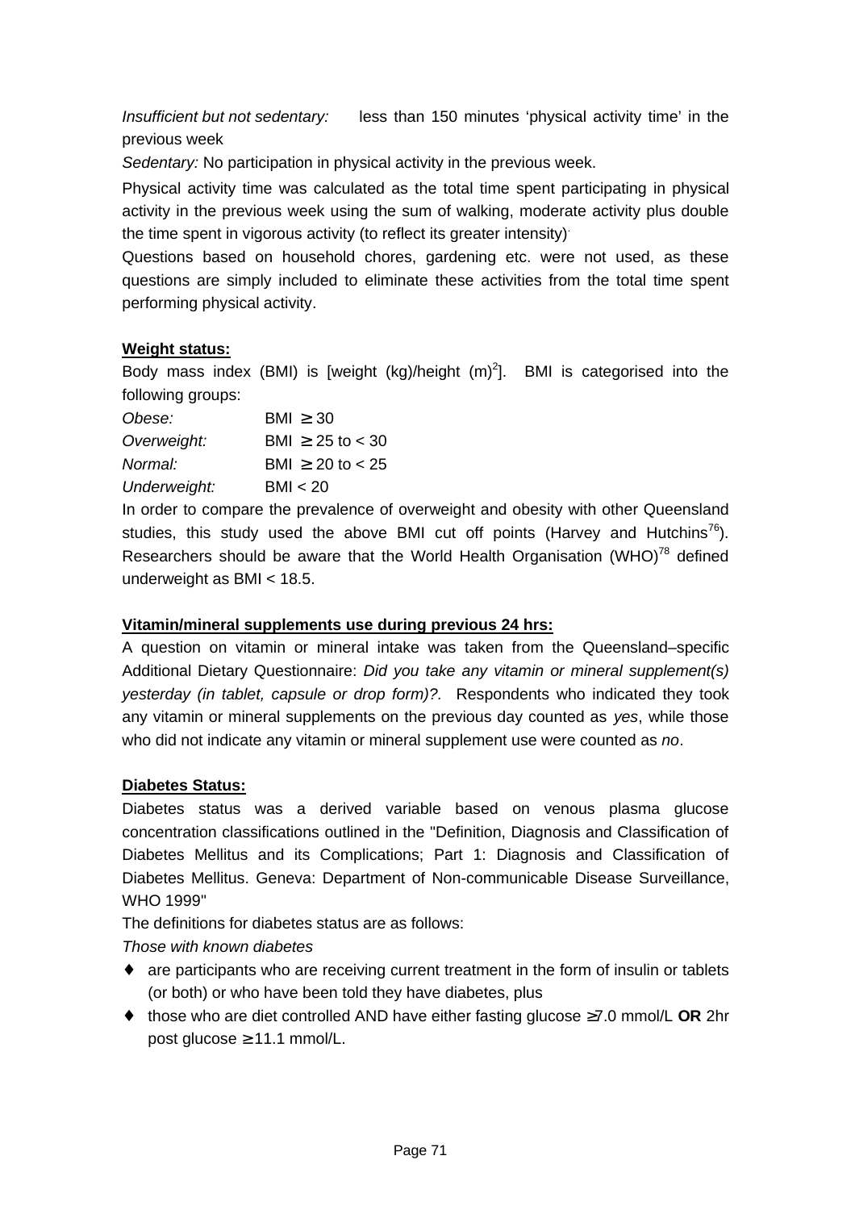*Insufficient but not sedentary:* less than 150 minutes 'physical activity time' in the previous week

*Sedentary:* No participation in physical activity in the previous week.

Physical activity time was calculated as the total time spent participating in physical activity in the previous week using the sum of walking, moderate activity plus double the time spent in vigorous activity (to reflect its greater intensity).

Questions based on household chores, gardening etc. were not used, as these questions are simply included to eliminate these activities from the total time spent performing physical activity.

**Weight status:**

Body mass index (BMI) is [weight (kg)/height $(m)^2$]. BMI is categorised into the following groups:

| | |
|---|---|
| *Obese:* | BMI $\geq$ 30 |
| *Overweight:* | BMI $\geq$ 25 to < 30 |
| *Normal:* | BMI $\geq$ 20 to < 25 |
| *Underweight:* | BMI < 20 |

In order to compare the prevalence of overweight and obesity with other Queensland studies, this study used the above BMI cut off points (Harvey and Hutchins[76]). Researchers should be aware that the World Health Organisation (WHO)[78] defined underweight as BMI < 18.5.

**Vitamin/mineral supplements use during previous 24 hrs:**

A question on vitamin or mineral intake was taken from the Queensland–specific Additional Dietary Questionnaire: *Did you take any vitamin or mineral supplement(s) yesterday (in tablet, capsule or drop form)?.* Respondents who indicated they took any vitamin or mineral supplements on the previous day counted as *yes*, while those who did not indicate any vitamin or mineral supplement use were counted as *no*.

**Diabetes Status:**

Diabetes status was a derived variable based on venous plasma glucose concentration classifications outlined in the "Definition, Diagnosis and Classification of Diabetes Mellitus and its Complications; Part 1: Diagnosis and Classification of Diabetes Mellitus. Geneva: Department of Non-communicable Disease Surveillance, WHO 1999"

The definitions for diabetes status are as follows:

*Those with known diabetes*

- are participants who are receiving current treatment in the form of insulin or tablets (or both) or who have been told they have diabetes, plus
- those who are diet controlled AND have either fasting glucose $\geq$7.0 mmol/L **OR** 2hr post glucose $\geq$ 11.1 mmol/L.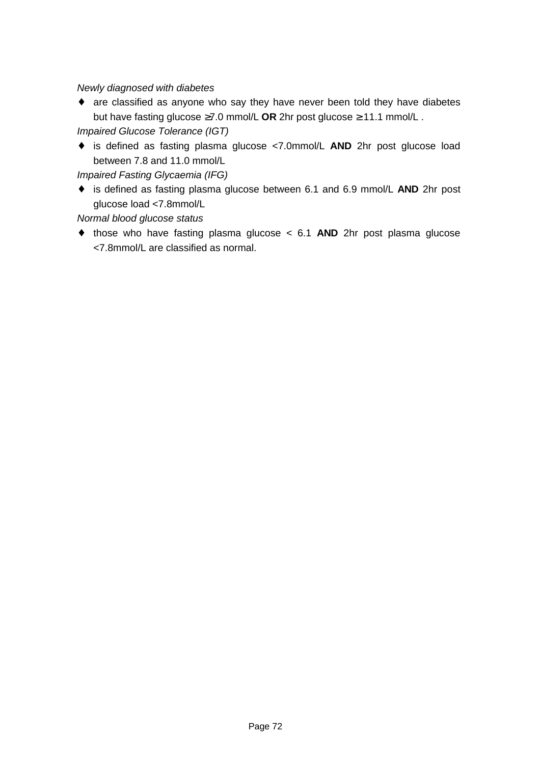*Newly diagnosed with diabetes*

- are classified as anyone who say they have never been told they have diabetes but have fasting glucose ≥7.0 mmol/L **OR** 2hr post glucose ≥ 11.1 mmol/L .

*Impaired Glucose Tolerance (IGT)*

- is defined as fasting plasma glucose <7.0mmol/L **AND** 2hr post glucose load between 7.8 and 11.0 mmol/L

*Impaired Fasting Glycaemia (IFG)*

- is defined as fasting plasma glucose between 6.1 and 6.9 mmol/L **AND** 2hr post glucose load <7.8mmol/L

*Normal blood glucose status*

- those who have fasting plasma glucose < 6.1 **AND** 2hr post plasma glucose <7.8mmol/L are classified as normal.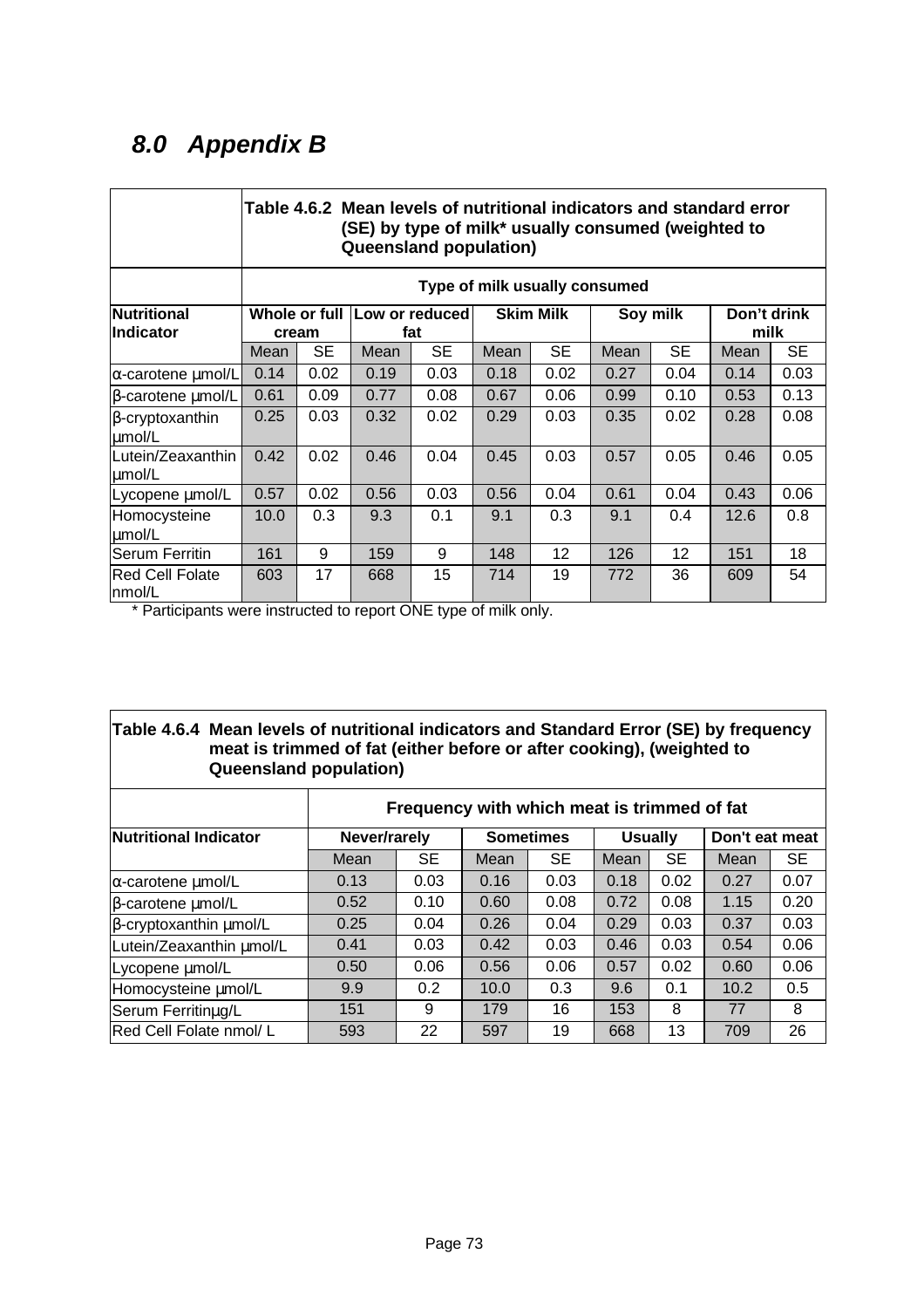# 8.0 Appendix B

**Table 4.6.2 Mean levels of nutritional indicators and standard error (SE) by type of milk* usually consumed (weighted to Queensland population)**

| Nutritional Indicator | Type of milk usually consumed | | | | | | | | | |
|---|---|---|---|---|---|---|---|---|---|---|
| | Whole or full cream | | Low or reduced fat | | Skim Milk | | Soy milk | | Don't drink milk | |
| | Mean | SE | Mean | SE | Mean | SE | Mean | SE | Mean | SE |
| α-carotene µmol/L | 0.14 | 0.02 | 0.19 | 0.03 | 0.18 | 0.02 | 0.27 | 0.04 | 0.14 | 0.03 |
| β-carotene µmol/L | 0.61 | 0.09 | 0.77 | 0.08 | 0.67 | 0.06 | 0.99 | 0.10 | 0.53 | 0.13 |
| β-cryptoxanthin µmol/L | 0.25 | 0.03 | 0.32 | 0.02 | 0.29 | 0.03 | 0.35 | 0.02 | 0.28 | 0.08 |
| Lutein/Zeaxanthin µmol/L | 0.42 | 0.02 | 0.46 | 0.04 | 0.45 | 0.03 | 0.57 | 0.05 | 0.46 | 0.05 |
| Lycopene µmol/L | 0.57 | 0.02 | 0.56 | 0.03 | 0.56 | 0.04 | 0.61 | 0.04 | 0.43 | 0.06 |
| Homocysteine µmol/L | 10.0 | 0.3 | 9.3 | 0.1 | 9.1 | 0.3 | 9.1 | 0.4 | 12.6 | 0.8 |
| Serum Ferritin | 161 | 9 | 159 | 9 | 148 | 12 | 126 | 12 | 151 | 18 |
| Red Cell Folate nmol/L | 603 | 17 | 668 | 15 | 714 | 19 | 772 | 36 | 609 | 54 |

\* Participants were instructed to report ONE type of milk only.

**Table 4.6.4 Mean levels of nutritional indicators and Standard Error (SE) by frequency meat is trimmed of fat (either before or after cooking), (weighted to Queensland population)**

| Nutritional Indicator | Frequency with which meat is trimmed of fat | | | | | | | |
|---|---|---|---|---|---|---|---|---|
| | Never/rarely | | Sometimes | | Usually | | Don't eat meat | |
| | Mean | SE | Mean | SE | Mean | SE | Mean | SE |
| α-carotene µmol/L | 0.13 | 0.03 | 0.16 | 0.03 | 0.18 | 0.02 | 0.27 | 0.07 |
| β-carotene µmol/L | 0.52 | 0.10 | 0.60 | 0.08 | 0.72 | 0.08 | 1.15 | 0.20 |
| β-cryptoxanthin µmol/L | 0.25 | 0.04 | 0.26 | 0.04 | 0.29 | 0.03 | 0.37 | 0.03 |
| Lutein/Zeaxanthin µmol/L | 0.41 | 0.03 | 0.42 | 0.03 | 0.46 | 0.03 | 0.54 | 0.06 |
| Lycopene µmol/L | 0.50 | 0.06 | 0.56 | 0.06 | 0.57 | 0.02 | 0.60 | 0.06 |
| Homocysteine µmol/L | 9.9 | 0.2 | 10.0 | 0.3 | 9.6 | 0.1 | 10.2 | 0.5 |
| Serum Ferritinµg/L | 151 | 9 | 179 | 16 | 153 | 8 | 77 | 8 |
| Red Cell Folate nmol/ L | 593 | 22 | 597 | 19 | 668 | 13 | 709 | 26 |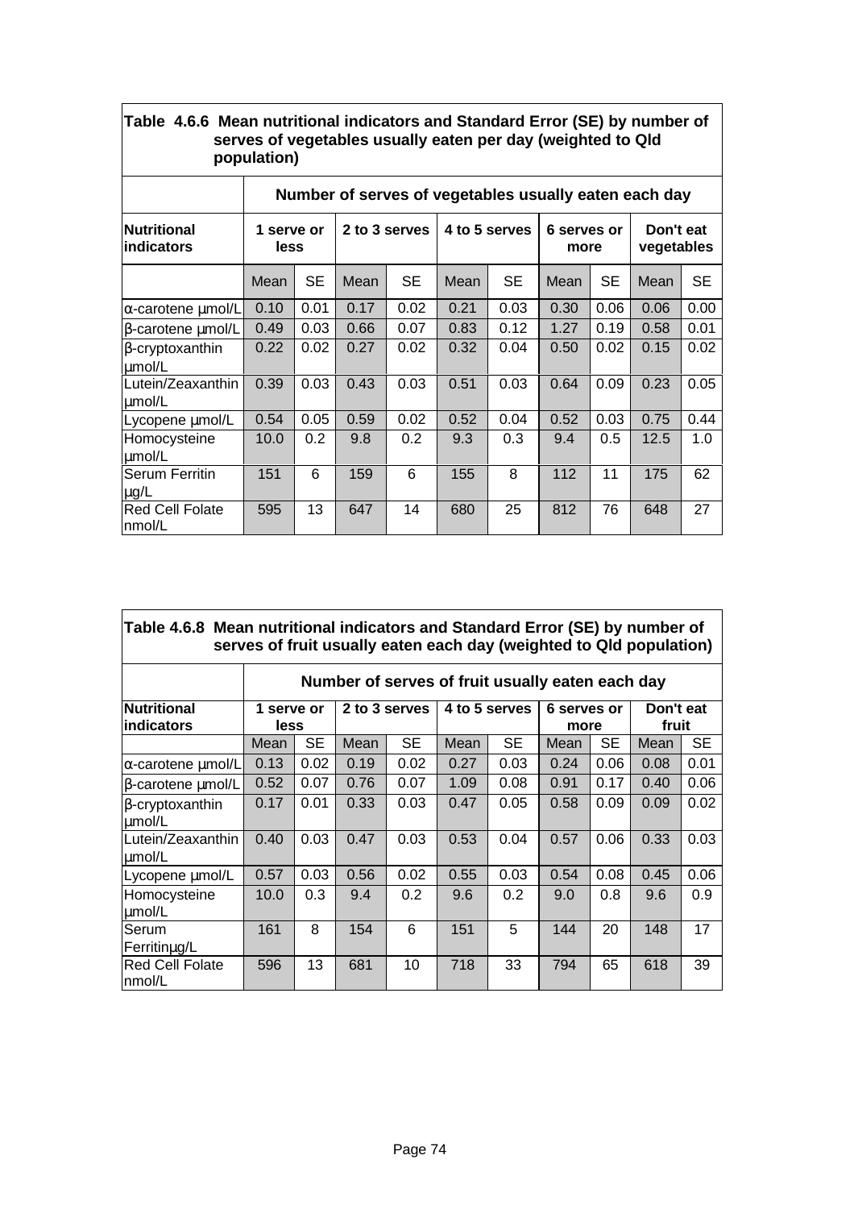**Table 4.6.6 Mean nutritional indicators and Standard Error (SE) by number of serves of vegetables usually eaten per day (weighted to Qld population)**

| | Number of serves of vegetables usually eaten each day | | | | | | | | | |
|---|---|---|---|---|---|---|---|---|---|---|
| **Nutritional indicators** | **1 serve or less** | | **2 to 3 serves** | | **4 to 5 serves** | | **6 serves or more** | | **Don't eat vegetables** | |
| | Mean | SE | Mean | SE | Mean | SE | Mean | SE | Mean | SE |
| α-carotene μmol/L | 0.10 | 0.01 | 0.17 | 0.02 | 0.21 | 0.03 | 0.30 | 0.06 | 0.06 | 0.00 |
| β-carotene μmol/L | 0.49 | 0.03 | 0.66 | 0.07 | 0.83 | 0.12 | 1.27 | 0.19 | 0.58 | 0.01 |
| β-cryptoxanthin μmol/L | 0.22 | 0.02 | 0.27 | 0.02 | 0.32 | 0.04 | 0.50 | 0.02 | 0.15 | 0.02 |
| Lutein/Zeaxanthin μmol/L | 0.39 | 0.03 | 0.43 | 0.03 | 0.51 | 0.03 | 0.64 | 0.09 | 0.23 | 0.05 |
| Lycopene μmol/L | 0.54 | 0.05 | 0.59 | 0.02 | 0.52 | 0.04 | 0.52 | 0.03 | 0.75 | 0.44 |
| Homocysteine μmol/L | 10.0 | 0.2 | 9.8 | 0.2 | 9.3 | 0.3 | 9.4 | 0.5 | 12.5 | 1.0 |
| Serum Ferritin μg/L | 151 | 6 | 159 | 6 | 155 | 8 | 112 | 11 | 175 | 62 |
| Red Cell Folate nmol/L | 595 | 13 | 647 | 14 | 680 | 25 | 812 | 76 | 648 | 27 |

**Table 4.6.8 Mean nutritional indicators and Standard Error (SE) by number of serves of fruit usually eaten each day (weighted to Qld population)**

| | Number of serves of fruit usually eaten each day | | | | | | | | | |
|---|---|---|---|---|---|---|---|---|---|---|
| **Nutritional indicators** | **1 serve or less** | | **2 to 3 serves** | | **4 to 5 serves** | | **6 serves or more** | | **Don't eat fruit** | |
| | Mean | SE | Mean | SE | Mean | SE | Mean | SE | Mean | SE |
| α-carotene μmol/L | 0.13 | 0.02 | 0.19 | 0.02 | 0.27 | 0.03 | 0.24 | 0.06 | 0.08 | 0.01 |
| β-carotene μmol/L | 0.52 | 0.07 | 0.76 | 0.07 | 1.09 | 0.08 | 0.91 | 0.17 | 0.40 | 0.06 |
| β-cryptoxanthin μmol/L | 0.17 | 0.01 | 0.33 | 0.03 | 0.47 | 0.05 | 0.58 | 0.09 | 0.09 | 0.02 |
| Lutein/Zeaxanthin μmol/L | 0.40 | 0.03 | 0.47 | 0.03 | 0.53 | 0.04 | 0.57 | 0.06 | 0.33 | 0.03 |
| Lycopene μmol/L | 0.57 | 0.03 | 0.56 | 0.02 | 0.55 | 0.03 | 0.54 | 0.08 | 0.45 | 0.06 |
| Homocysteine μmol/L | 10.0 | 0.3 | 9.4 | 0.2 | 9.6 | 0.2 | 9.0 | 0.8 | 9.6 | 0.9 |
| Serum Ferritinμg/L | 161 | 8 | 154 | 6 | 151 | 5 | 144 | 20 | 148 | 17 |
| Red Cell Folate nmol/L | 596 | 13 | 681 | 10 | 718 | 33 | 794 | 65 | 618 | 39 |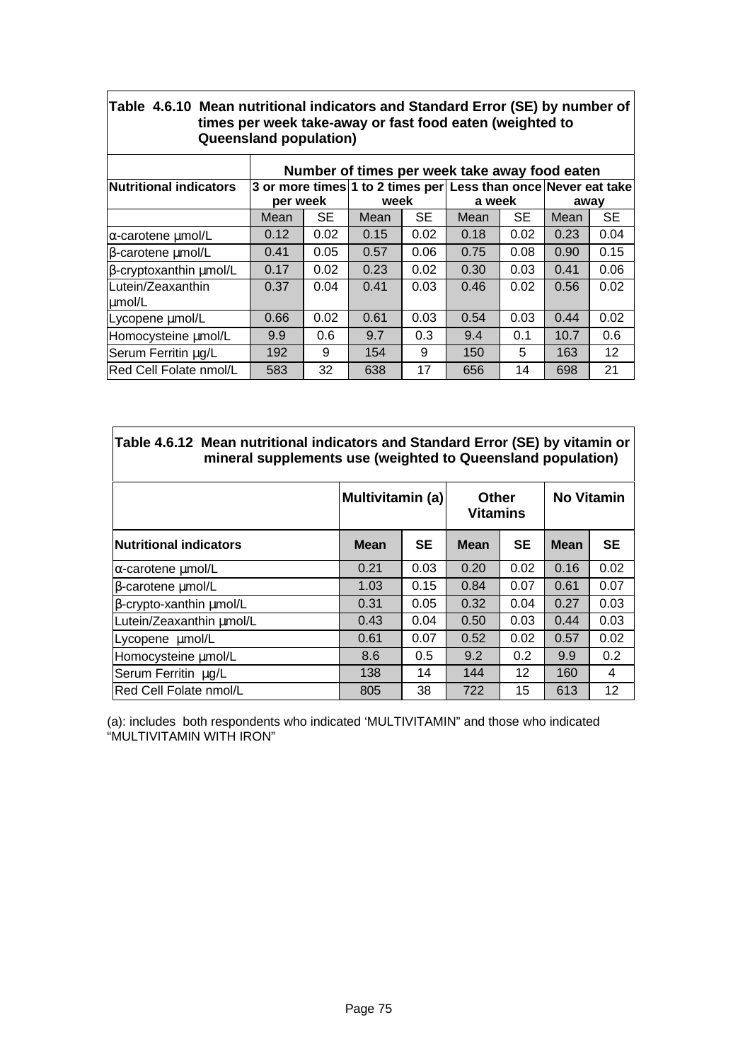**Table 4.6.10 Mean nutritional indicators and Standard Error (SE) by number of times per week take-away or fast food eaten (weighted to Queensland population)**

| | Number of times per week take away food eaten | | | | | | | |
|---|---|---|---|---|---|---|---|---|
| **Nutritional indicators** | **3 or more times per week** | | **1 to 2 times per week** | | **Less than once a week** | | **Never eat take away** | |
| | Mean | SE | Mean | SE | Mean | SE | Mean | SE |
| α-carotene μmol/L | 0.12 | 0.02 | 0.15 | 0.02 | 0.18 | 0.02 | 0.23 | 0.04 |
| β-carotene μmol/L | 0.41 | 0.05 | 0.57 | 0.06 | 0.75 | 0.08 | 0.90 | 0.15 |
| β-cryptoxanthin μmol/L | 0.17 | 0.02 | 0.23 | 0.02 | 0.30 | 0.03 | 0.41 | 0.06 |
| Lutein/Zeaxanthin μmol/L | 0.37 | 0.04 | 0.41 | 0.03 | 0.46 | 0.02 | 0.56 | 0.02 |
| Lycopene μmol/L | 0.66 | 0.02 | 0.61 | 0.03 | 0.54 | 0.03 | 0.44 | 0.02 |
| Homocysteine μmol/L | 9.9 | 0.6 | 9.7 | 0.3 | 9.4 | 0.1 | 10.7 | 0.6 |
| Serum Ferritin μg/L | 192 | 9 | 154 | 9 | 150 | 5 | 163 | 12 |
| Red Cell Folate nmol/L | 583 | 32 | 638 | 17 | 656 | 14 | 698 | 21 |

**Table 4.6.12 Mean nutritional indicators and Standard Error (SE) by vitamin or mineral supplements use (weighted to Queensland population)**

| | **Multivitamin (a)** | | **Other Vitamins** | | **No Vitamin** | |
|---|---|---|---|---|---|---|
| **Nutritional indicators** | **Mean** | **SE** | **Mean** | **SE** | **Mean** | **SE** |
| α-carotene μmol/L | 0.21 | 0.03 | 0.20 | 0.02 | 0.16 | 0.02 |
| β-carotene μmol/L | 1.03 | 0.15 | 0.84 | 0.07 | 0.61 | 0.07 |
| β-crypto-xanthin μmol/L | 0.31 | 0.05 | 0.32 | 0.04 | 0.27 | 0.03 |
| Lutein/Zeaxanthin μmol/L | 0.43 | 0.04 | 0.50 | 0.03 | 0.44 | 0.03 |
| Lycopene μmol/L | 0.61 | 0.07 | 0.52 | 0.02 | 0.57 | 0.02 |
| Homocysteine μmol/L | 8.6 | 0.5 | 9.2 | 0.2 | 9.9 | 0.2 |
| Serum Ferritin μg/L | 138 | 14 | 144 | 12 | 160 | 4 |
| Red Cell Folate nmol/L | 805 | 38 | 722 | 15 | 613 | 12 |

(a): includes both respondents who indicated 'MULTIVITAMIN" and those who indicated "MULTIVITAMIN WITH IRON"